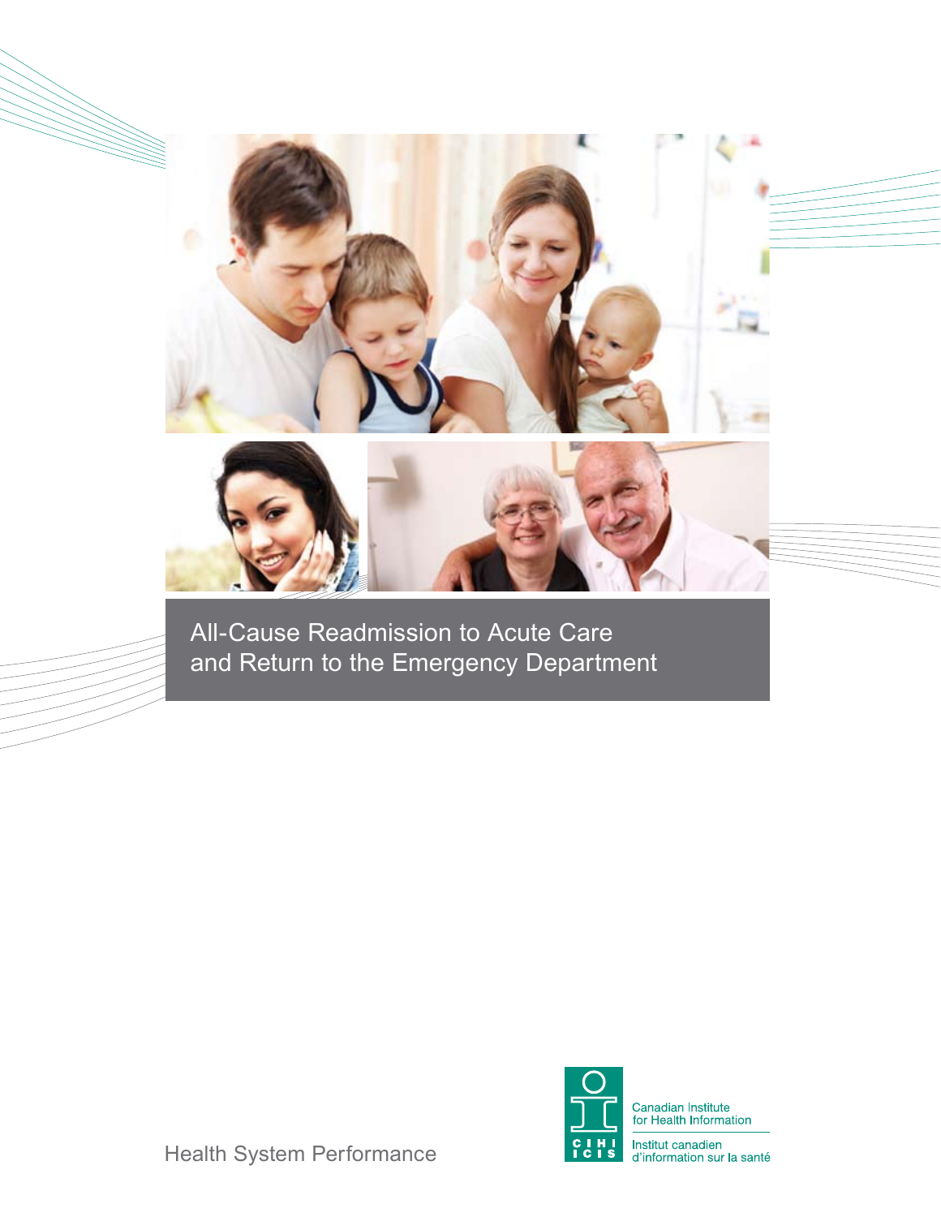# All-Cause Readmission to Acute Care and Return to the Emergency Department

Health System Performance

Canadian Institute for Health Information

Institut canadien d'information sur la santé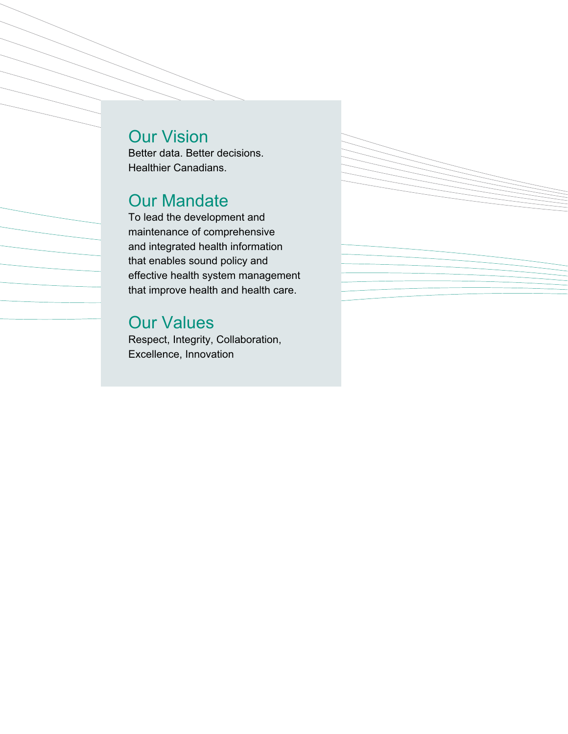## Our Vision

Better data. Better decisions. Healthier Canadians.

## Our Mandate

To lead the development and maintenance of comprehensive and integrated health information that enables sound policy and effective health system management that improve health and health care.

## Our Values

Respect, Integrity, Collaboration, Excellence, Innovation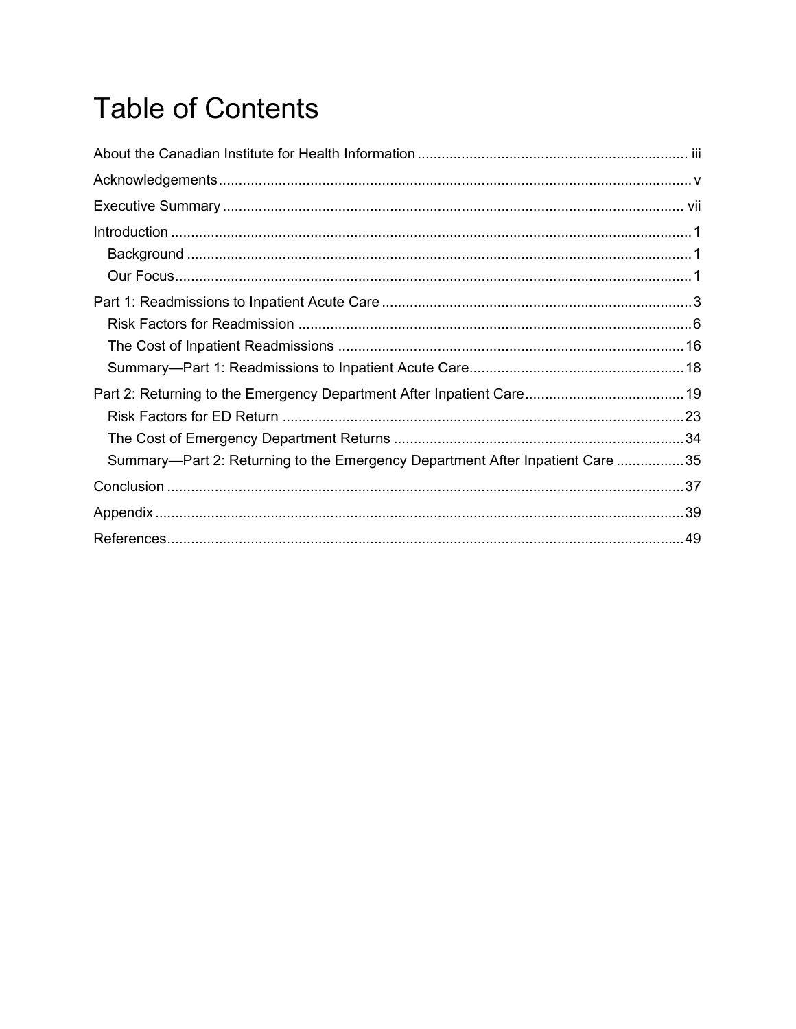# Table of Contents

About the Canadian Institute for Health Information ..... iii

Acknowledgements ..... v

Executive Summary ..... vii

Introduction ..... 1

- Background ..... 1
- Our Focus ..... 1

Part 1: Readmissions to Inpatient Acute Care ..... 3

- Risk Factors for Readmission ..... 6
- The Cost of Inpatient Readmissions ..... 16
- Summary—Part 1: Readmissions to Inpatient Acute Care ..... 18

Part 2: Returning to the Emergency Department After Inpatient Care ..... 19

- Risk Factors for ED Return ..... 23
- The Cost of Emergency Department Returns ..... 34
- Summary—Part 2: Returning to the Emergency Department After Inpatient Care ..... 35

Conclusion ..... 37

Appendix ..... 39

References ..... 49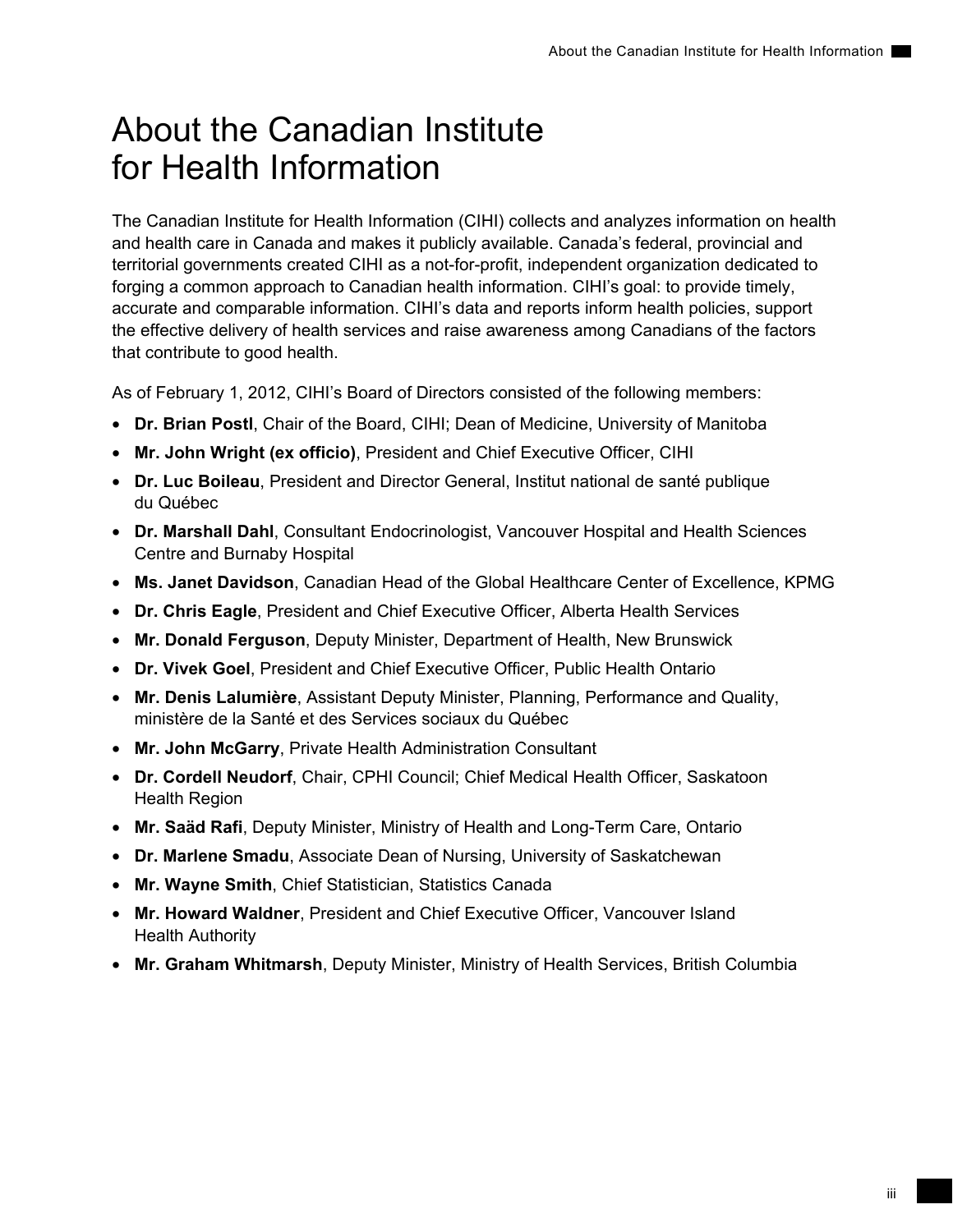# About the Canadian Institute for Health Information

The Canadian Institute for Health Information (CIHI) collects and analyzes information on health and health care in Canada and makes it publicly available. Canada's federal, provincial and territorial governments created CIHI as a not-for-profit, independent organization dedicated to forging a common approach to Canadian health information. CIHI's goal: to provide timely, accurate and comparable information. CIHI's data and reports inform health policies, support the effective delivery of health services and raise awareness among Canadians of the factors that contribute to good health.

As of February 1, 2012, CIHI's Board of Directors consisted of the following members:

- **Dr. Brian Postl**, Chair of the Board, CIHI; Dean of Medicine, University of Manitoba
- **Mr. John Wright (ex officio)**, President and Chief Executive Officer, CIHI
- **Dr. Luc Boileau**, President and Director General, Institut national de santé publique du Québec
- **Dr. Marshall Dahl**, Consultant Endocrinologist, Vancouver Hospital and Health Sciences Centre and Burnaby Hospital
- **Ms. Janet Davidson**, Canadian Head of the Global Healthcare Center of Excellence, KPMG
- **Dr. Chris Eagle**, President and Chief Executive Officer, Alberta Health Services
- **Mr. Donald Ferguson**, Deputy Minister, Department of Health, New Brunswick
- **Dr. Vivek Goel**, President and Chief Executive Officer, Public Health Ontario
- **Mr. Denis Lalumière**, Assistant Deputy Minister, Planning, Performance and Quality, ministère de la Santé et des Services sociaux du Québec
- **Mr. John McGarry**, Private Health Administration Consultant
- **Dr. Cordell Neudorf**, Chair, CPHI Council; Chief Medical Health Officer, Saskatoon Health Region
- **Mr. Saäd Rafi**, Deputy Minister, Ministry of Health and Long-Term Care, Ontario
- **Dr. Marlene Smadu**, Associate Dean of Nursing, University of Saskatchewan
- **Mr. Wayne Smith**, Chief Statistician, Statistics Canada
- **Mr. Howard Waldner**, President and Chief Executive Officer, Vancouver Island Health Authority
- **Mr. Graham Whitmarsh**, Deputy Minister, Ministry of Health Services, British Columbia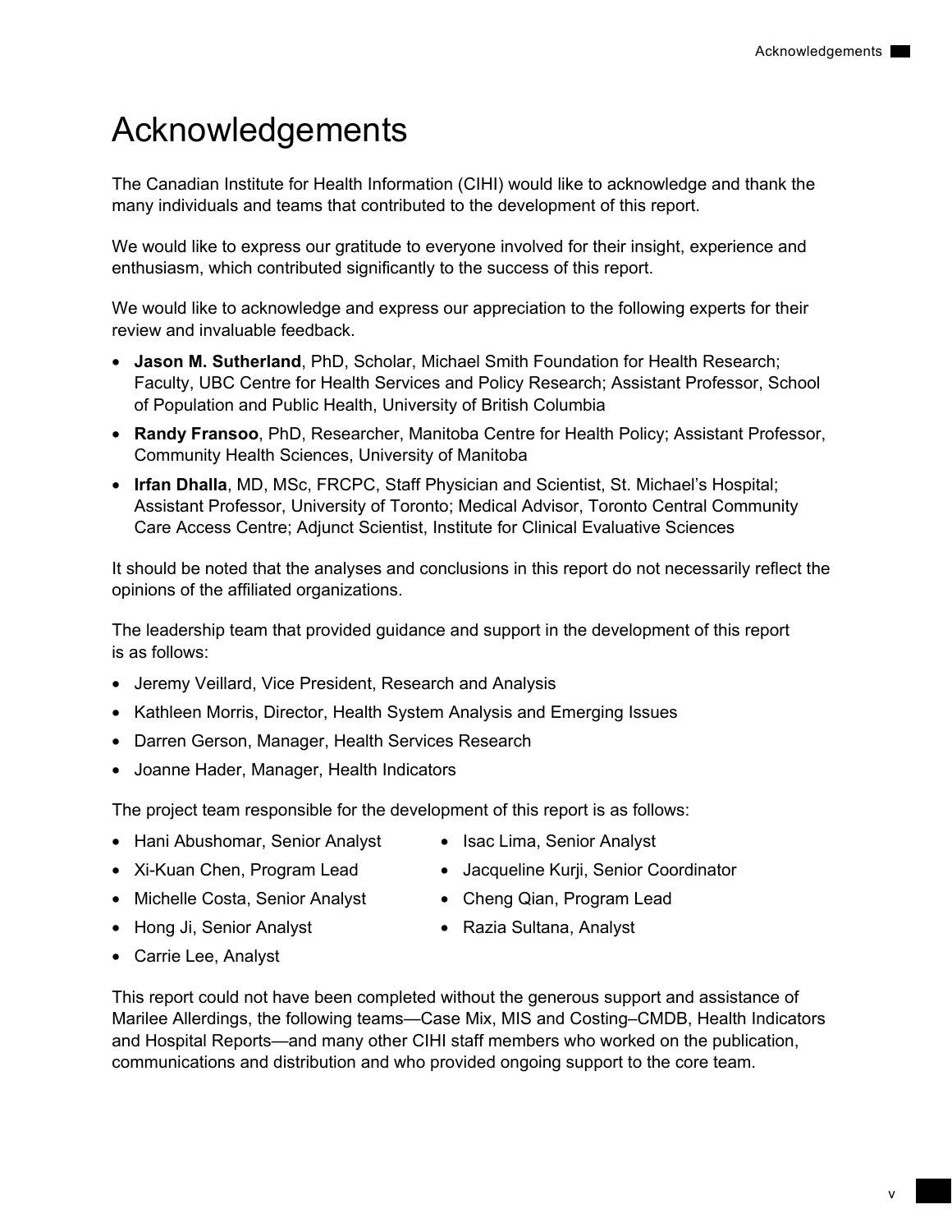# Acknowledgements

The Canadian Institute for Health Information (CIHI) would like to acknowledge and thank the many individuals and teams that contributed to the development of this report.

We would like to express our gratitude to everyone involved for their insight, experience and enthusiasm, which contributed significantly to the success of this report.

We would like to acknowledge and express our appreciation to the following experts for their review and invaluable feedback.

- **Jason M. Sutherland**, PhD, Scholar, Michael Smith Foundation for Health Research; Faculty, UBC Centre for Health Services and Policy Research; Assistant Professor, School of Population and Public Health, University of British Columbia
- **Randy Fransoo**, PhD, Researcher, Manitoba Centre for Health Policy; Assistant Professor, Community Health Sciences, University of Manitoba
- **Irfan Dhalla**, MD, MSc, FRCPC, Staff Physician and Scientist, St. Michael's Hospital; Assistant Professor, University of Toronto; Medical Advisor, Toronto Central Community Care Access Centre; Adjunct Scientist, Institute for Clinical Evaluative Sciences

It should be noted that the analyses and conclusions in this report do not necessarily reflect the opinions of the affiliated organizations.

The leadership team that provided guidance and support in the development of this report is as follows:

- Jeremy Veillard, Vice President, Research and Analysis
- Kathleen Morris, Director, Health System Analysis and Emerging Issues
- Darren Gerson, Manager, Health Services Research
- Joanne Hader, Manager, Health Indicators

The project team responsible for the development of this report is as follows:

- Hani Abushomar, Senior Analyst
- Xi-Kuan Chen, Program Lead
- Michelle Costa, Senior Analyst
- Hong Ji, Senior Analyst
- Carrie Lee, Analyst
- Isac Lima, Senior Analyst
- Jacqueline Kurji, Senior Coordinator
- Cheng Qian, Program Lead
- Razia Sultana, Analyst

This report could not have been completed without the generous support and assistance of Marilee Allerdings, the following teams—Case Mix, MIS and Costing–CMDB, Health Indicators and Hospital Reports—and many other CIHI staff members who worked on the publication, communications and distribution and who provided ongoing support to the core team.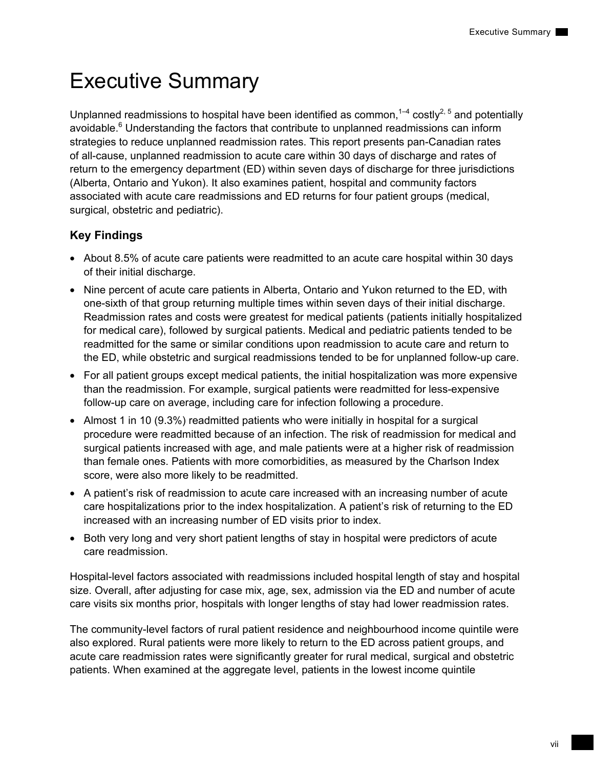# Executive Summary

Unplanned readmissions to hospital have been identified as common,[1–4] costly[2, 5] and potentially avoidable.[6] Understanding the factors that contribute to unplanned readmissions can inform strategies to reduce unplanned readmission rates. This report presents pan-Canadian rates of all-cause, unplanned readmission to acute care within 30 days of discharge and rates of return to the emergency department (ED) within seven days of discharge for three jurisdictions (Alberta, Ontario and Yukon). It also examines patient, hospital and community factors associated with acute care readmissions and ED returns for four patient groups (medical, surgical, obstetric and pediatric).

### Key Findings

- About 8.5% of acute care patients were readmitted to an acute care hospital within 30 days of their initial discharge.
- Nine percent of acute care patients in Alberta, Ontario and Yukon returned to the ED, with one-sixth of that group returning multiple times within seven days of their initial discharge. Readmission rates and costs were greatest for medical patients (patients initially hospitalized for medical care), followed by surgical patients. Medical and pediatric patients tended to be readmitted for the same or similar conditions upon readmission to acute care and return to the ED, while obstetric and surgical readmissions tended to be for unplanned follow-up care.
- For all patient groups except medical patients, the initial hospitalization was more expensive than the readmission. For example, surgical patients were readmitted for less-expensive follow-up care on average, including care for infection following a procedure.
- Almost 1 in 10 (9.3%) readmitted patients who were initially in hospital for a surgical procedure were readmitted because of an infection. The risk of readmission for medical and surgical patients increased with age, and male patients were at a higher risk of readmission than female ones. Patients with more comorbidities, as measured by the Charlson Index score, were also more likely to be readmitted.
- A patient's risk of readmission to acute care increased with an increasing number of acute care hospitalizations prior to the index hospitalization. A patient's risk of returning to the ED increased with an increasing number of ED visits prior to index.
- Both very long and very short patient lengths of stay in hospital were predictors of acute care readmission.

Hospital-level factors associated with readmissions included hospital length of stay and hospital size. Overall, after adjusting for case mix, age, sex, admission via the ED and number of acute care visits six months prior, hospitals with longer lengths of stay had lower readmission rates.

The community-level factors of rural patient residence and neighbourhood income quintile were also explored. Rural patients were more likely to return to the ED across patient groups, and acute care readmission rates were significantly greater for rural medical, surgical and obstetric patients. When examined at the aggregate level, patients in the lowest income quintile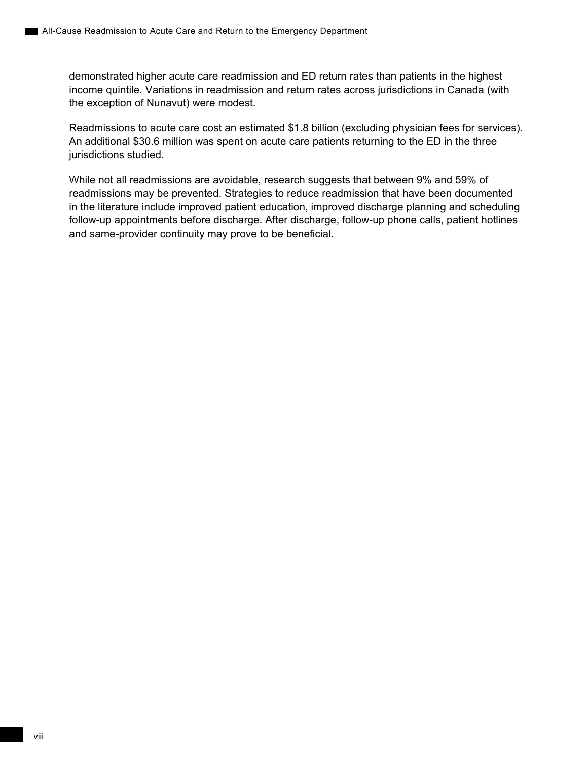demonstrated higher acute care readmission and ED return rates than patients in the highest income quintile. Variations in readmission and return rates across jurisdictions in Canada (with the exception of Nunavut) were modest.

Readmissions to acute care cost an estimated $1.8 billion (excluding physician fees for services). An additional $30.6 million was spent on acute care patients returning to the ED in the three jurisdictions studied.

While not all readmissions are avoidable, research suggests that between 9% and 59% of readmissions may be prevented. Strategies to reduce readmission that have been documented in the literature include improved patient education, improved discharge planning and scheduling follow-up appointments before discharge. After discharge, follow-up phone calls, patient hotlines and same-provider continuity may prove to be beneficial.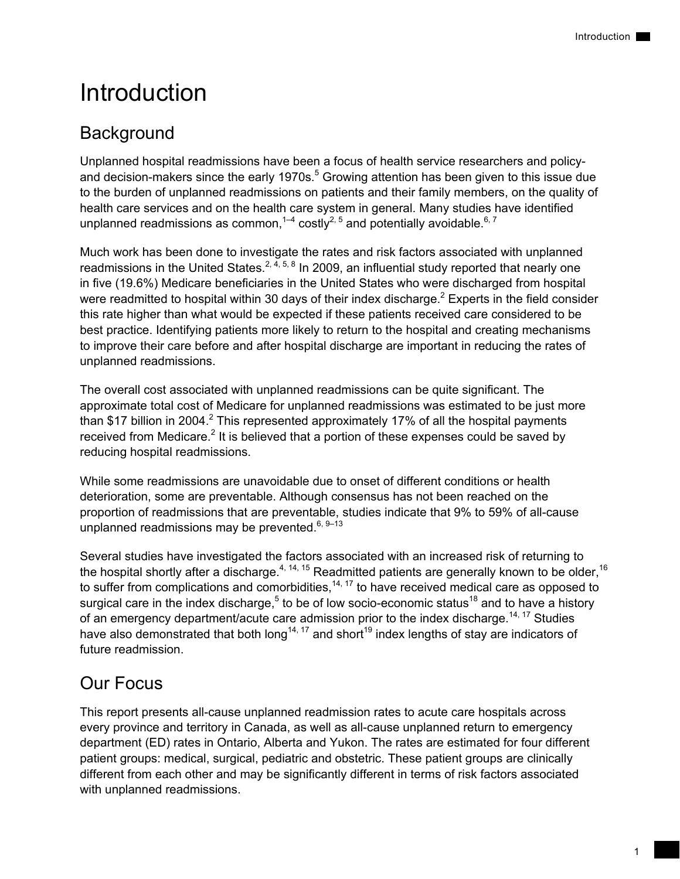# Introduction

## Background

Unplanned hospital readmissions have been a focus of health service researchers and policy- and decision-makers since the early 1970s.[5] Growing attention has been given to this issue due to the burden of unplanned readmissions on patients and their family members, on the quality of health care services and on the health care system in general. Many studies have identified unplanned readmissions as common,[1–4] costly[2, 5] and potentially avoidable.[6, 7]

Much work has been done to investigate the rates and risk factors associated with unplanned readmissions in the United States.[2, 4, 5, 8] In 2009, an influential study reported that nearly one in five (19.6%) Medicare beneficiaries in the United States who were discharged from hospital were readmitted to hospital within 30 days of their index discharge.[2] Experts in the field consider this rate higher than what would be expected if these patients received care considered to be best practice. Identifying patients more likely to return to the hospital and creating mechanisms to improve their care before and after hospital discharge are important in reducing the rates of unplanned readmissions.

The overall cost associated with unplanned readmissions can be quite significant. The approximate total cost of Medicare for unplanned readmissions was estimated to be just more than $17 billion in 2004.[2] This represented approximately 17% of all the hospital payments received from Medicare.[2] It is believed that a portion of these expenses could be saved by reducing hospital readmissions.

While some readmissions are unavoidable due to onset of different conditions or health deterioration, some are preventable. Although consensus has not been reached on the proportion of readmissions that are preventable, studies indicate that 9% to 59% of all-cause unplanned readmissions may be prevented.[6, 9–13]

Several studies have investigated the factors associated with an increased risk of returning to the hospital shortly after a discharge.[4, 14, 15] Readmitted patients are generally known to be older,[16] to suffer from complications and comorbidities,[14, 17] to have received medical care as opposed to surgical care in the index discharge,[5] to be of low socio-economic status[18] and to have a history of an emergency department/acute care admission prior to the index discharge.[14, 17] Studies have also demonstrated that both long[14, 17] and short[19] index lengths of stay are indicators of future readmission.

## Our Focus

This report presents all-cause unplanned readmission rates to acute care hospitals across every province and territory in Canada, as well as all-cause unplanned return to emergency department (ED) rates in Ontario, Alberta and Yukon. The rates are estimated for four different patient groups: medical, surgical, pediatric and obstetric. These patient groups are clinically different from each other and may be significantly different in terms of risk factors associated with unplanned readmissions.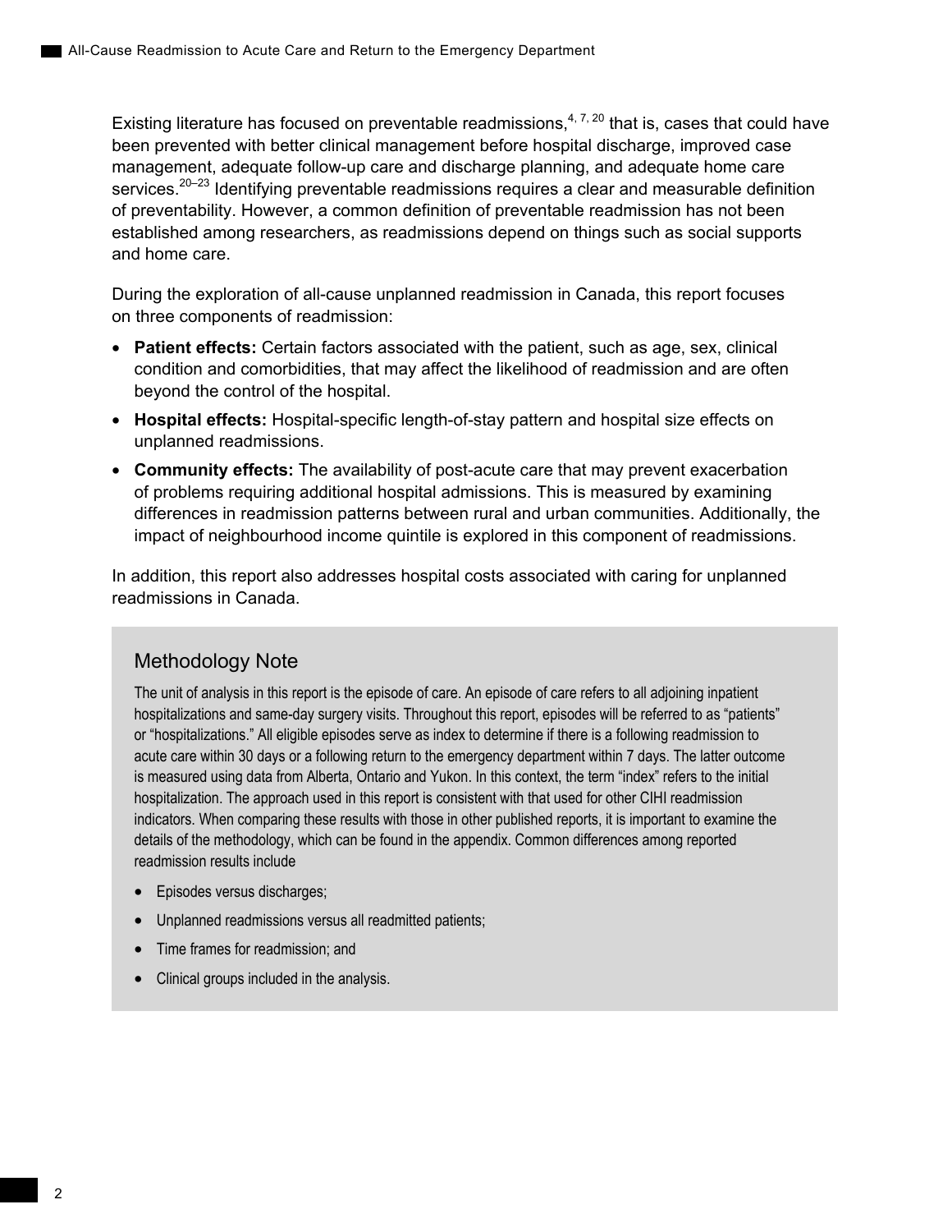Existing literature has focused on preventable readmissions,[4, 7, 20] that is, cases that could have been prevented with better clinical management before hospital discharge, improved case management, adequate follow-up care and discharge planning, and adequate home care services.[20–23] Identifying preventable readmissions requires a clear and measurable definition of preventability. However, a common definition of preventable readmission has not been established among researchers, as readmissions depend on things such as social supports and home care.

During the exploration of all-cause unplanned readmission in Canada, this report focuses on three components of readmission:

- **Patient effects:** Certain factors associated with the patient, such as age, sex, clinical condition and comorbidities, that may affect the likelihood of readmission and are often beyond the control of the hospital.
- **Hospital effects:** Hospital-specific length-of-stay pattern and hospital size effects on unplanned readmissions.
- **Community effects:** The availability of post-acute care that may prevent exacerbation of problems requiring additional hospital admissions. This is measured by examining differences in readmission patterns between rural and urban communities. Additionally, the impact of neighbourhood income quintile is explored in this component of readmissions.

In addition, this report also addresses hospital costs associated with caring for unplanned readmissions in Canada.

## Methodology Note

The unit of analysis in this report is the episode of care. An episode of care refers to all adjoining inpatient hospitalizations and same-day surgery visits. Throughout this report, episodes will be referred to as "patients" or "hospitalizations." All eligible episodes serve as index to determine if there is a following readmission to acute care within 30 days or a following return to the emergency department within 7 days. The latter outcome is measured using data from Alberta, Ontario and Yukon. In this context, the term "index" refers to the initial hospitalization. The approach used in this report is consistent with that used for other CIHI readmission indicators. When comparing these results with those in other published reports, it is important to examine the details of the methodology, which can be found in the appendix. Common differences among reported readmission results include

- Episodes versus discharges;
- Unplanned readmissions versus all readmitted patients;
- Time frames for readmission; and
- Clinical groups included in the analysis.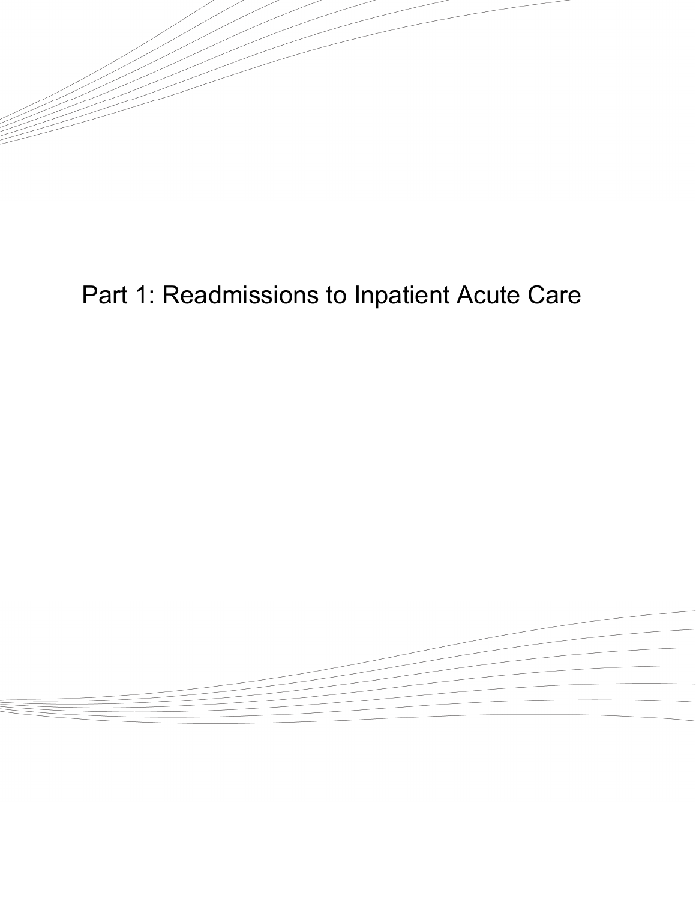# Part 1: Readmissions to Inpatient Acute Care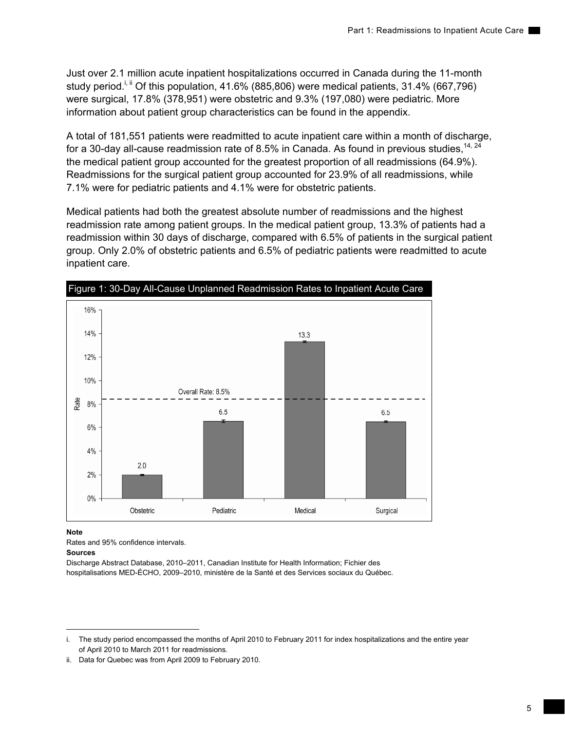Just over 2.1 million acute inpatient hospitalizations occurred in Canada during the 11-month study period.[i, ii] Of this population, 41.6% (885,806) were medical patients, 31.4% (667,796) were surgical, 17.8% (378,951) were obstetric and 9.3% (197,080) were pediatric. More information about patient group characteristics can be found in the appendix.

A total of 181,551 patients were readmitted to acute inpatient care within a month of discharge, for a 30-day all-cause readmission rate of 8.5% in Canada. As found in previous studies,[14, 24] the medical patient group accounted for the greatest proportion of all readmissions (64.9%). Readmissions for the surgical patient group accounted for 23.9% of all readmissions, while 7.1% were for pediatric patients and 4.1% were for obstetric patients.

Medical patients had both the greatest absolute number of readmissions and the highest readmission rate among patient groups. In the medical patient group, 13.3% of patients had a readmission within 30 days of discharge, compared with 6.5% of patients in the surgical patient group. Only 2.0% of obstetric patients and 6.5% of pediatric patients were readmitted to acute inpatient care.

**Figure 1: 30-Day All-Cause Unplanned Readmission Rates to Inpatient Acute Care**

| Patient Group | Rate (%) |
| --- | --- |
| Obstetric | 2.0 |
| Pediatric | 6.5 |
| Medical | 13.3 |
| Surgical | 6.5 |

Overall Rate: 8.5%

**Note**

Rates and 95% confidence intervals.

**Sources**

Discharge Abstract Database, 2010–2011, Canadian Institute for Health Information; Fichier des hospitalisations MED-ÉCHO, 2009–2010, ministère de la Santé et des Services sociaux du Québec.

---

i. The study period encompassed the months of April 2010 to February 2011 for index hospitalizations and the entire year of April 2010 to March 2011 for readmissions.

ii. Data for Quebec was from April 2009 to February 2010.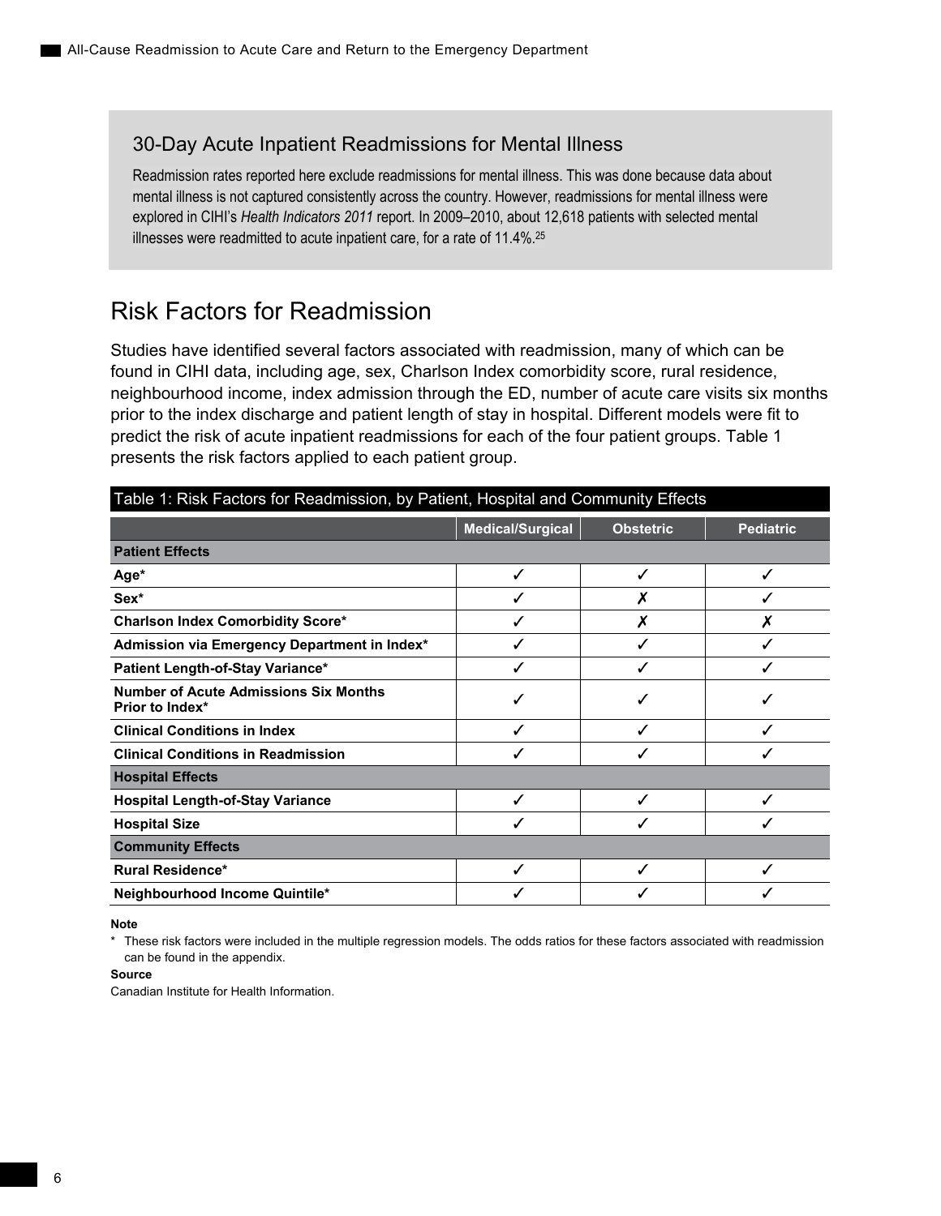## 30-Day Acute Inpatient Readmissions for Mental Illness

Readmission rates reported here exclude readmissions for mental illness. This was done because data about mental illness is not captured consistently across the country. However, readmissions for mental illness were explored in CIHI's *Health Indicators 2011* report. In 2009–2010, about 12,618 patients with selected mental illnesses were readmitted to acute inpatient care, for a rate of 11.4%.[25]

# Risk Factors for Readmission

Studies have identified several factors associated with readmission, many of which can be found in CIHI data, including age, sex, Charlson Index comorbidity score, rural residence, neighbourhood income, index admission through the ED, number of acute care visits six months prior to the index discharge and patient length of stay in hospital. Different models were fit to predict the risk of acute inpatient readmissions for each of the four patient groups. Table 1 presents the risk factors applied to each patient group.

Table 1: Risk Factors for Readmission, by Patient, Hospital and Community Effects

| | Medical/Surgical | Obstetric | Pediatric |
|---|---|---|---|
| **Patient Effects** | | | |
| **Age*** | ✓ | ✓ | ✓ |
| **Sex*** | ✓ | ✗ | ✓ |
| **Charlson Index Comorbidity Score*** | ✓ | ✗ | ✗ |
| **Admission via Emergency Department in Index*** | ✓ | ✓ | ✓ |
| **Patient Length-of-Stay Variance*** | ✓ | ✓ | ✓ |
| **Number of Acute Admissions Six Months Prior to Index*** | ✓ | ✓ | ✓ |
| **Clinical Conditions in Index** | ✓ | ✓ | ✓ |
| **Clinical Conditions in Readmission** | ✓ | ✓ | ✓ |
| **Hospital Effects** | | | |
| **Hospital Length-of-Stay Variance** | ✓ | ✓ | ✓ |
| **Hospital Size** | ✓ | ✓ | ✓ |
| **Community Effects** | | | |
| **Rural Residence*** | ✓ | ✓ | ✓ |
| **Neighbourhood Income Quintile*** | ✓ | ✓ | ✓ |

**Note**

\* These risk factors were included in the multiple regression models. The odds ratios for these factors associated with readmission can be found in the appendix.

**Source**

Canadian Institute for Health Information.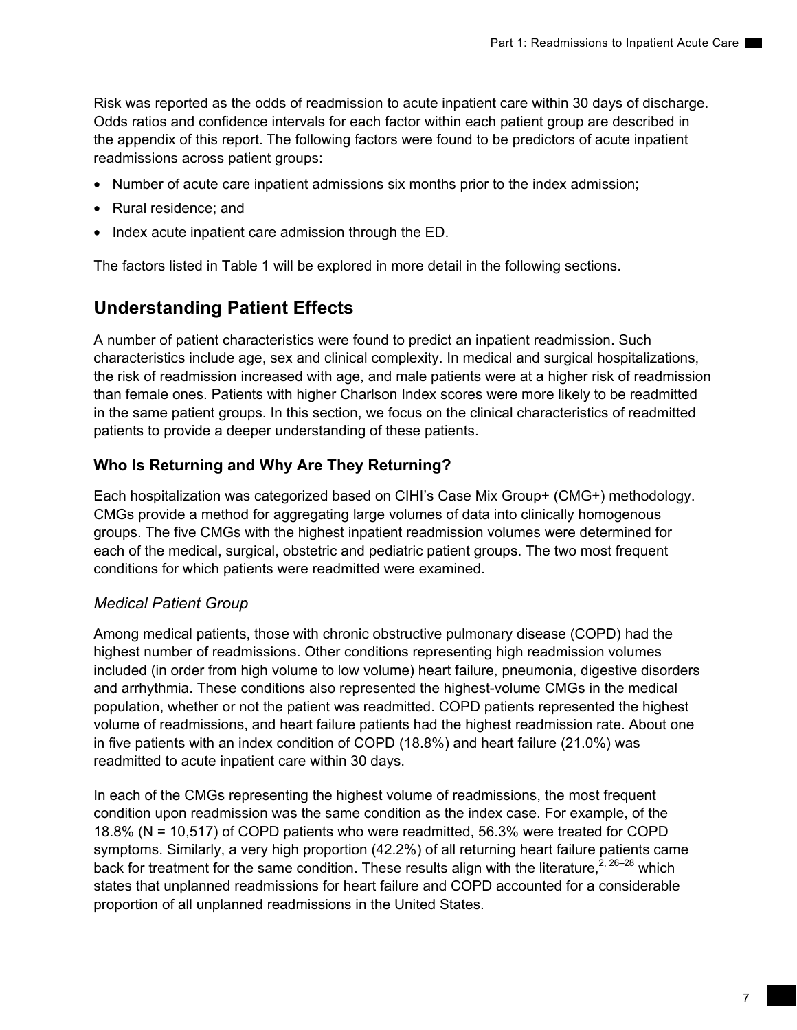Risk was reported as the odds of readmission to acute inpatient care within 30 days of discharge. Odds ratios and confidence intervals for each factor within each patient group are described in the appendix of this report. The following factors were found to be predictors of acute inpatient readmissions across patient groups:

- Number of acute care inpatient admissions six months prior to the index admission;
- Rural residence; and
- Index acute inpatient care admission through the ED.

The factors listed in Table 1 will be explored in more detail in the following sections.

## Understanding Patient Effects

A number of patient characteristics were found to predict an inpatient readmission. Such characteristics include age, sex and clinical complexity. In medical and surgical hospitalizations, the risk of readmission increased with age, and male patients were at a higher risk of readmission than female ones. Patients with higher Charlson Index scores were more likely to be readmitted in the same patient groups. In this section, we focus on the clinical characteristics of readmitted patients to provide a deeper understanding of these patients.

### Who Is Returning and Why Are They Returning?

Each hospitalization was categorized based on CIHI's Case Mix Group+ (CMG+) methodology. CMGs provide a method for aggregating large volumes of data into clinically homogenous groups. The five CMGs with the highest inpatient readmission volumes were determined for each of the medical, surgical, obstetric and pediatric patient groups. The two most frequent conditions for which patients were readmitted were examined.

#### *Medical Patient Group*

Among medical patients, those with chronic obstructive pulmonary disease (COPD) had the highest number of readmissions. Other conditions representing high readmission volumes included (in order from high volume to low volume) heart failure, pneumonia, digestive disorders and arrhythmia. These conditions also represented the highest-volume CMGs in the medical population, whether or not the patient was readmitted. COPD patients represented the highest volume of readmissions, and heart failure patients had the highest readmission rate. About one in five patients with an index condition of COPD (18.8%) and heart failure (21.0%) was readmitted to acute inpatient care within 30 days.

In each of the CMGs representing the highest volume of readmissions, the most frequent condition upon readmission was the same condition as the index case. For example, of the 18.8% (N = 10,517) of COPD patients who were readmitted, 56.3% were treated for COPD symptoms. Similarly, a very high proportion (42.2%) of all returning heart failure patients came back for treatment for the same condition. These results align with the literature,[2, 26–28] which states that unplanned readmissions for heart failure and COPD accounted for a considerable proportion of all unplanned readmissions in the United States.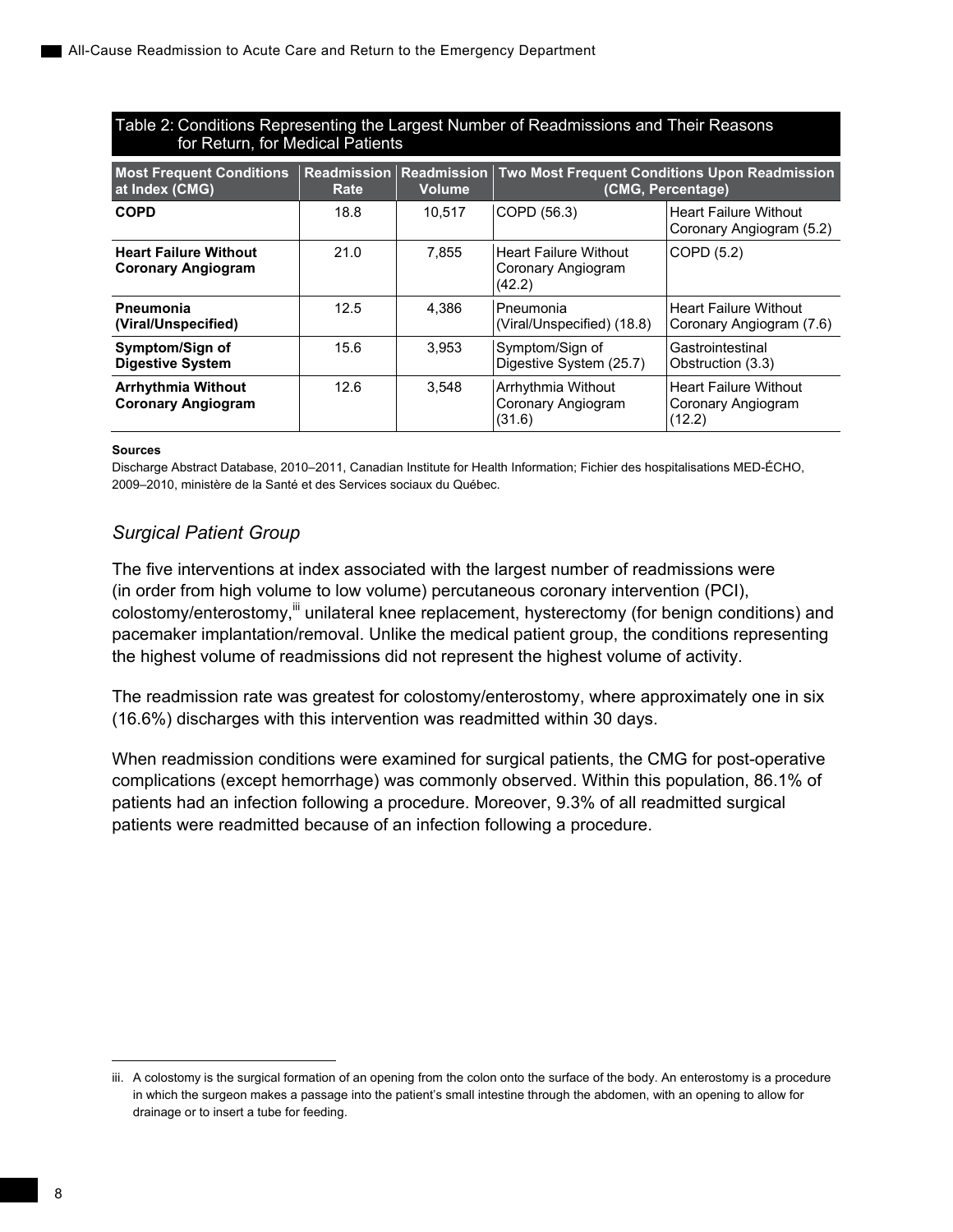Table 2: Conditions Representing the Largest Number of Readmissions and Their Reasons for Return, for Medical Patients

| Most Frequent Conditions at Index (CMG) | Readmission Rate | Readmission Volume | Two Most Frequent Conditions Upon Readmission (CMG, Percentage) | |
|---|---|---|---|---|
| **COPD** | 18.8 | 10,517 | COPD (56.3) | Heart Failure Without Coronary Angiogram (5.2) |
| **Heart Failure Without Coronary Angiogram** | 21.0 | 7,855 | Heart Failure Without Coronary Angiogram (42.2) | COPD (5.2) |
| **Pneumonia (Viral/Unspecified)** | 12.5 | 4,386 | Pneumonia (Viral/Unspecified) (18.8) | Heart Failure Without Coronary Angiogram (7.6) |
| **Symptom/Sign of Digestive System** | 15.6 | 3,953 | Symptom/Sign of Digestive System (25.7) | Gastrointestinal Obstruction (3.3) |
| **Arrhythmia Without Coronary Angiogram** | 12.6 | 3,548 | Arrhythmia Without Coronary Angiogram (31.6) | Heart Failure Without Coronary Angiogram (12.2) |

**Sources**

Discharge Abstract Database, 2010–2011, Canadian Institute for Health Information; Fichier des hospitalisations MED-ÉCHO, 2009–2010, ministère de la Santé et des Services sociaux du Québec.

### *Surgical Patient Group*

The five interventions at index associated with the largest number of readmissions were (in order from high volume to low volume) percutaneous coronary intervention (PCI), colostomy/enterostomy,[iii] unilateral knee replacement, hysterectomy (for benign conditions) and pacemaker implantation/removal. Unlike the medical patient group, the conditions representing the highest volume of readmissions did not represent the highest volume of activity.

The readmission rate was greatest for colostomy/enterostomy, where approximately one in six (16.6%) discharges with this intervention was readmitted within 30 days.

When readmission conditions were examined for surgical patients, the CMG for post-operative complications (except hemorrhage) was commonly observed. Within this population, 86.1% of patients had an infection following a procedure. Moreover, 9.3% of all readmitted surgical patients were readmitted because of an infection following a procedure.

iii. A colostomy is the surgical formation of an opening from the colon onto the surface of the body. An enterostomy is a procedure in which the surgeon makes a passage into the patient's small intestine through the abdomen, with an opening to allow for drainage or to insert a tube for feeding.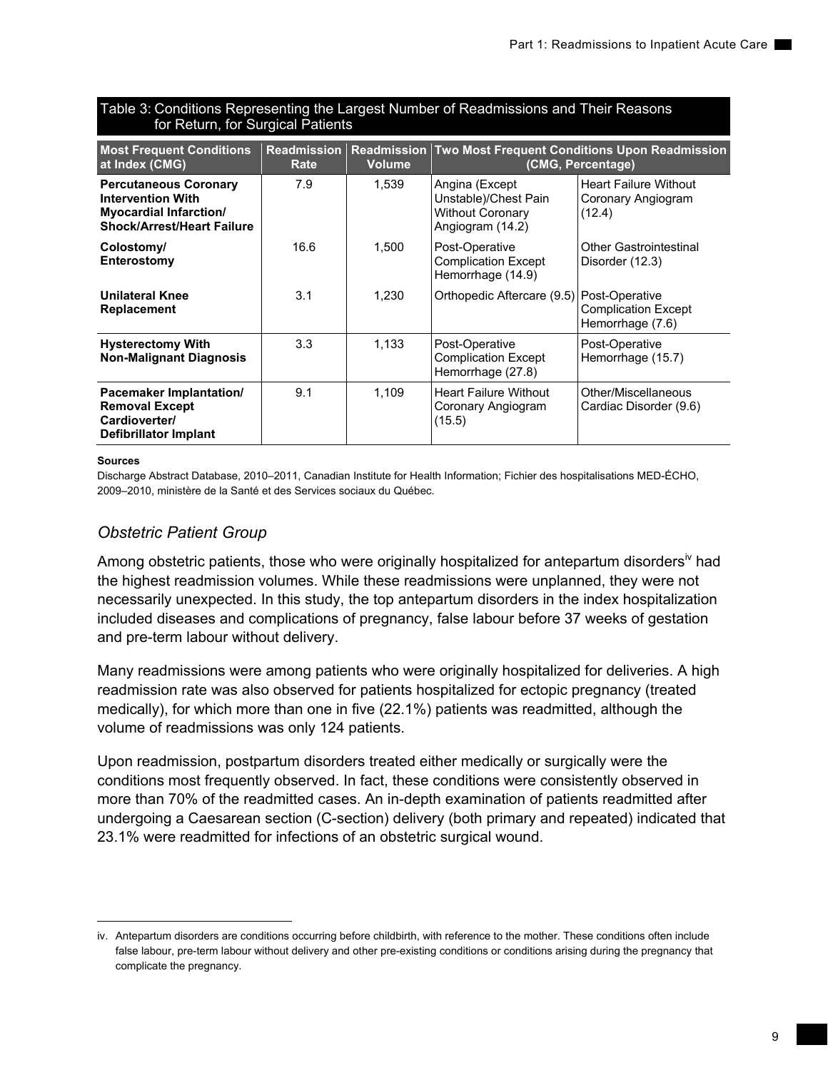Table 3: Conditions Representing the Largest Number of Readmissions and Their Reasons for Return, for Surgical Patients

| Most Frequent Conditions at Index (CMG) | Readmission Rate | Readmission Volume | Two Most Frequent Conditions Upon Readmission (CMG, Percentage) | |
|---|---|---|---|---|
| **Percutaneous Coronary Intervention With Myocardial Infarction/ Shock/Arrest/Heart Failure** | 7.9 | 1,539 | Angina (Except Unstable)/Chest Pain Without Coronary Angiogram (14.2) | Heart Failure Without Coronary Angiogram (12.4) |
| **Colostomy/ Enterostomy** | 16.6 | 1,500 | Post-Operative Complication Except Hemorrhage (14.9) | Other Gastrointestinal Disorder (12.3) |
| **Unilateral Knee Replacement** | 3.1 | 1,230 | Orthopedic Aftercare (9.5) | Post-Operative Complication Except Hemorrhage (7.6) |
| **Hysterectomy With Non-Malignant Diagnosis** | 3.3 | 1,133 | Post-Operative Complication Except Hemorrhage (27.8) | Post-Operative Hemorrhage (15.7) |
| **Pacemaker Implantation/ Removal Except Cardioverter/ Defibrillator Implant** | 9.1 | 1,109 | Heart Failure Without Coronary Angiogram (15.5) | Other/Miscellaneous Cardiac Disorder (9.6) |

**Sources**

Discharge Abstract Database, 2010–2011, Canadian Institute for Health Information; Fichier des hospitalisations MED-ÉCHO, 2009–2010, ministère de la Santé et des Services sociaux du Québec.

### *Obstetric Patient Group*

Among obstetric patients, those who were originally hospitalized for antepartum disorders[iv] had the highest readmission volumes. While these readmissions were unplanned, they were not necessarily unexpected. In this study, the top antepartum disorders in the index hospitalization included diseases and complications of pregnancy, false labour before 37 weeks of gestation and pre-term labour without delivery.

Many readmissions were among patients who were originally hospitalized for deliveries. A high readmission rate was also observed for patients hospitalized for ectopic pregnancy (treated medically), for which more than one in five (22.1%) patients was readmitted, although the volume of readmissions was only 124 patients.

Upon readmission, postpartum disorders treated either medically or surgically were the conditions most frequently observed. In fact, these conditions were consistently observed in more than 70% of the readmitted cases. An in-depth examination of patients readmitted after undergoing a Caesarean section (C-section) delivery (both primary and repeated) indicated that 23.1% were readmitted for infections of an obstetric surgical wound.

---

iv. Antepartum disorders are conditions occurring before childbirth, with reference to the mother. These conditions often include false labour, pre-term labour without delivery and other pre-existing conditions or conditions arising during the pregnancy that complicate the pregnancy.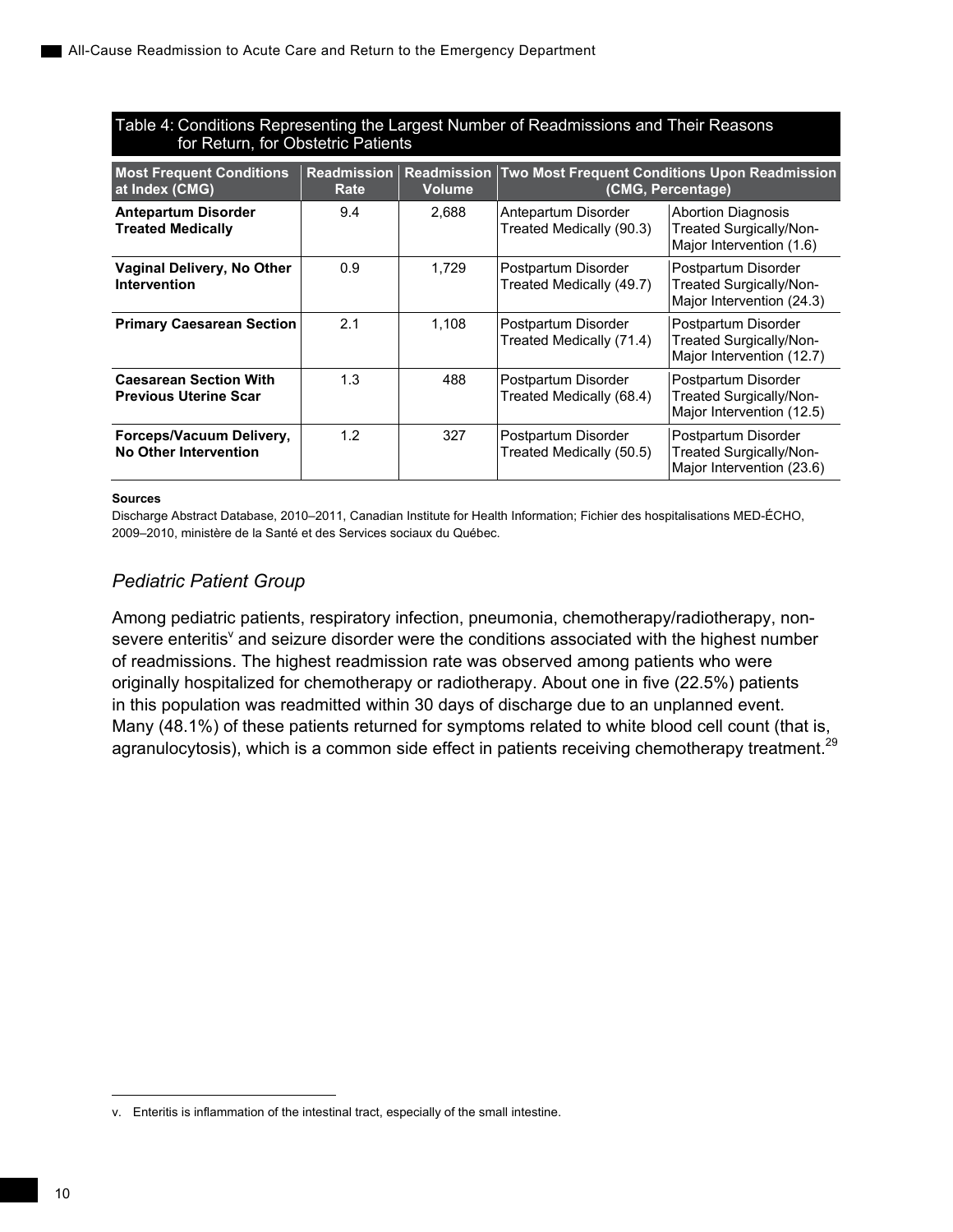Table 4: Conditions Representing the Largest Number of Readmissions and Their Reasons for Return, for Obstetric Patients

| Most Frequent Conditions at Index (CMG) | Readmission Rate | Readmission Volume | Two Most Frequent Conditions Upon Readmission (CMG, Percentage) | |
|---|---|---|---|---|
| **Antepartum Disorder Treated Medically** | 9.4 | 2,688 | Antepartum Disorder Treated Medically (90.3) | Abortion Diagnosis Treated Surgically/Non-Major Intervention (1.6) |
| **Vaginal Delivery, No Other Intervention** | 0.9 | 1,729 | Postpartum Disorder Treated Medically (49.7) | Postpartum Disorder Treated Surgically/Non-Major Intervention (24.3) |
| **Primary Caesarean Section** | 2.1 | 1,108 | Postpartum Disorder Treated Medically (71.4) | Postpartum Disorder Treated Surgically/Non-Major Intervention (12.7) |
| **Caesarean Section With Previous Uterine Scar** | 1.3 | 488 | Postpartum Disorder Treated Medically (68.4) | Postpartum Disorder Treated Surgically/Non-Major Intervention (12.5) |
| **Forceps/Vacuum Delivery, No Other Intervention** | 1.2 | 327 | Postpartum Disorder Treated Medically (50.5) | Postpartum Disorder Treated Surgically/Non-Major Intervention (23.6) |

**Sources**

Discharge Abstract Database, 2010–2011, Canadian Institute for Health Information; Fichier des hospitalisations MED-ÉCHO, 2009–2010, ministère de la Santé et des Services sociaux du Québec.

### *Pediatric Patient Group*

Among pediatric patients, respiratory infection, pneumonia, chemotherapy/radiotherapy, non-severe enteritis[v] and seizure disorder were the conditions associated with the highest number of readmissions. The highest readmission rate was observed among patients who were originally hospitalized for chemotherapy or radiotherapy. About one in five (22.5%) patients in this population was readmitted within 30 days of discharge due to an unplanned event. Many (48.1%) of these patients returned for symptoms related to white blood cell count (that is, agranulocytosis), which is a common side effect in patients receiving chemotherapy treatment.[29]

v. Enteritis is inflammation of the intestinal tract, especially of the small intestine.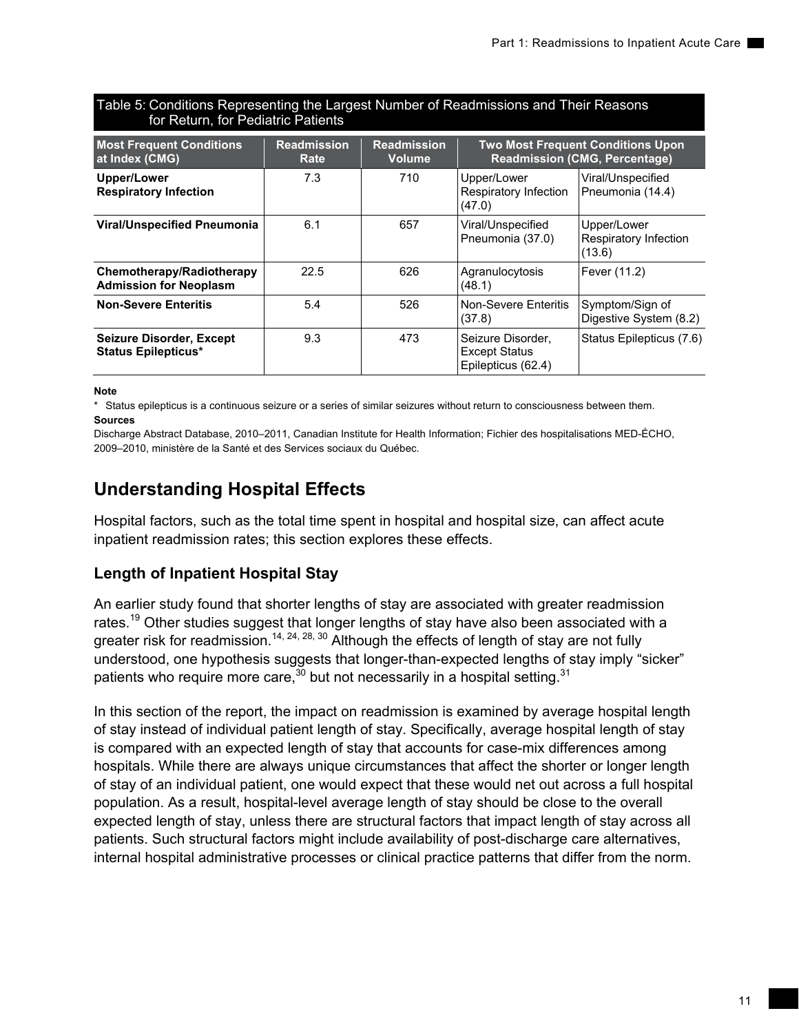Table 5: Conditions Representing the Largest Number of Readmissions and Their Reasons for Return, for Pediatric Patients

| Most Frequent Conditions at Index (CMG) | Readmission Rate | Readmission Volume | Two Most Frequent Conditions Upon Readmission (CMG, Percentage) | |
|---|---|---|---|---|
| **Upper/Lower Respiratory Infection** | 7.3 | 710 | Upper/Lower Respiratory Infection (47.0) | Viral/Unspecified Pneumonia (14.4) |
| **Viral/Unspecified Pneumonia** | 6.1 | 657 | Viral/Unspecified Pneumonia (37.0) | Upper/Lower Respiratory Infection (13.6) |
| **Chemotherapy/Radiotherapy Admission for Neoplasm** | 22.5 | 626 | Agranulocytosis (48.1) | Fever (11.2) |
| **Non-Severe Enteritis** | 5.4 | 526 | Non-Severe Enteritis (37.8) | Symptom/Sign of Digestive System (8.2) |
| **Seizure Disorder, Except Status Epilepticus*** | 9.3 | 473 | Seizure Disorder, Except Status Epilepticus (62.4) | Status Epilepticus (7.6) |

**Note**

* Status epilepticus is a continuous seizure or a series of similar seizures without return to consciousness between them.

**Sources**

Discharge Abstract Database, 2010–2011, Canadian Institute for Health Information; Fichier des hospitalisations MED-ÉCHO, 2009–2010, ministère de la Santé et des Services sociaux du Québec.

## Understanding Hospital Effects

Hospital factors, such as the total time spent in hospital and hospital size, can affect acute inpatient readmission rates; this section explores these effects.

### Length of Inpatient Hospital Stay

An earlier study found that shorter lengths of stay are associated with greater readmission rates.[19] Other studies suggest that longer lengths of stay have also been associated with a greater risk for readmission.[14, 24, 28, 30] Although the effects of length of stay are not fully understood, one hypothesis suggests that longer-than-expected lengths of stay imply "sicker" patients who require more care,[30] but not necessarily in a hospital setting.[31]

In this section of the report, the impact on readmission is examined by average hospital length of stay instead of individual patient length of stay. Specifically, average hospital length of stay is compared with an expected length of stay that accounts for case-mix differences among hospitals. While there are always unique circumstances that affect the shorter or longer length of stay of an individual patient, one would expect that these would net out across a full hospital population. As a result, hospital-level average length of stay should be close to the overall expected length of stay, unless there are structural factors that impact length of stay across all patients. Such structural factors might include availability of post-discharge care alternatives, internal hospital administrative processes or clinical practice patterns that differ from the norm.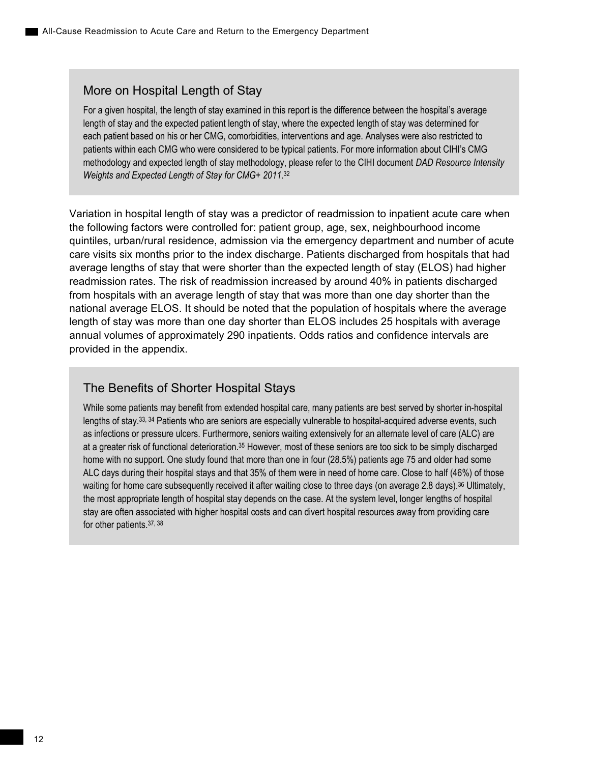## More on Hospital Length of Stay

For a given hospital, the length of stay examined in this report is the difference between the hospital's average length of stay and the expected patient length of stay, where the expected length of stay was determined for each patient based on his or her CMG, comorbidities, interventions and age. Analyses were also restricted to patients within each CMG who were considered to be typical patients. For more information about CIHI's CMG methodology and expected length of stay methodology, please refer to the CIHI document *DAD Resource Intensity Weights and Expected Length of Stay for CMG+ 2011*.[32]

Variation in hospital length of stay was a predictor of readmission to inpatient acute care when the following factors were controlled for: patient group, age, sex, neighbourhood income quintiles, urban/rural residence, admission via the emergency department and number of acute care visits six months prior to the index discharge. Patients discharged from hospitals that had average lengths of stay that were shorter than the expected length of stay (ELOS) had higher readmission rates. The risk of readmission increased by around 40% in patients discharged from hospitals with an average length of stay that was more than one day shorter than the national average ELOS. It should be noted that the population of hospitals where the average length of stay was more than one day shorter than ELOS includes 25 hospitals with average annual volumes of approximately 290 inpatients. Odds ratios and confidence intervals are provided in the appendix.

## The Benefits of Shorter Hospital Stays

While some patients may benefit from extended hospital care, many patients are best served by shorter in-hospital lengths of stay.[33, 34] Patients who are seniors are especially vulnerable to hospital-acquired adverse events, such as infections or pressure ulcers. Furthermore, seniors waiting extensively for an alternate level of care (ALC) are at a greater risk of functional deterioration.[35] However, most of these seniors are too sick to be simply discharged home with no support. One study found that more than one in four (28.5%) patients age 75 and older had some ALC days during their hospital stays and that 35% of them were in need of home care. Close to half (46%) of those waiting for home care subsequently received it after waiting close to three days (on average 2.8 days).[36] Ultimately, the most appropriate length of hospital stay depends on the case. At the system level, longer lengths of hospital stay are often associated with higher hospital costs and can divert hospital resources away from providing care for other patients.[37, 38]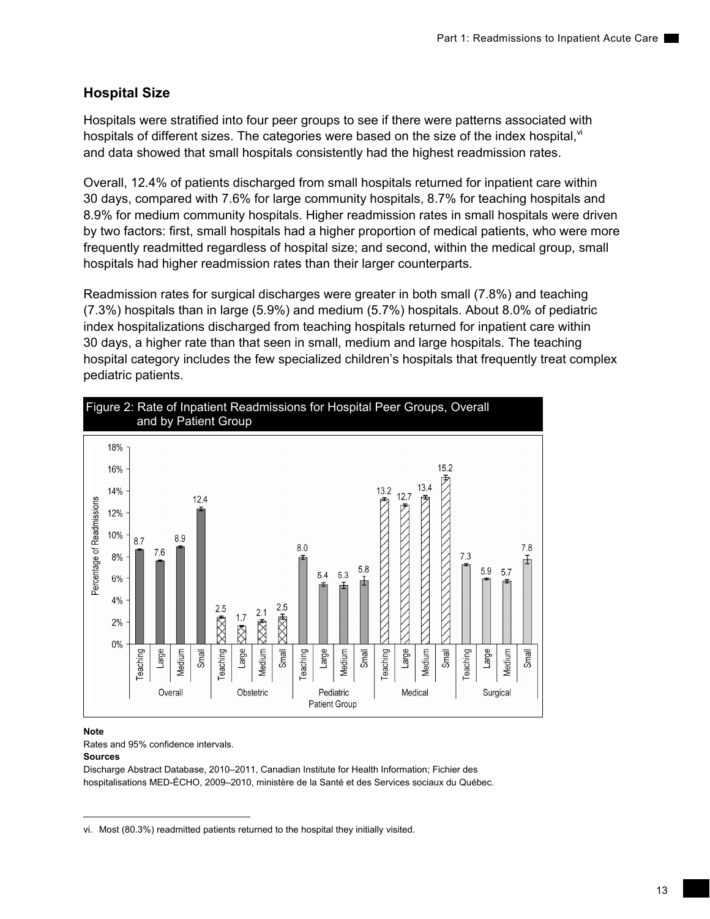## Hospital Size

Hospitals were stratified into four peer groups to see if there were patterns associated with hospitals of different sizes. The categories were based on the size of the index hospital,[vi] and data showed that small hospitals consistently had the highest readmission rates.

Overall, 12.4% of patients discharged from small hospitals returned for inpatient care within 30 days, compared with 7.6% for large community hospitals, 8.7% for teaching hospitals and 8.9% for medium community hospitals. Higher readmission rates in small hospitals were driven by two factors: first, small hospitals had a higher proportion of medical patients, who were more frequently readmitted regardless of hospital size; and second, within the medical group, small hospitals had higher readmission rates than their larger counterparts.

Readmission rates for surgical discharges were greater in both small (7.8%) and teaching (7.3%) hospitals than in large (5.9%) and medium (5.7%) hospitals. About 8.0% of pediatric index hospitalizations discharged from teaching hospitals returned for inpatient care within 30 days, a higher rate than that seen in small, medium and large hospitals. The teaching hospital category includes the few specialized children's hospitals that frequently treat complex pediatric patients.

**Figure 2: Rate of Inpatient Readmissions for Hospital Peer Groups, Overall and by Patient Group**

| Patient Group | Teaching | Large | Medium | Small |
|---|---|---|---|---|
| Overall | 8.7 | 7.6 | 8.9 | 12.4 |
| Obstetric | 2.5 | 1.7 | 2.1 | 2.5 |
| Pediatric | 8.0 | 5.4 | 5.3 | 5.8 |
| Medical | 13.2 | 12.7 | 13.4 | 15.2 |
| Surgical | 7.3 | 5.9 | 5.7 | 7.8 |

Percentage of Readmissions

**Note**

Rates and 95% confidence intervals.

**Sources**

Discharge Abstract Database, 2010–2011, Canadian Institute for Health Information; Fichier des hospitalisations MED-ÉCHO, 2009–2010, ministère de la Santé et des Services sociaux du Québec.

---

vi. Most (80.3%) readmitted patients returned to the hospital they initially visited.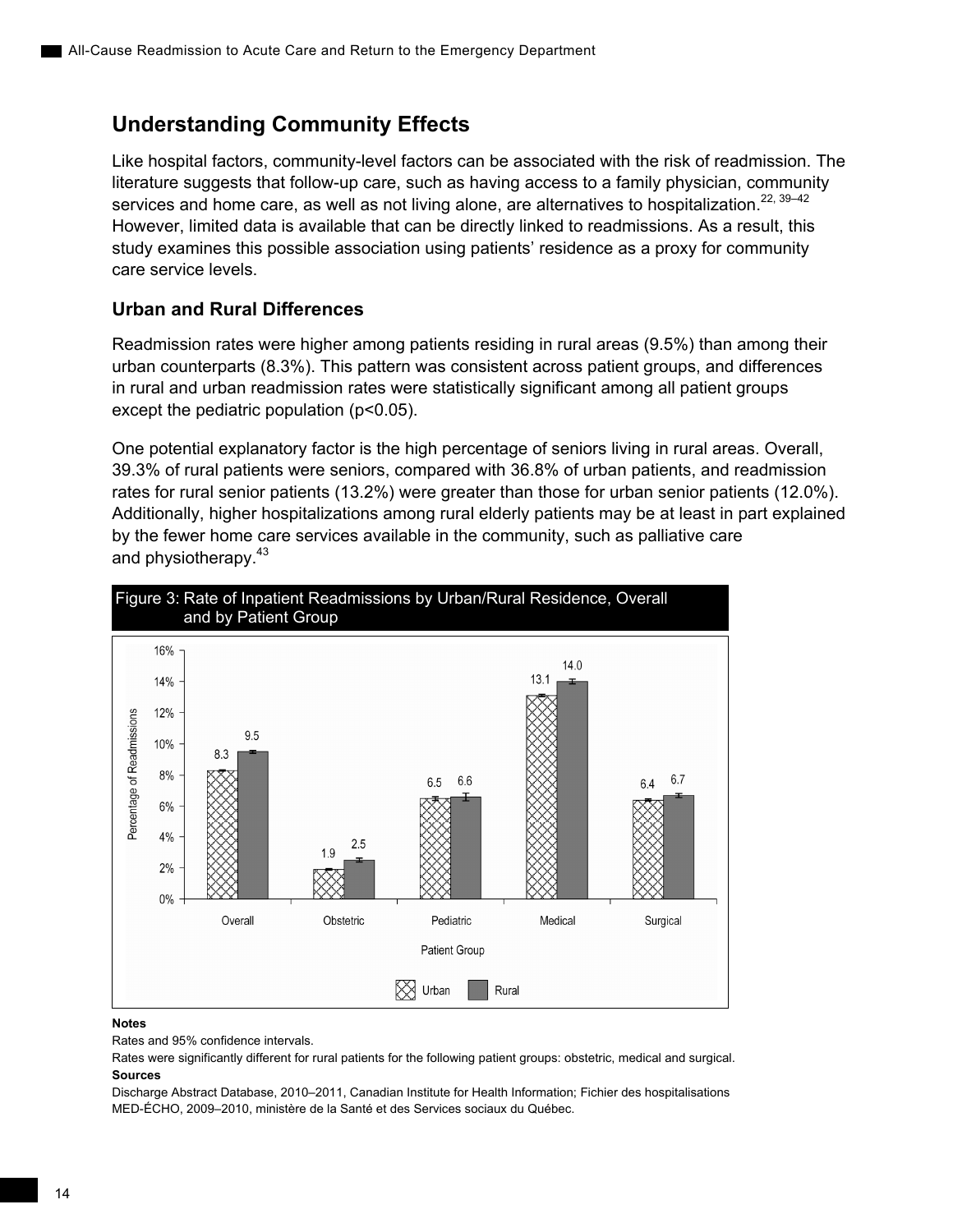## Understanding Community Effects

Like hospital factors, community-level factors can be associated with the risk of readmission. The literature suggests that follow-up care, such as having access to a family physician, community services and home care, as well as not living alone, are alternatives to hospitalization.[22, 39–42] However, limited data is available that can be directly linked to readmissions. As a result, this study examines this possible association using patients' residence as a proxy for community care service levels.

### Urban and Rural Differences

Readmission rates were higher among patients residing in rural areas (9.5%) than among their urban counterparts (8.3%). This pattern was consistent across patient groups, and differences in rural and urban readmission rates were statistically significant among all patient groups except the pediatric population ($p<0.05$).

One potential explanatory factor is the high percentage of seniors living in rural areas. Overall, 39.3% of rural patients were seniors, compared with 36.8% of urban patients, and readmission rates for rural senior patients (13.2%) were greater than those for urban senior patients (12.0%). Additionally, higher hospitalizations among rural elderly patients may be at least in part explained by the fewer home care services available in the community, such as palliative care and physiotherapy.[43]

Figure 3: Rate of Inpatient Readmissions by Urban/Rural Residence, Overall and by Patient Group

| Patient Group | Urban | Rural |
|---|---|---|
| Overall | 8.3 | 9.5 |
| Obstetric | 1.9 | 2.5 |
| Pediatric | 6.5 | 6.6 |
| Medical | 13.1 | 14.0 |
| Surgical | 6.4 | 6.7 |

**Notes**

Rates and 95% confidence intervals.

Rates were significantly different for rural patients for the following patient groups: obstetric, medical and surgical.

**Sources**

Discharge Abstract Database, 2010–2011, Canadian Institute for Health Information; Fichier des hospitalisations MED-ÉCHO, 2009–2010, ministère de la Santé et des Services sociaux du Québec.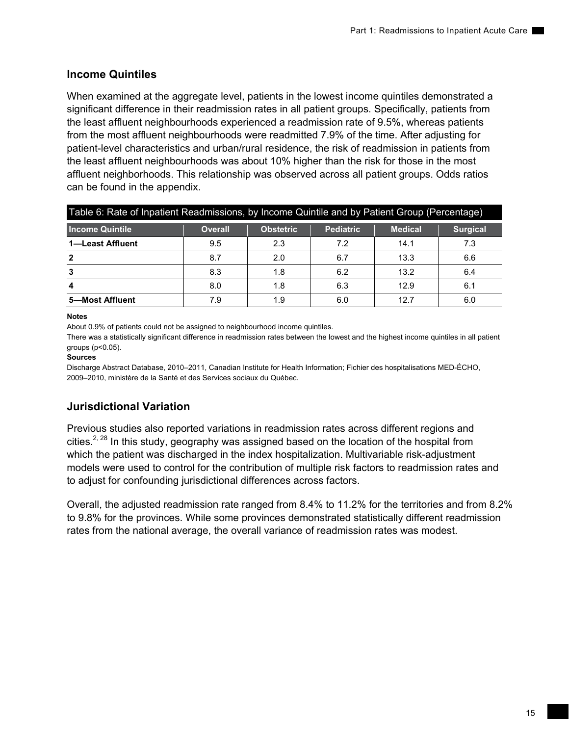## Income Quintiles

When examined at the aggregate level, patients in the lowest income quintiles demonstrated a significant difference in their readmission rates in all patient groups. Specifically, patients from the least affluent neighbourhoods experienced a readmission rate of 9.5%, whereas patients from the most affluent neighbourhoods were readmitted 7.9% of the time. After adjusting for patient-level characteristics and urban/rural residence, the risk of readmission in patients from the least affluent neighbourhoods was about 10% higher than the risk for those in the most affluent neighborhoods. This relationship was observed across all patient groups. Odds ratios can be found in the appendix.

Table 6: Rate of Inpatient Readmissions, by Income Quintile and by Patient Group (Percentage)

| Income Quintile | Overall | Obstetric | Pediatric | Medical | Surgical |
|---|---|---|---|---|---|
| **1—Least Affluent** | 9.5 | 2.3 | 7.2 | 14.1 | 7.3 |
| **2** | 8.7 | 2.0 | 6.7 | 13.3 | 6.6 |
| **3** | 8.3 | 1.8 | 6.2 | 13.2 | 6.4 |
| **4** | 8.0 | 1.8 | 6.3 | 12.9 | 6.1 |
| **5—Most Affluent** | 7.9 | 1.9 | 6.0 | 12.7 | 6.0 |

**Notes**

About 0.9% of patients could not be assigned to neighbourhood income quintiles.

There was a statistically significant difference in readmission rates between the lowest and the highest income quintiles in all patient groups ($p<0.05$).

**Sources**

Discharge Abstract Database, 2010–2011, Canadian Institute for Health Information; Fichier des hospitalisations MED-ÉCHO, 2009–2010, ministère de la Santé et des Services sociaux du Québec.

## Jurisdictional Variation

Previous studies also reported variations in readmission rates across different regions and cities.[2, 28] In this study, geography was assigned based on the location of the hospital from which the patient was discharged in the index hospitalization. Multivariable risk-adjustment models were used to control for the contribution of multiple risk factors to readmission rates and to adjust for confounding jurisdictional differences across factors.

Overall, the adjusted readmission rate ranged from 8.4% to 11.2% for the territories and from 8.2% to 9.8% for the provinces. While some provinces demonstrated statistically different readmission rates from the national average, the overall variance of readmission rates was modest.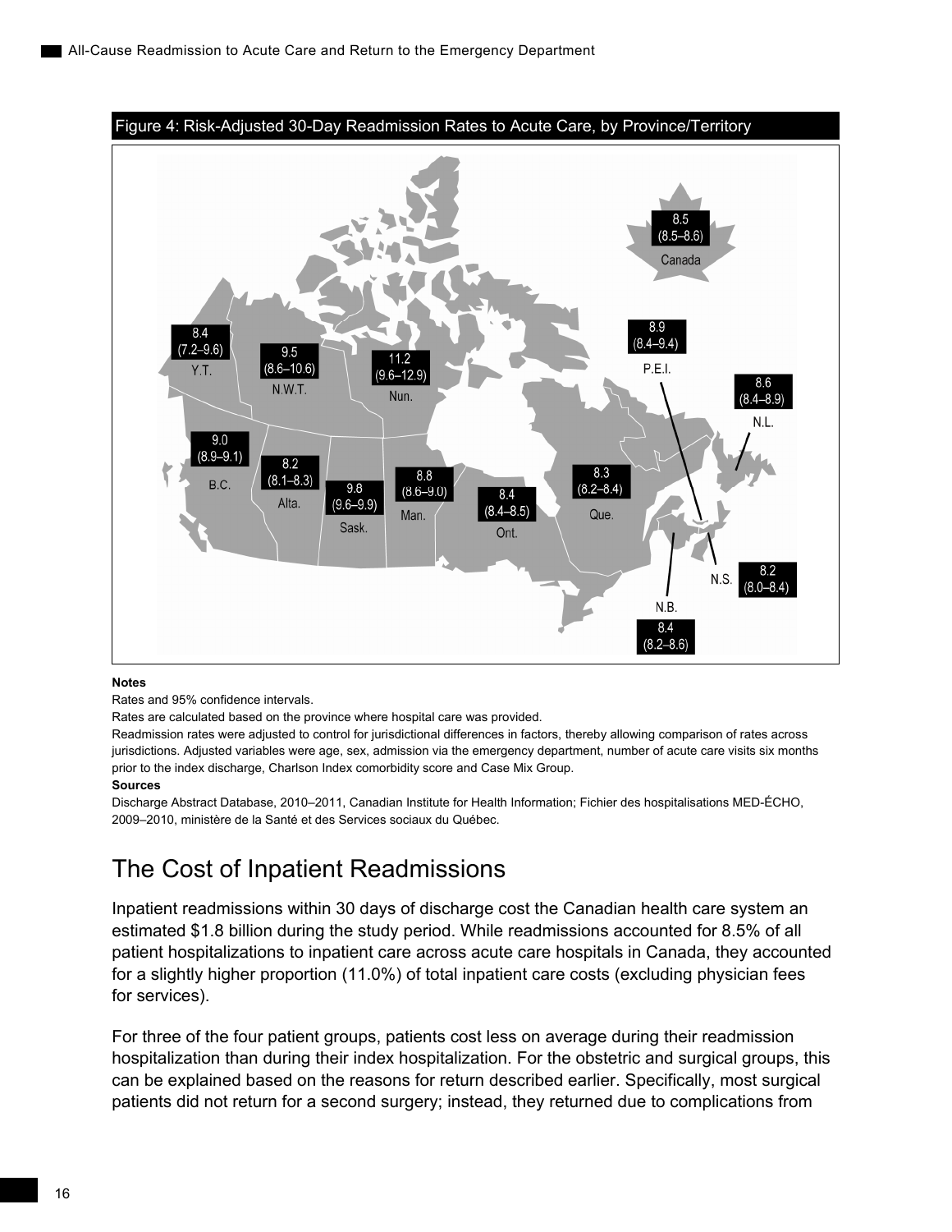Figure 4: Risk-Adjusted 30-Day Readmission Rates to Acute Care, by Province/Territory

| Province/Territory | Rate | 95% CI |
|---|---|---|
| Y.T. | 8.4 | (7.2–9.6) |
| N.W.T. | 9.5 | (8.6–10.6) |
| Nun. | 11.2 | (9.6–12.9) |
| B.C. | 9.0 | (8.9–9.1) |
| Alta. | 8.2 | (8.1–8.3) |
| Sask. | 9.8 | (9.6–9.9) |
| Man. | 8.8 | (8.6–9.0) |
| Ont. | 8.4 | (8.4–8.5) |
| Que. | 8.3 | (8.2–8.4) |
| N.B. | 8.4 | (8.2–8.6) |
| N.S. | 8.2 | (8.0–8.4) |
| P.E.I. | 8.9 | (8.4–9.4) |
| N.L. | 8.6 | (8.4–8.9) |
| Canada | 8.5 | (8.5–8.6) |

**Notes**

Rates and 95% confidence intervals.

Rates are calculated based on the province where hospital care was provided.

Readmission rates were adjusted to control for jurisdictional differences in factors, thereby allowing comparison of rates across jurisdictions. Adjusted variables were age, sex, admission via the emergency department, number of acute care visits six months prior to the index discharge, Charlson Index comorbidity score and Case Mix Group.

**Sources**

Discharge Abstract Database, 2010–2011, Canadian Institute for Health Information; Fichier des hospitalisations MED-ÉCHO, 2009–2010, ministère de la Santé et des Services sociaux du Québec.

# The Cost of Inpatient Readmissions

Inpatient readmissions within 30 days of discharge cost the Canadian health care system an estimated $1.8 billion during the study period. While readmissions accounted for 8.5% of all patient hospitalizations to inpatient care across acute care hospitals in Canada, they accounted for a slightly higher proportion (11.0%) of total inpatient care costs (excluding physician fees for services).

For three of the four patient groups, patients cost less on average during their readmission hospitalization than during their index hospitalization. For the obstetric and surgical groups, this can be explained based on the reasons for return described earlier. Specifically, most surgical patients did not return for a second surgery; instead, they returned due to complications from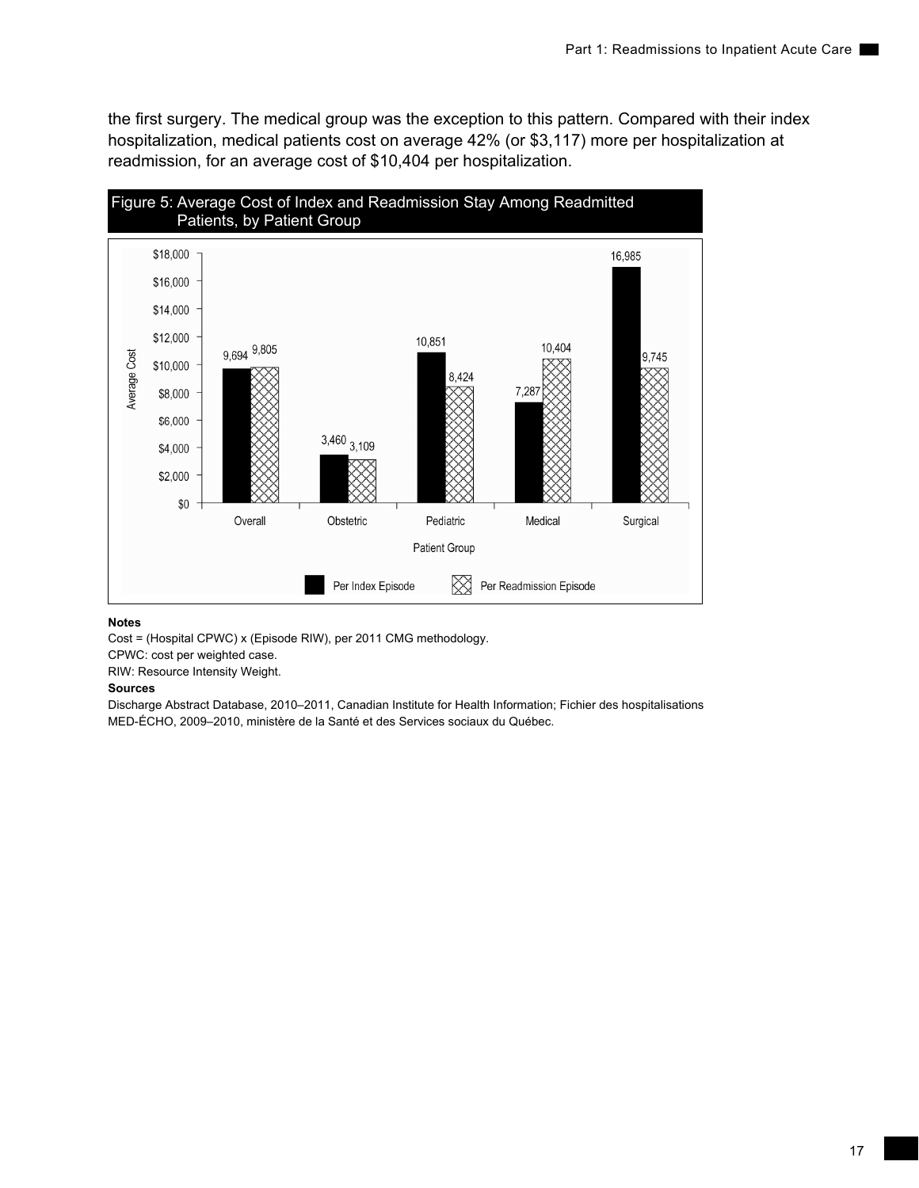the first surgery. The medical group was the exception to this pattern. Compared with their index hospitalization, medical patients cost on average 42% (or $3,117) more per hospitalization at readmission, for an average cost of $10,404 per hospitalization.

Figure 5: Average Cost of Index and Readmission Stay Among Readmitted Patients, by Patient Group

| Patient Group | Per Index Episode | Per Readmission Episode |
| --- | --- | --- |
| Overall | 9,694 | 9,805 |
| Obstetric | 3,460 | 3,109 |
| Pediatric | 10,851 | 8,424 |
| Medical | 7,287 | 10,404 |
| Surgical | 16,985 | 9,745 |

**Notes**

Cost = (Hospital CPWC) x (Episode RIW), per 2011 CMG methodology.

CPWC: cost per weighted case.

RIW: Resource Intensity Weight.

**Sources**

Discharge Abstract Database, 2010–2011, Canadian Institute for Health Information; Fichier des hospitalisations MED-ÉCHO, 2009–2010, ministère de la Santé et des Services sociaux du Québec.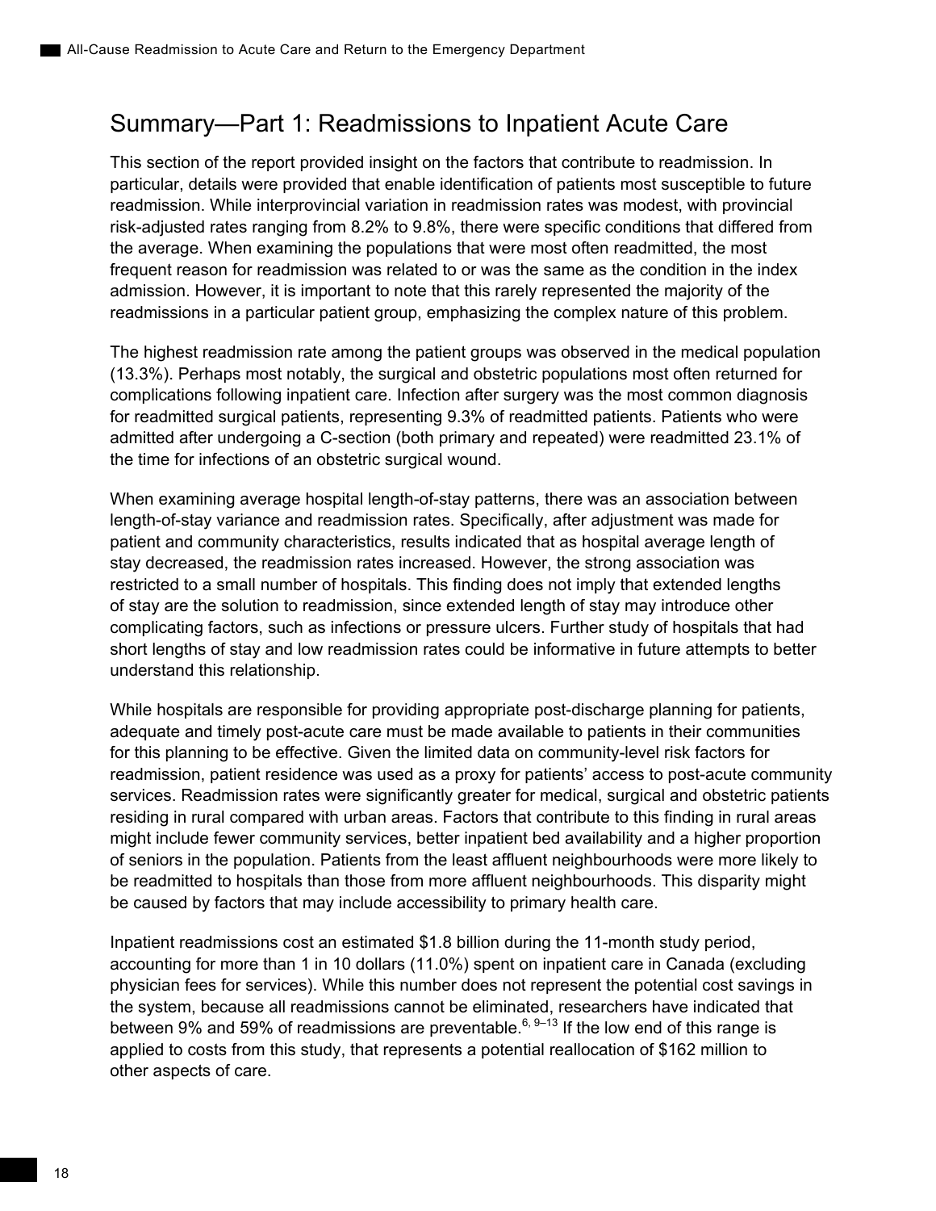## Summary—Part 1: Readmissions to Inpatient Acute Care

This section of the report provided insight on the factors that contribute to readmission. In particular, details were provided that enable identification of patients most susceptible to future readmission. While interprovincial variation in readmission rates was modest, with provincial risk-adjusted rates ranging from 8.2% to 9.8%, there were specific conditions that differed from the average. When examining the populations that were most often readmitted, the most frequent reason for readmission was related to or was the same as the condition in the index admission. However, it is important to note that this rarely represented the majority of the readmissions in a particular patient group, emphasizing the complex nature of this problem.

The highest readmission rate among the patient groups was observed in the medical population (13.3%). Perhaps most notably, the surgical and obstetric populations most often returned for complications following inpatient care. Infection after surgery was the most common diagnosis for readmitted surgical patients, representing 9.3% of readmitted patients. Patients who were admitted after undergoing a C-section (both primary and repeated) were readmitted 23.1% of the time for infections of an obstetric surgical wound.

When examining average hospital length-of-stay patterns, there was an association between length-of-stay variance and readmission rates. Specifically, after adjustment was made for patient and community characteristics, results indicated that as hospital average length of stay decreased, the readmission rates increased. However, the strong association was restricted to a small number of hospitals. This finding does not imply that extended lengths of stay are the solution to readmission, since extended length of stay may introduce other complicating factors, such as infections or pressure ulcers. Further study of hospitals that had short lengths of stay and low readmission rates could be informative in future attempts to better understand this relationship.

While hospitals are responsible for providing appropriate post-discharge planning for patients, adequate and timely post-acute care must be made available to patients in their communities for this planning to be effective. Given the limited data on community-level risk factors for readmission, patient residence was used as a proxy for patients' access to post-acute community services. Readmission rates were significantly greater for medical, surgical and obstetric patients residing in rural compared with urban areas. Factors that contribute to this finding in rural areas might include fewer community services, better inpatient bed availability and a higher proportion of seniors in the population. Patients from the least affluent neighbourhoods were more likely to be readmitted to hospitals than those from more affluent neighbourhoods. This disparity might be caused by factors that may include accessibility to primary health care.

Inpatient readmissions cost an estimated $1.8 billion during the 11-month study period, accounting for more than 1 in 10 dollars (11.0%) spent on inpatient care in Canada (excluding physician fees for services). While this number does not represent the potential cost savings in the system, because all readmissions cannot be eliminated, researchers have indicated that between 9% and 59% of readmissions are preventable.[6, 9–13] If the low end of this range is applied to costs from this study, that represents a potential reallocation of $162 million to other aspects of care.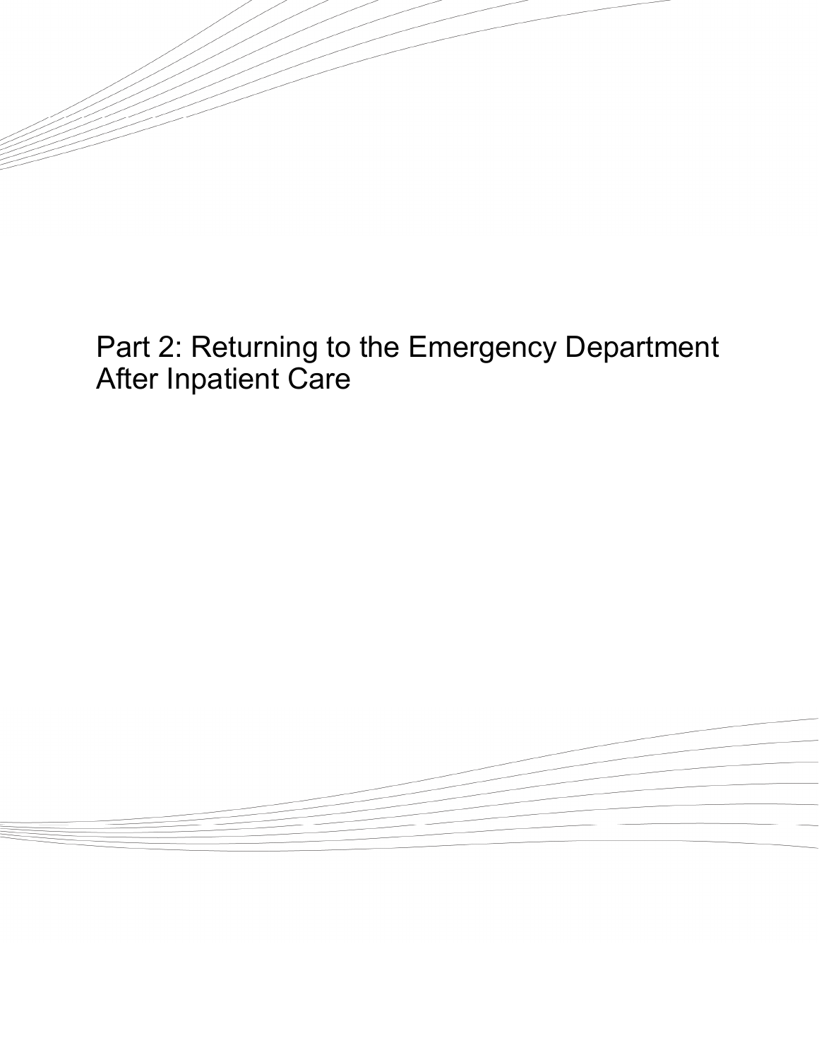# Part 2: Returning to the Emergency Department After Inpatient Care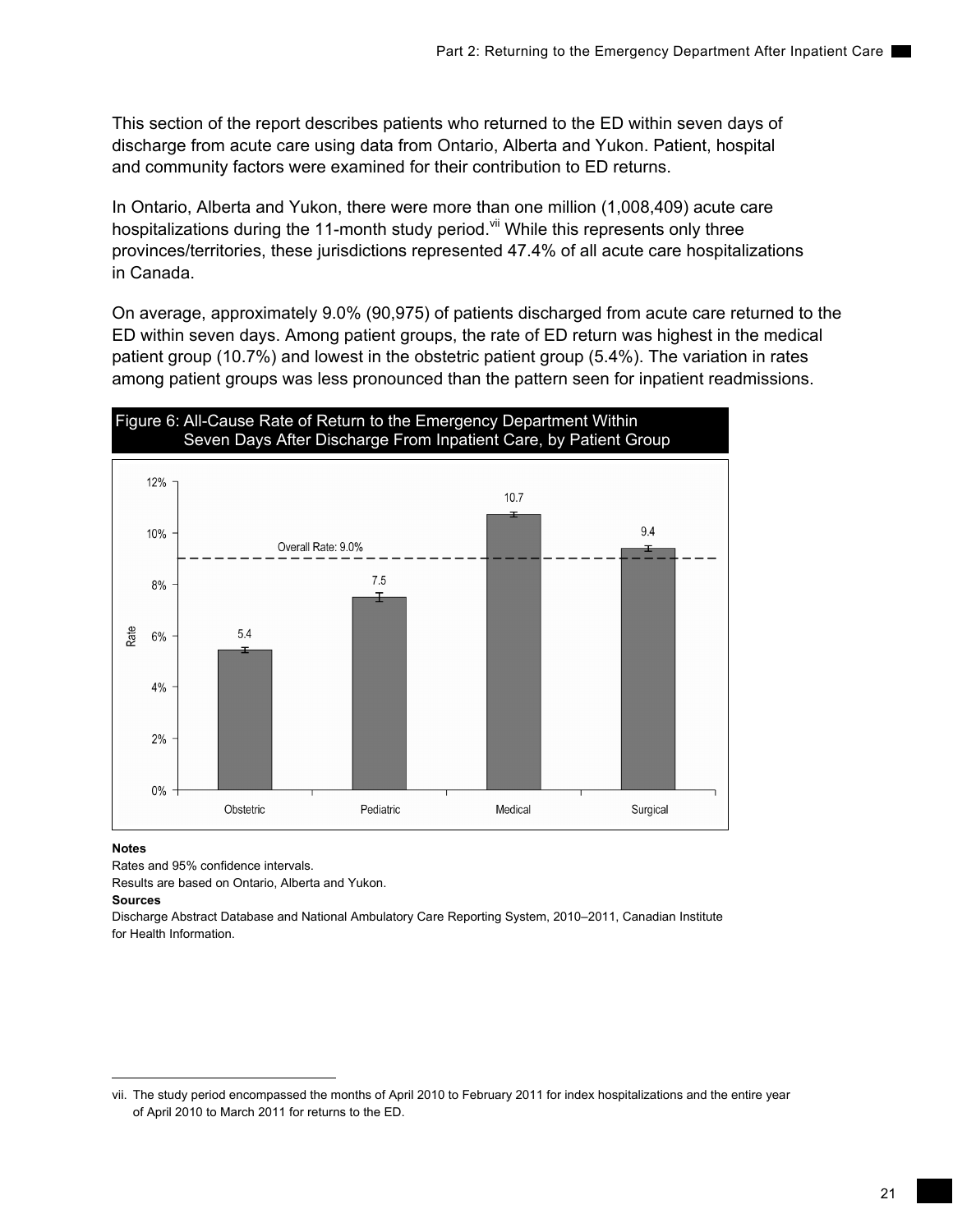This section of the report describes patients who returned to the ED within seven days of discharge from acute care using data from Ontario, Alberta and Yukon. Patient, hospital and community factors were examined for their contribution to ED returns.

In Ontario, Alberta and Yukon, there were more than one million (1,008,409) acute care hospitalizations during the 11-month study period.[vii] While this represents only three provinces/territories, these jurisdictions represented 47.4% of all acute care hospitalizations in Canada.

On average, approximately 9.0% (90,975) of patients discharged from acute care returned to the ED within seven days. Among patient groups, the rate of ED return was highest in the medical patient group (10.7%) and lowest in the obstetric patient group (5.4%). The variation in rates among patient groups was less pronounced than the pattern seen for inpatient readmissions.

**Figure 6: All-Cause Rate of Return to the Emergency Department Within Seven Days After Discharge From Inpatient Care, by Patient Group**

| Patient Group | Rate (%) |
|---|---|
| Obstetric | 5.4 |
| Pediatric | 7.5 |
| Medical | 10.7 |
| Surgical | 9.4 |

Overall Rate: 9.0%

**Notes**

Rates and 95% confidence intervals.

Results are based on Ontario, Alberta and Yukon.

**Sources**

Discharge Abstract Database and National Ambulatory Care Reporting System, 2010–2011, Canadian Institute for Health Information.

---

vii. The study period encompassed the months of April 2010 to February 2011 for index hospitalizations and the entire year of April 2010 to March 2011 for returns to the ED.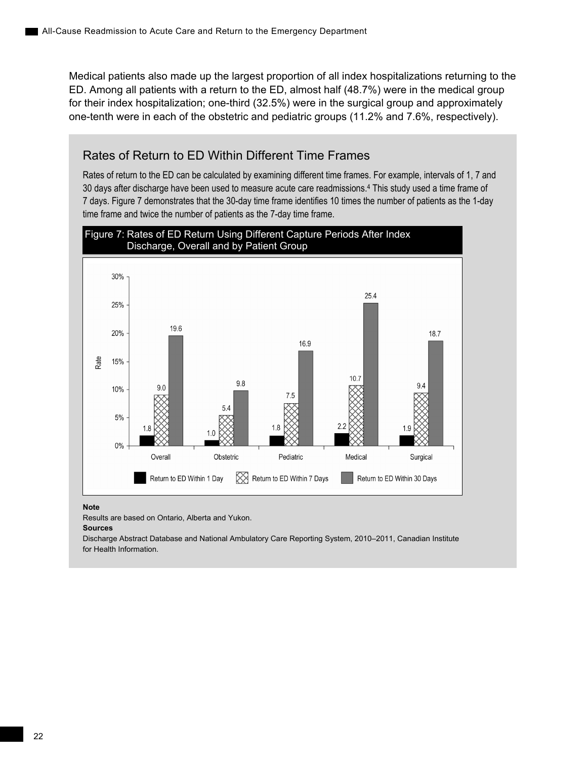Medical patients also made up the largest proportion of all index hospitalizations returning to the ED. Among all patients with a return to the ED, almost half (48.7%) were in the medical group for their index hospitalization; one-third (32.5%) were in the surgical group and approximately one-tenth were in each of the obstetric and pediatric groups (11.2% and 7.6%, respectively).

## Rates of Return to ED Within Different Time Frames

Rates of return to the ED can be calculated by examining different time frames. For example, intervals of 1, 7 and 30 days after discharge have been used to measure acute care readmissions.[4] This study used a time frame of 7 days. Figure 7 demonstrates that the 30-day time frame identifies 10 times the number of patients as the 1-day time frame and twice the number of patients as the 7-day time frame.

**Figure 7: Rates of ED Return Using Different Capture Periods After Index Discharge, Overall and by Patient Group**

| Rate | Return to ED Within 1 Day | Return to ED Within 7 Days | Return to ED Within 30 Days |
|---|---|---|---|
| Overall | 1.8 | 9.0 | 19.6 |
| Obstetric | 1.0 | 5.4 | 9.8 |
| Pediatric | 1.8 | 7.5 | 16.9 |
| Medical | 2.2 | 10.7 | 25.4 |
| Surgical | 1.9 | 9.4 | 18.7 |

**Note**

Results are based on Ontario, Alberta and Yukon.

**Sources**

Discharge Abstract Database and National Ambulatory Care Reporting System, 2010–2011, Canadian Institute for Health Information.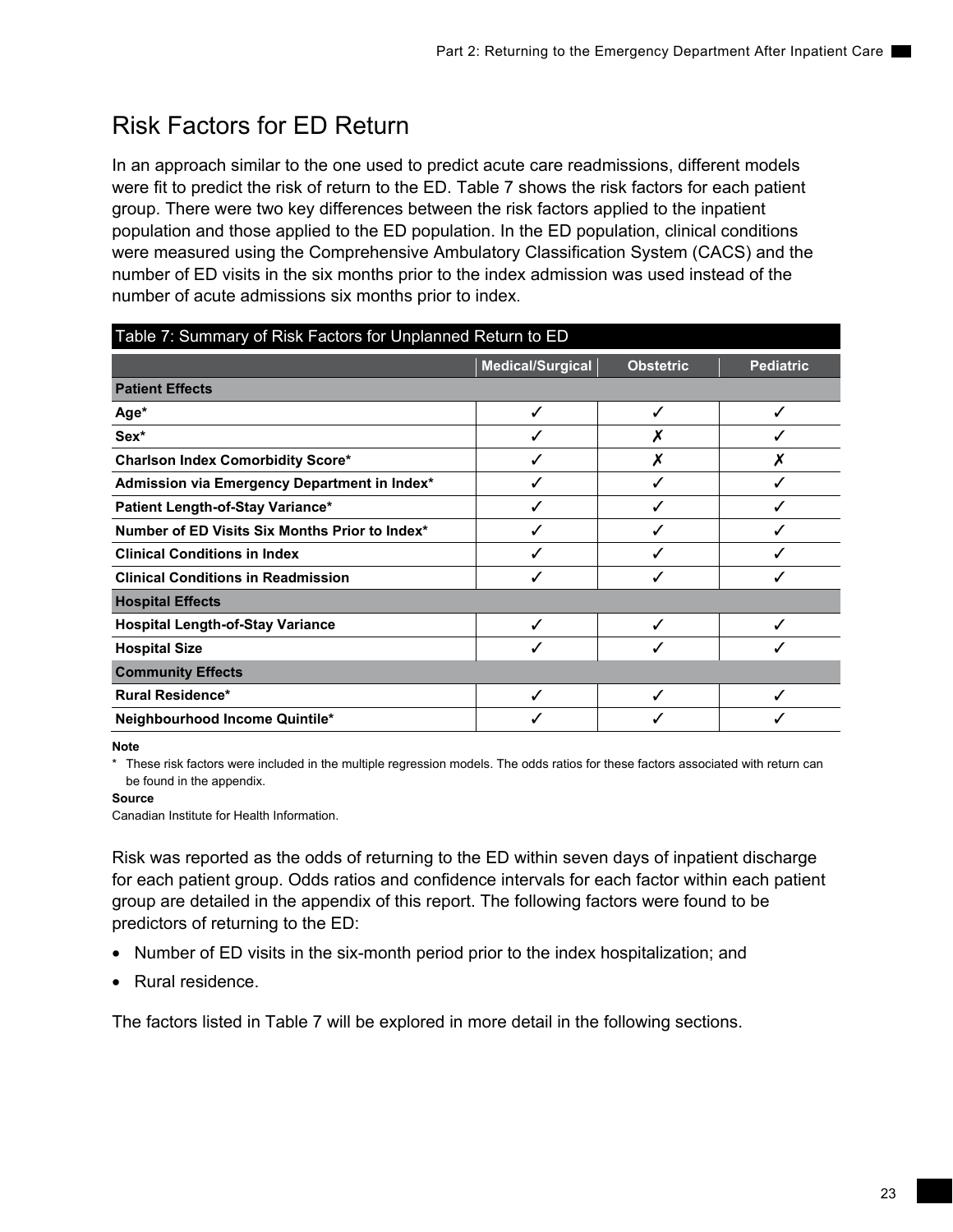## Risk Factors for ED Return

In an approach similar to the one used to predict acute care readmissions, different models were fit to predict the risk of return to the ED. Table 7 shows the risk factors for each patient group. There were two key differences between the risk factors applied to the inpatient population and those applied to the ED population. In the ED population, clinical conditions were measured using the Comprehensive Ambulatory Classification System (CACS) and the number of ED visits in the six months prior to the index admission was used instead of the number of acute admissions six months prior to index.

Table 7: Summary of Risk Factors for Unplanned Return to ED

| | Medical/Surgical | Obstetric | Pediatric |
|---|---|---|---|
| **Patient Effects** | | | |
| **Age*** | ✓ | ✓ | ✓ |
| **Sex*** | ✓ | ✗ | ✓ |
| **Charlson Index Comorbidity Score*** | ✓ | ✗ | ✗ |
| **Admission via Emergency Department in Index*** | ✓ | ✓ | ✓ |
| **Patient Length-of-Stay Variance*** | ✓ | ✓ | ✓ |
| **Number of ED Visits Six Months Prior to Index*** | ✓ | ✓ | ✓ |
| **Clinical Conditions in Index** | ✓ | ✓ | ✓ |
| **Clinical Conditions in Readmission** | ✓ | ✓ | ✓ |
| **Hospital Effects** | | | |
| **Hospital Length-of-Stay Variance** | ✓ | ✓ | ✓ |
| **Hospital Size** | ✓ | ✓ | ✓ |
| **Community Effects** | | | |
| **Rural Residence*** | ✓ | ✓ | ✓ |
| **Neighbourhood Income Quintile*** | ✓ | ✓ | ✓ |

**Note**

* These risk factors were included in the multiple regression models. The odds ratios for these factors associated with return can be found in the appendix.

**Source**

Canadian Institute for Health Information.

Risk was reported as the odds of returning to the ED within seven days of inpatient discharge for each patient group. Odds ratios and confidence intervals for each factor within each patient group are detailed in the appendix of this report. The following factors were found to be predictors of returning to the ED:

- Number of ED visits in the six-month period prior to the index hospitalization; and
- Rural residence.

The factors listed in Table 7 will be explored in more detail in the following sections.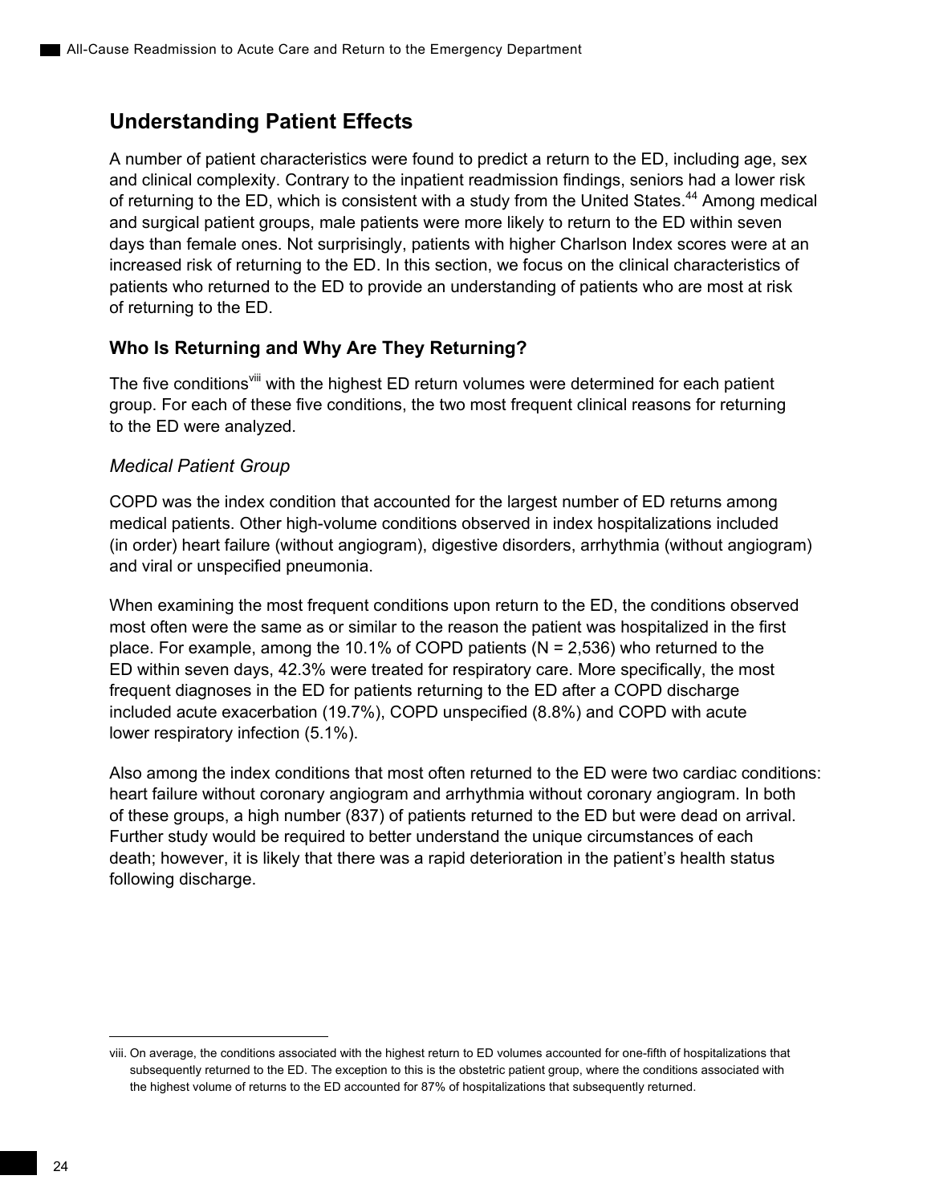## Understanding Patient Effects

A number of patient characteristics were found to predict a return to the ED, including age, sex and clinical complexity. Contrary to the inpatient readmission findings, seniors had a lower risk of returning to the ED, which is consistent with a study from the United States.[44] Among medical and surgical patient groups, male patients were more likely to return to the ED within seven days than female ones. Not surprisingly, patients with higher Charlson Index scores were at an increased risk of returning to the ED. In this section, we focus on the clinical characteristics of patients who returned to the ED to provide an understanding of patients who are most at risk of returning to the ED.

### Who Is Returning and Why Are They Returning?

The five conditions[viii] with the highest ED return volumes were determined for each patient group. For each of these five conditions, the two most frequent clinical reasons for returning to the ED were analyzed.

#### *Medical Patient Group*

COPD was the index condition that accounted for the largest number of ED returns among medical patients. Other high-volume conditions observed in index hospitalizations included (in order) heart failure (without angiogram), digestive disorders, arrhythmia (without angiogram) and viral or unspecified pneumonia.

When examining the most frequent conditions upon return to the ED, the conditions observed most often were the same as or similar to the reason the patient was hospitalized in the first place. For example, among the 10.1% of COPD patients (N = 2,536) who returned to the ED within seven days, 42.3% were treated for respiratory care. More specifically, the most frequent diagnoses in the ED for patients returning to the ED after a COPD discharge included acute exacerbation (19.7%), COPD unspecified (8.8%) and COPD with acute lower respiratory infection (5.1%).

Also among the index conditions that most often returned to the ED were two cardiac conditions: heart failure without coronary angiogram and arrhythmia without coronary angiogram. In both of these groups, a high number (837) of patients returned to the ED but were dead on arrival. Further study would be required to better understand the unique circumstances of each death; however, it is likely that there was a rapid deterioration in the patient's health status following discharge.

---

viii. On average, the conditions associated with the highest return to ED volumes accounted for one-fifth of hospitalizations that subsequently returned to the ED. The exception to this is the obstetric patient group, where the conditions associated with the highest volume of returns to the ED accounted for 87% of hospitalizations that subsequently returned.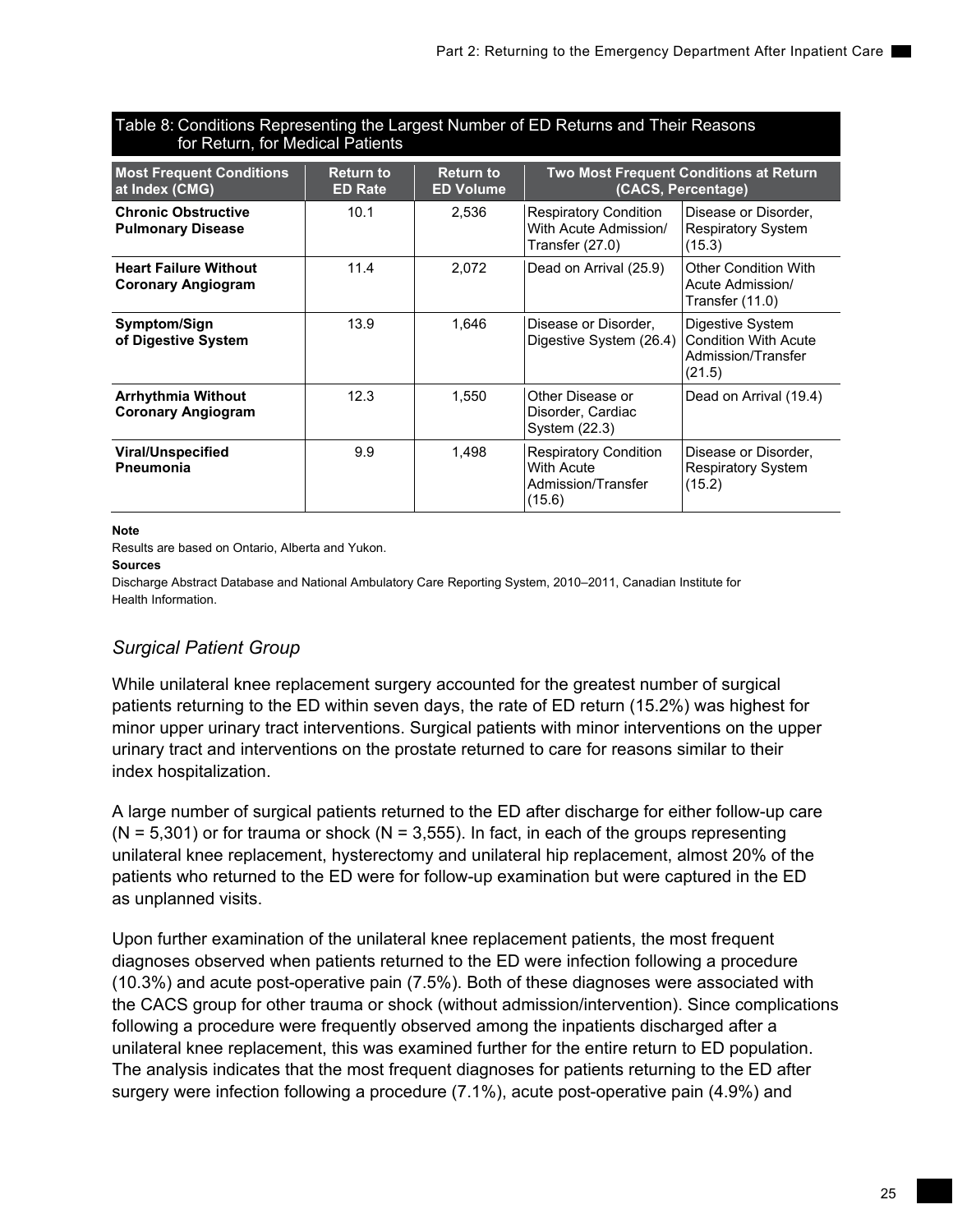Table 8: Conditions Representing the Largest Number of ED Returns and Their Reasons for Return, for Medical Patients

| Most Frequent Conditions at Index (CMG) | Return to ED Rate | Return to ED Volume | Two Most Frequent Conditions at Return (CACS, Percentage) | |
|---|---|---|---|---|
| **Chronic Obstructive Pulmonary Disease** | 10.1 | 2,536 | Respiratory Condition With Acute Admission/ Transfer (27.0) | Disease or Disorder, Respiratory System (15.3) |
| **Heart Failure Without Coronary Angiogram** | 11.4 | 2,072 | Dead on Arrival (25.9) | Other Condition With Acute Admission/ Transfer (11.0) |
| **Symptom/Sign of Digestive System** | 13.9 | 1,646 | Disease or Disorder, Digestive System (26.4) | Digestive System Condition With Acute Admission/Transfer (21.5) |
| **Arrhythmia Without Coronary Angiogram** | 12.3 | 1,550 | Other Disease or Disorder, Cardiac System (22.3) | Dead on Arrival (19.4) |
| **Viral/Unspecified Pneumonia** | 9.9 | 1,498 | Respiratory Condition With Acute Admission/Transfer (15.6) | Disease or Disorder, Respiratory System (15.2) |

**Note**

Results are based on Ontario, Alberta and Yukon.

**Sources**

Discharge Abstract Database and National Ambulatory Care Reporting System, 2010–2011, Canadian Institute for Health Information.

### *Surgical Patient Group*

While unilateral knee replacement surgery accounted for the greatest number of surgical patients returning to the ED within seven days, the rate of ED return (15.2%) was highest for minor upper urinary tract interventions. Surgical patients with minor interventions on the upper urinary tract and interventions on the prostate returned to care for reasons similar to their index hospitalization.

A large number of surgical patients returned to the ED after discharge for either follow-up care (N = 5,301) or for trauma or shock (N = 3,555). In fact, in each of the groups representing unilateral knee replacement, hysterectomy and unilateral hip replacement, almost 20% of the patients who returned to the ED were for follow-up examination but were captured in the ED as unplanned visits.

Upon further examination of the unilateral knee replacement patients, the most frequent diagnoses observed when patients returned to the ED were infection following a procedure (10.3%) and acute post-operative pain (7.5%). Both of these diagnoses were associated with the CACS group for other trauma or shock (without admission/intervention). Since complications following a procedure were frequently observed among the inpatients discharged after a unilateral knee replacement, this was examined further for the entire return to ED population. The analysis indicates that the most frequent diagnoses for patients returning to the ED after surgery were infection following a procedure (7.1%), acute post-operative pain (4.9%) and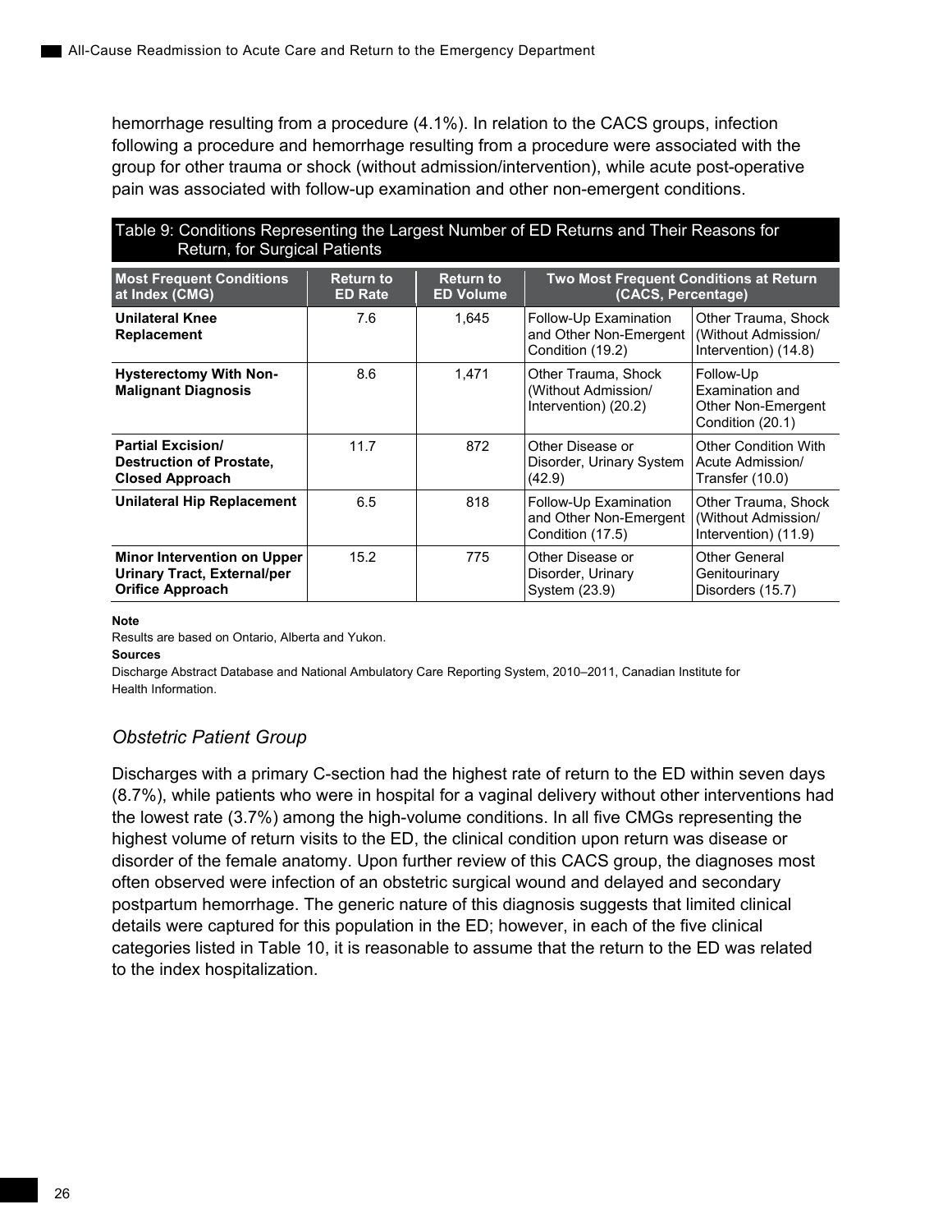hemorrhage resulting from a procedure (4.1%). In relation to the CACS groups, infection following a procedure and hemorrhage resulting from a procedure were associated with the group for other trauma or shock (without admission/intervention), while acute post-operative pain was associated with follow-up examination and other non-emergent conditions.

Table 9: Conditions Representing the Largest Number of ED Returns and Their Reasons for Return, for Surgical Patients

| Most Frequent Conditions at Index (CMG) | Return to ED Rate | Return to ED Volume | Two Most Frequent Conditions at Return (CACS, Percentage) | |
|---|---|---|---|---|
| **Unilateral Knee Replacement** | 7.6 | 1,645 | Follow-Up Examination and Other Non-Emergent Condition (19.2) | Other Trauma, Shock (Without Admission/ Intervention) (14.8) |
| **Hysterectomy With Non-Malignant Diagnosis** | 8.6 | 1,471 | Other Trauma, Shock (Without Admission/ Intervention) (20.2) | Follow-Up Examination and Other Non-Emergent Condition (20.1) |
| **Partial Excision/ Destruction of Prostate, Closed Approach** | 11.7 | 872 | Other Disease or Disorder, Urinary System (42.9) | Other Condition With Acute Admission/ Transfer (10.0) |
| **Unilateral Hip Replacement** | 6.5 | 818 | Follow-Up Examination and Other Non-Emergent Condition (17.5) | Other Trauma, Shock (Without Admission/ Intervention) (11.9) |
| **Minor Intervention on Upper Urinary Tract, External/per Orifice Approach** | 15.2 | 775 | Other Disease or Disorder, Urinary System (23.9) | Other General Genitourinary Disorders (15.7) |

**Note**

Results are based on Ontario, Alberta and Yukon.

**Sources**

Discharge Abstract Database and National Ambulatory Care Reporting System, 2010–2011, Canadian Institute for Health Information.

### *Obstetric Patient Group*

Discharges with a primary C-section had the highest rate of return to the ED within seven days (8.7%), while patients who were in hospital for a vaginal delivery without other interventions had the lowest rate (3.7%) among the high-volume conditions. In all five CMGs representing the highest volume of return visits to the ED, the clinical condition upon return was disease or disorder of the female anatomy. Upon further review of this CACS group, the diagnoses most often observed were infection of an obstetric surgical wound and delayed and secondary postpartum hemorrhage. The generic nature of this diagnosis suggests that limited clinical details were captured for this population in the ED; however, in each of the five clinical categories listed in Table 10, it is reasonable to assume that the return to the ED was related to the index hospitalization.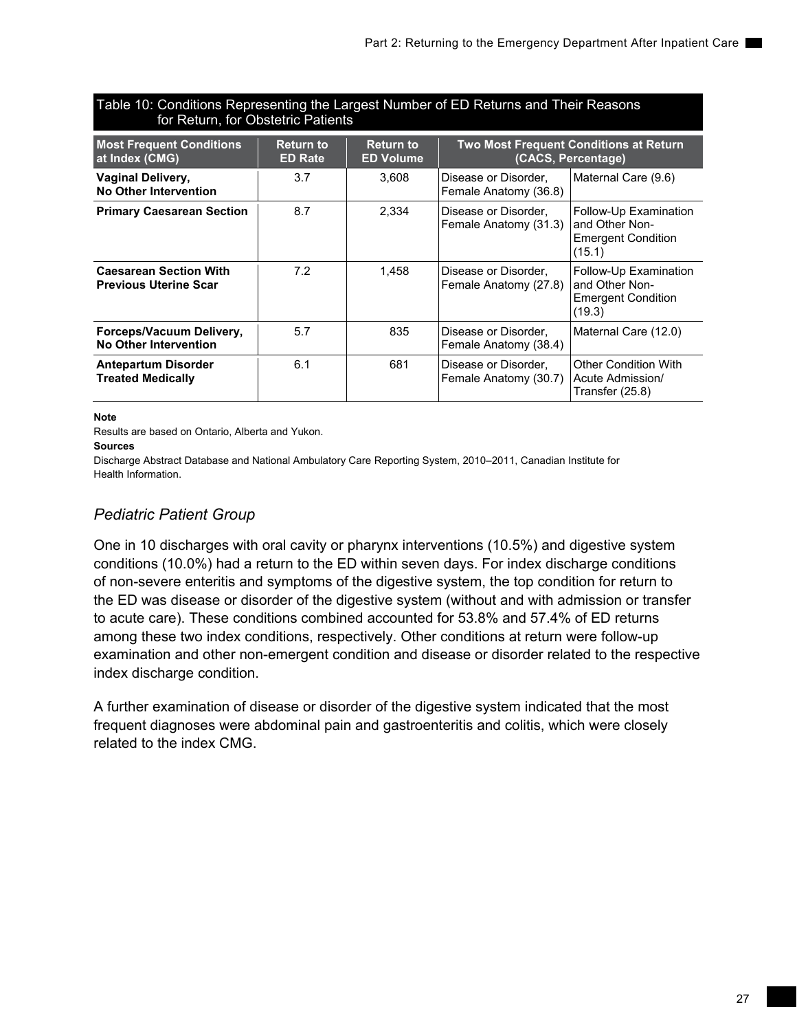Table 10: Conditions Representing the Largest Number of ED Returns and Their Reasons for Return, for Obstetric Patients

| Most Frequent Conditions at Index (CMG) | Return to ED Rate | Return to ED Volume | Two Most Frequent Conditions at Return (CACS, Percentage) | |
|---|---|---|---|---|
| **Vaginal Delivery, No Other Intervention** | 3.7 | 3,608 | Disease or Disorder, Female Anatomy (36.8) | Maternal Care (9.6) |
| **Primary Caesarean Section** | 8.7 | 2,334 | Disease or Disorder, Female Anatomy (31.3) | Follow-Up Examination and Other Non-Emergent Condition (15.1) |
| **Caesarean Section With Previous Uterine Scar** | 7.2 | 1,458 | Disease or Disorder, Female Anatomy (27.8) | Follow-Up Examination and Other Non-Emergent Condition (19.3) |
| **Forceps/Vacuum Delivery, No Other Intervention** | 5.7 | 835 | Disease or Disorder, Female Anatomy (38.4) | Maternal Care (12.0) |
| **Antepartum Disorder Treated Medically** | 6.1 | 681 | Disease or Disorder, Female Anatomy (30.7) | Other Condition With Acute Admission/ Transfer (25.8) |

**Note**

Results are based on Ontario, Alberta and Yukon.

**Sources**

Discharge Abstract Database and National Ambulatory Care Reporting System, 2010–2011, Canadian Institute for Health Information.

### *Pediatric Patient Group*

One in 10 discharges with oral cavity or pharynx interventions (10.5%) and digestive system conditions (10.0%) had a return to the ED within seven days. For index discharge conditions of non-severe enteritis and symptoms of the digestive system, the top condition for return to the ED was disease or disorder of the digestive system (without and with admission or transfer to acute care). These conditions combined accounted for 53.8% and 57.4% of ED returns among these two index conditions, respectively. Other conditions at return were follow-up examination and other non-emergent condition and disease or disorder related to the respective index discharge condition.

A further examination of disease or disorder of the digestive system indicated that the most frequent diagnoses were abdominal pain and gastroenteritis and colitis, which were closely related to the index CMG.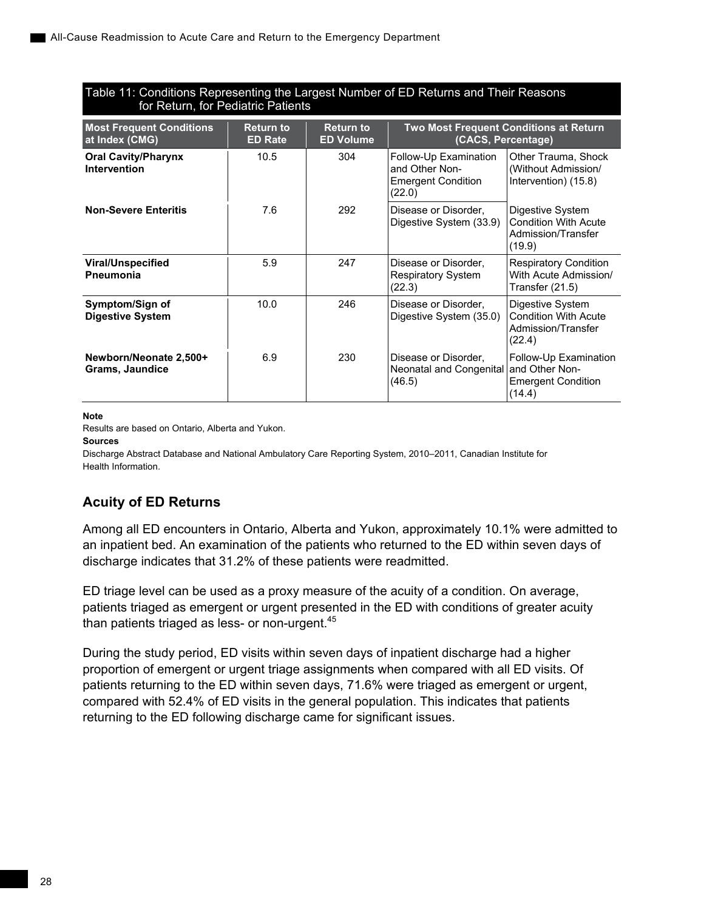Table 11: Conditions Representing the Largest Number of ED Returns and Their Reasons for Return, for Pediatric Patients

| Most Frequent Conditions at Index (CMG) | Return to ED Rate | Return to ED Volume | Two Most Frequent Conditions at Return (CACS, Percentage) | |
|---|---|---|---|---|
| **Oral Cavity/Pharynx Intervention** | 10.5 | 304 | Follow-Up Examination and Other Non-Emergent Condition (22.0) | Other Trauma, Shock (Without Admission/ Intervention) (15.8) |
| **Non-Severe Enteritis** | 7.6 | 292 | Disease or Disorder, Digestive System (33.9) | Digestive System Condition With Acute Admission/Transfer (19.9) |
| **Viral/Unspecified Pneumonia** | 5.9 | 247 | Disease or Disorder, Respiratory System (22.3) | Respiratory Condition With Acute Admission/ Transfer (21.5) |
| **Symptom/Sign of Digestive System** | 10.0 | 246 | Disease or Disorder, Digestive System (35.0) | Digestive System Condition With Acute Admission/Transfer (22.4) |
| **Newborn/Neonate 2,500+ Grams, Jaundice** | 6.9 | 230 | Disease or Disorder, Neonatal and Congenital (46.5) | Follow-Up Examination and Other Non-Emergent Condition (14.4) |

**Note**

Results are based on Ontario, Alberta and Yukon.

**Sources**

Discharge Abstract Database and National Ambulatory Care Reporting System, 2010–2011, Canadian Institute for Health Information.

### Acuity of ED Returns

Among all ED encounters in Ontario, Alberta and Yukon, approximately 10.1% were admitted to an inpatient bed. An examination of the patients who returned to the ED within seven days of discharge indicates that 31.2% of these patients were readmitted.

ED triage level can be used as a proxy measure of the acuity of a condition. On average, patients triaged as emergent or urgent presented in the ED with conditions of greater acuity than patients triaged as less- or non-urgent.[45]

During the study period, ED visits within seven days of inpatient discharge had a higher proportion of emergent or urgent triage assignments when compared with all ED visits. Of patients returning to the ED within seven days, 71.6% were triaged as emergent or urgent, compared with 52.4% of ED visits in the general population. This indicates that patients returning to the ED following discharge came for significant issues.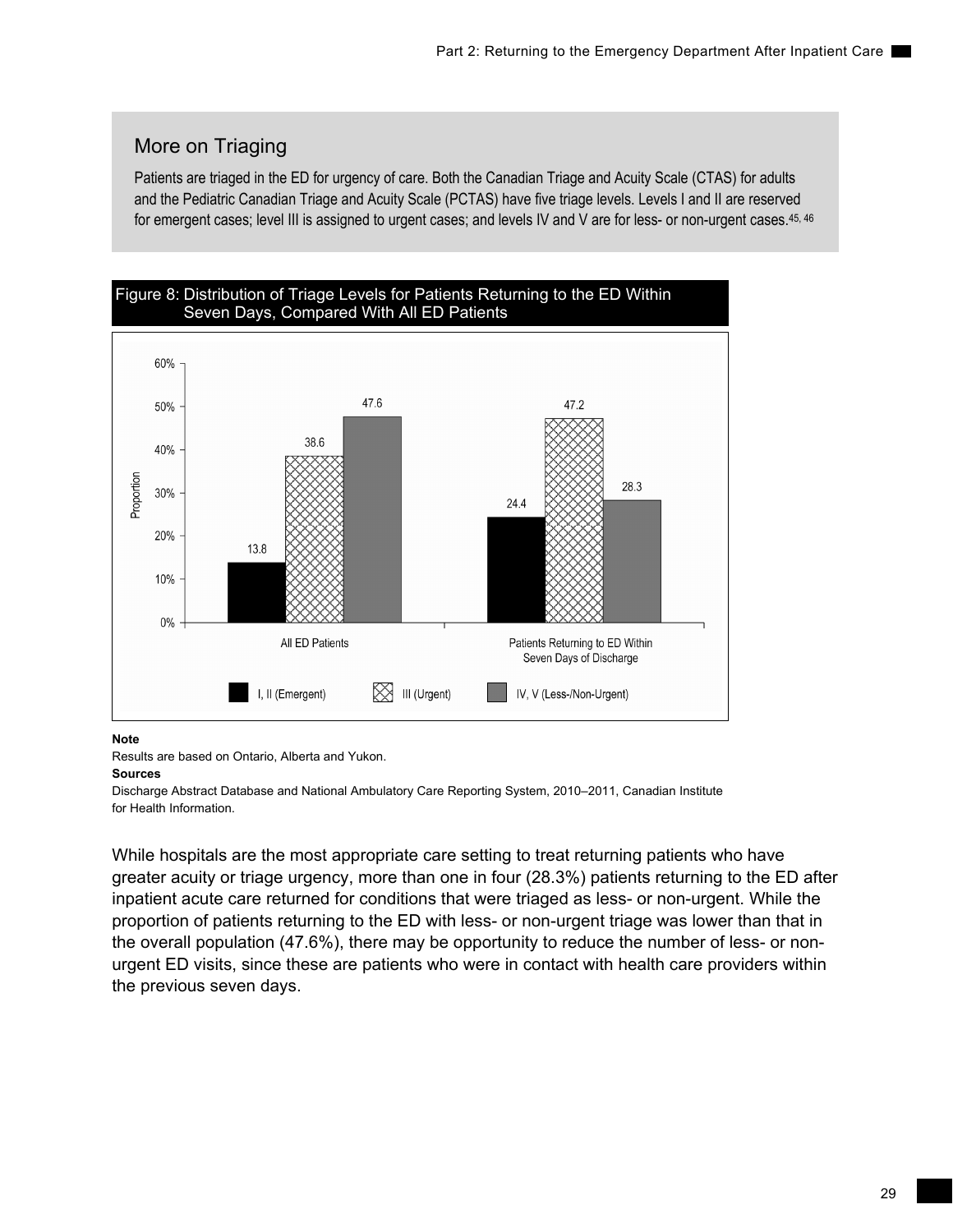## More on Triaging

Patients are triaged in the ED for urgency of care. Both the Canadian Triage and Acuity Scale (CTAS) for adults and the Pediatric Canadian Triage and Acuity Scale (PCTAS) have five triage levels. Levels I and II are reserved for emergent cases; level III is assigned to urgent cases; and levels IV and V are for less- or non-urgent cases.[45, 46]

Figure 8: Distribution of Triage Levels for Patients Returning to the ED Within Seven Days, Compared With All ED Patients

| Triage Level | All ED Patients | Patients Returning to ED Within Seven Days of Discharge |
|---|---|---|
| I, II (Emergent) | 13.8 | 24.4 |
| III (Urgent) | 38.6 | 47.2 |
| IV, V (Less-/Non-Urgent) | 47.6 | 28.3 |

**Note**

Results are based on Ontario, Alberta and Yukon.

**Sources**

Discharge Abstract Database and National Ambulatory Care Reporting System, 2010–2011, Canadian Institute for Health Information.

While hospitals are the most appropriate care setting to treat returning patients who have greater acuity or triage urgency, more than one in four (28.3%) patients returning to the ED after inpatient acute care returned for conditions that were triaged as less- or non-urgent. While the proportion of patients returning to the ED with less- or non-urgent triage was lower than that in the overall population (47.6%), there may be opportunity to reduce the number of less- or non-urgent ED visits, since these are patients who were in contact with health care providers within the previous seven days.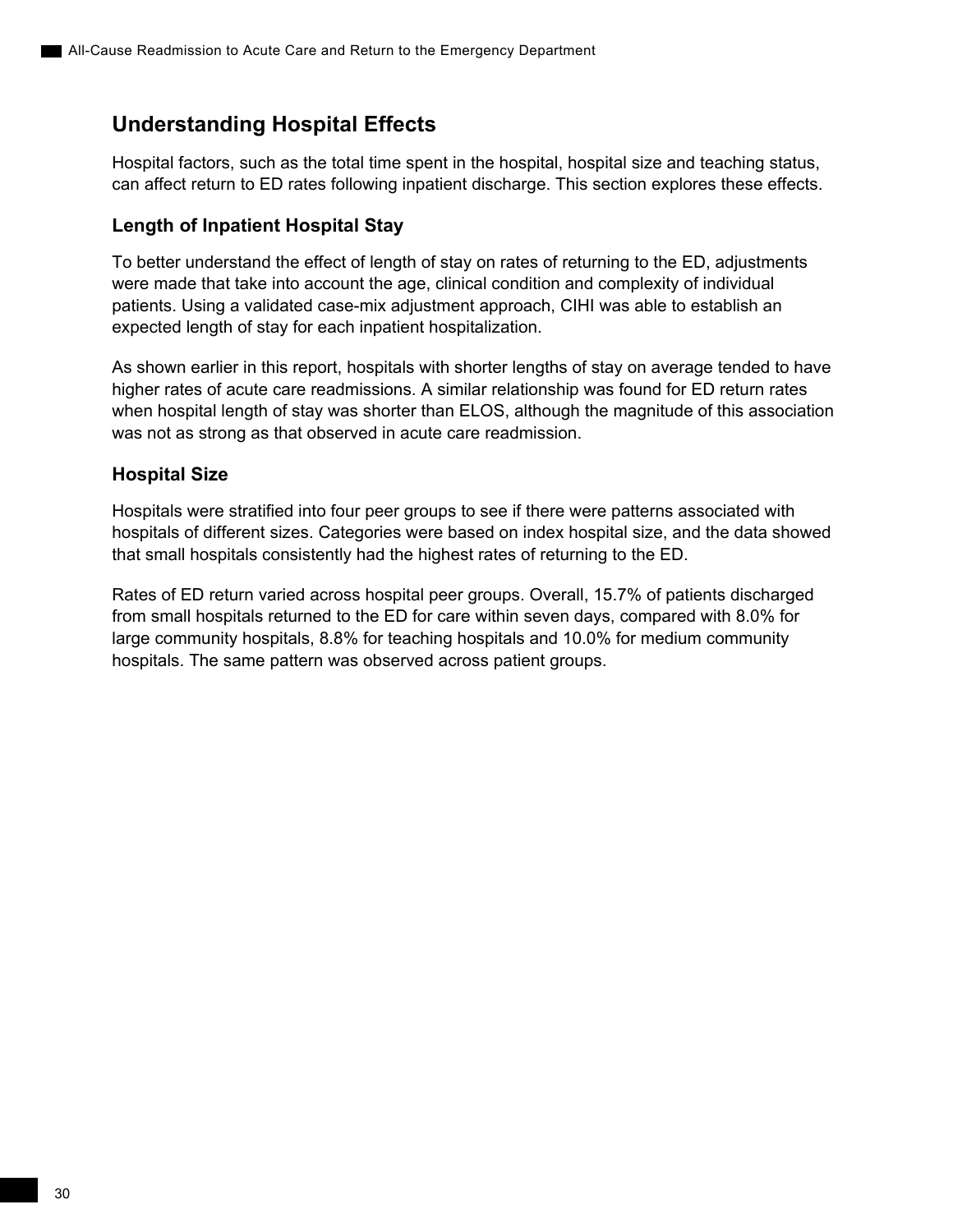## Understanding Hospital Effects

Hospital factors, such as the total time spent in the hospital, hospital size and teaching status, can affect return to ED rates following inpatient discharge. This section explores these effects.

### Length of Inpatient Hospital Stay

To better understand the effect of length of stay on rates of returning to the ED, adjustments were made that take into account the age, clinical condition and complexity of individual patients. Using a validated case-mix adjustment approach, CIHI was able to establish an expected length of stay for each inpatient hospitalization.

As shown earlier in this report, hospitals with shorter lengths of stay on average tended to have higher rates of acute care readmissions. A similar relationship was found for ED return rates when hospital length of stay was shorter than ELOS, although the magnitude of this association was not as strong as that observed in acute care readmission.

### Hospital Size

Hospitals were stratified into four peer groups to see if there were patterns associated with hospitals of different sizes. Categories were based on index hospital size, and the data showed that small hospitals consistently had the highest rates of returning to the ED.

Rates of ED return varied across hospital peer groups. Overall, 15.7% of patients discharged from small hospitals returned to the ED for care within seven days, compared with 8.0% for large community hospitals, 8.8% for teaching hospitals and 10.0% for medium community hospitals. The same pattern was observed across patient groups.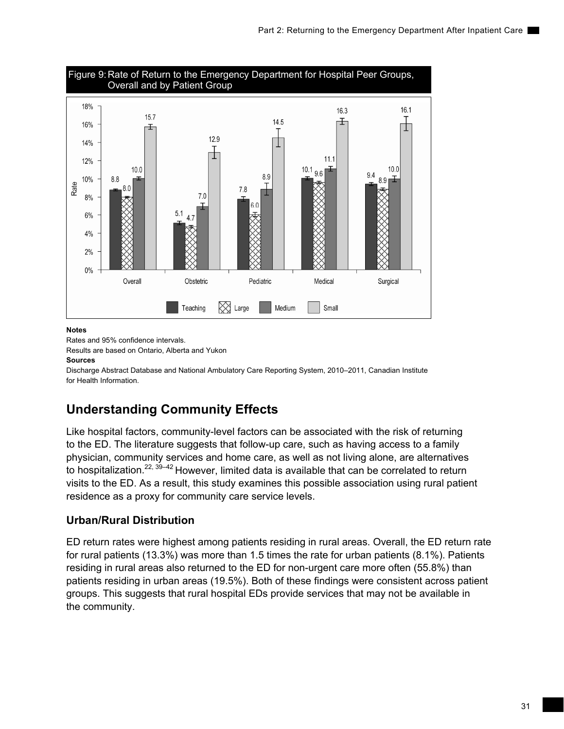Figure 9: Rate of Return to the Emergency Department for Hospital Peer Groups, Overall and by Patient Group

| | Teaching | Large | Medium | Small |
|---|---|---|---|---|
| Overall | 8.8 | 8.0 | 10.0 | 15.7 |
| Obstetric | 5.1 | 4.7 | 7.0 | 12.9 |
| Pediatric | 7.8 | 6.0 | 8.9 | 14.5 |
| Medical | 10.1 | 9.6 | 11.1 | 16.3 |
| Surgical | 9.4 | 8.9 | 10.0 | 16.1 |

**Notes**

Rates and 95% confidence intervals.

Results are based on Ontario, Alberta and Yukon

**Sources**

Discharge Abstract Database and National Ambulatory Care Reporting System, 2010–2011, Canadian Institute for Health Information.

## Understanding Community Effects

Like hospital factors, community-level factors can be associated with the risk of returning to the ED. The literature suggests that follow-up care, such as having access to a family physician, community services and home care, as well as not living alone, are alternatives to hospitalization.[22, 39–42] However, limited data is available that can be correlated to return visits to the ED. As a result, this study examines this possible association using rural patient residence as a proxy for community care service levels.

### Urban/Rural Distribution

ED return rates were highest among patients residing in rural areas. Overall, the ED return rate for rural patients (13.3%) was more than 1.5 times the rate for urban patients (8.1%). Patients residing in rural areas also returned to the ED for non-urgent care more often (55.8%) than patients residing in urban areas (19.5%). Both of these findings were consistent across patient groups. This suggests that rural hospital EDs provide services that may not be available in the community.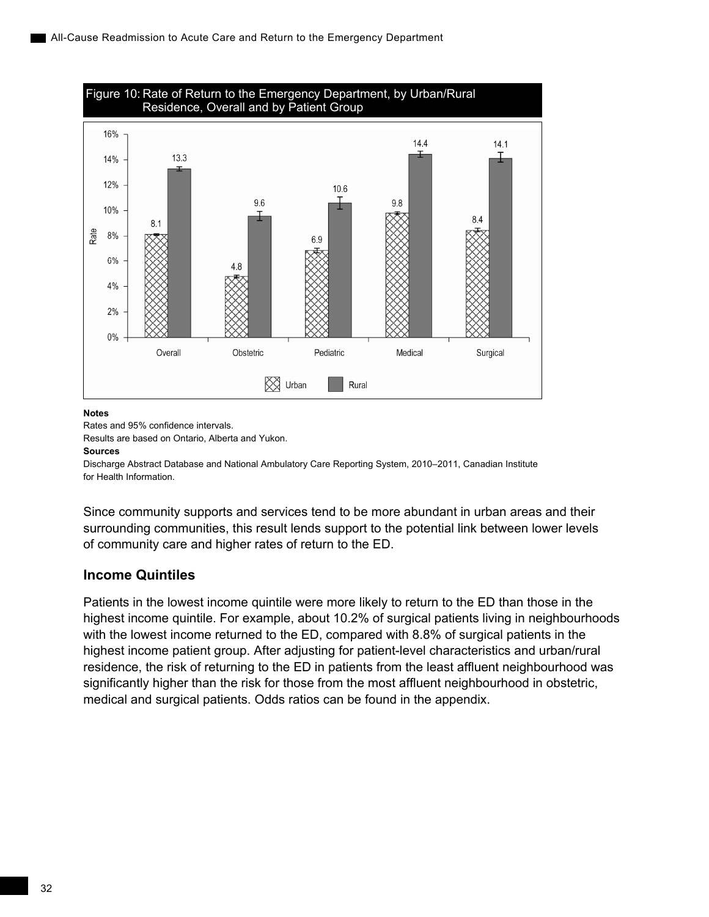Figure 10: Rate of Return to the Emergency Department, by Urban/Rural Residence, Overall and by Patient Group

| | Urban | Rural |
|---|---|---|
| Overall | 8.1 | 13.3 |
| Obstetric | 4.8 | 9.6 |
| Pediatric | 6.9 | 10.6 |
| Medical | 9.8 | 14.4 |
| Surgical | 8.4 | 14.1 |

**Notes**

Rates and 95% confidence intervals.

Results are based on Ontario, Alberta and Yukon.

**Sources**

Discharge Abstract Database and National Ambulatory Care Reporting System, 2010–2011, Canadian Institute for Health Information.

Since community supports and services tend to be more abundant in urban areas and their surrounding communities, this result lends support to the potential link between lower levels of community care and higher rates of return to the ED.

## Income Quintiles

Patients in the lowest income quintile were more likely to return to the ED than those in the highest income quintile. For example, about 10.2% of surgical patients living in neighbourhoods with the lowest income returned to the ED, compared with 8.8% of surgical patients in the highest income patient group. After adjusting for patient-level characteristics and urban/rural residence, the risk of returning to the ED in patients from the least affluent neighbourhood was significantly higher than the risk for those from the most affluent neighbourhood in obstetric, medical and surgical patients. Odds ratios can be found in the appendix.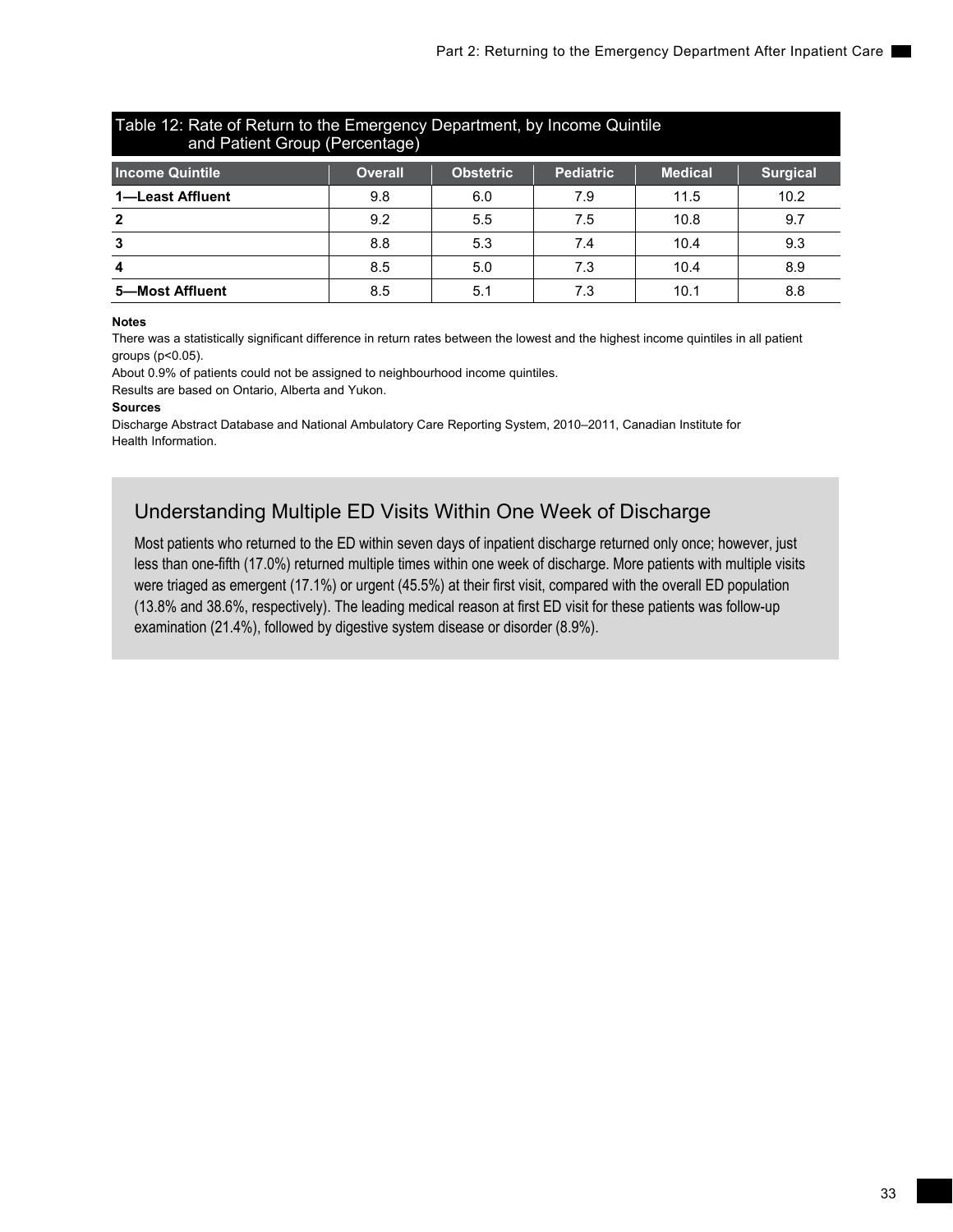Table 12: Rate of Return to the Emergency Department, by Income Quintile and Patient Group (Percentage)

| Income Quintile | Overall | Obstetric | Pediatric | Medical | Surgical |
|---|---|---|---|---|---|
| **1—Least Affluent** | 9.8 | 6.0 | 7.9 | 11.5 | 10.2 |
| **2** | 9.2 | 5.5 | 7.5 | 10.8 | 9.7 |
| **3** | 8.8 | 5.3 | 7.4 | 10.4 | 9.3 |
| **4** | 8.5 | 5.0 | 7.3 | 10.4 | 8.9 |
| **5—Most Affluent** | 8.5 | 5.1 | 7.3 | 10.1 | 8.8 |

**Notes**

There was a statistically significant difference in return rates between the lowest and the highest income quintiles in all patient groups ($p<0.05$).

About 0.9% of patients could not be assigned to neighbourhood income quintiles.

Results are based on Ontario, Alberta and Yukon.

**Sources**

Discharge Abstract Database and National Ambulatory Care Reporting System, 2010–2011, Canadian Institute for Health Information.

## Understanding Multiple ED Visits Within One Week of Discharge

Most patients who returned to the ED within seven days of inpatient discharge returned only once; however, just less than one-fifth (17.0%) returned multiple times within one week of discharge. More patients with multiple visits were triaged as emergent (17.1%) or urgent (45.5%) at their first visit, compared with the overall ED population (13.8% and 38.6%, respectively). The leading medical reason at first ED visit for these patients was follow-up examination (21.4%), followed by digestive system disease or disorder (8.9%).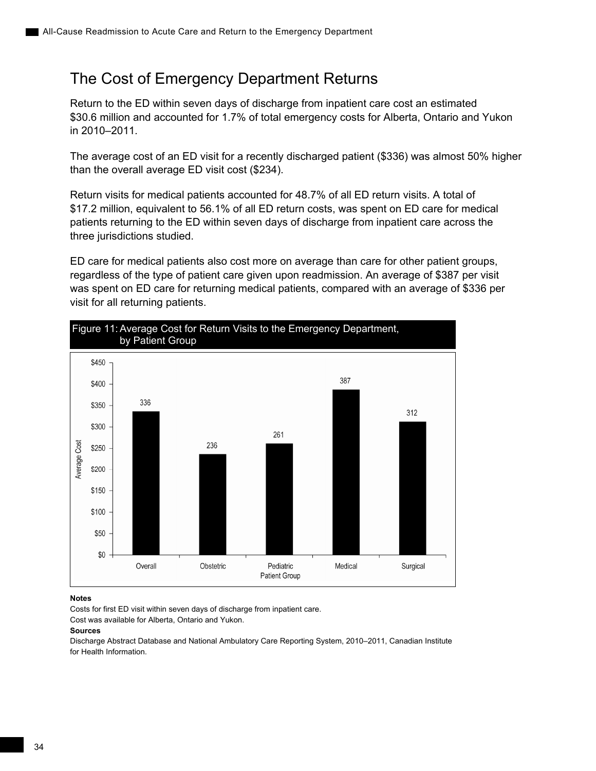## The Cost of Emergency Department Returns

Return to the ED within seven days of discharge from inpatient care cost an estimated $30.6 million and accounted for 1.7% of total emergency costs for Alberta, Ontario and Yukon in 2010–2011.

The average cost of an ED visit for a recently discharged patient ($336) was almost 50% higher than the overall average ED visit cost ($234).

Return visits for medical patients accounted for 48.7% of all ED return visits. A total of $17.2 million, equivalent to 56.1% of all ED return costs, was spent on ED care for medical patients returning to the ED within seven days of discharge from inpatient care across the three jurisdictions studied.

ED care for medical patients also cost more on average than care for other patient groups, regardless of the type of patient care given upon readmission. An average of $387 per visit was spent on ED care for returning medical patients, compared with an average of $336 per visit for all returning patients.

**Figure 11: Average Cost for Return Visits to the Emergency Department, by Patient Group**

| Patient Group | Average Cost ($) |
|---|---|
| Overall | 336 |
| Obstetric | 236 |
| Pediatric | 261 |
| Medical | 387 |
| Surgical | 312 |

**Notes**

Costs for first ED visit within seven days of discharge from inpatient care.

Cost was available for Alberta, Ontario and Yukon.

**Sources**

Discharge Abstract Database and National Ambulatory Care Reporting System, 2010–2011, Canadian Institute for Health Information.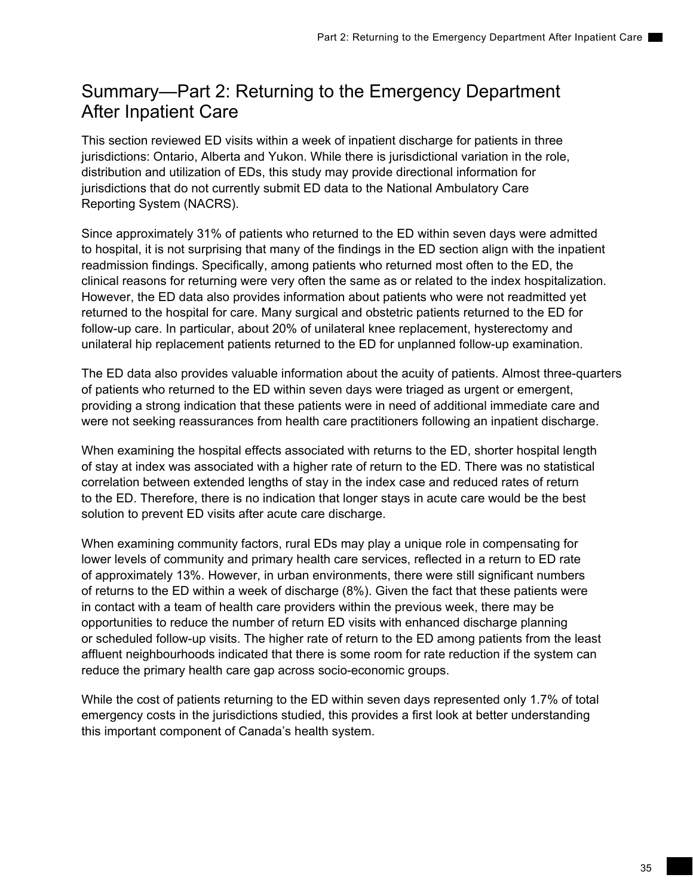# Summary—Part 2: Returning to the Emergency Department After Inpatient Care

This section reviewed ED visits within a week of inpatient discharge for patients in three jurisdictions: Ontario, Alberta and Yukon. While there is jurisdictional variation in the role, distribution and utilization of EDs, this study may provide directional information for jurisdictions that do not currently submit ED data to the National Ambulatory Care Reporting System (NACRS).

Since approximately 31% of patients who returned to the ED within seven days were admitted to hospital, it is not surprising that many of the findings in the ED section align with the inpatient readmission findings. Specifically, among patients who returned most often to the ED, the clinical reasons for returning were very often the same as or related to the index hospitalization. However, the ED data also provides information about patients who were not readmitted yet returned to the hospital for care. Many surgical and obstetric patients returned to the ED for follow-up care. In particular, about 20% of unilateral knee replacement, hysterectomy and unilateral hip replacement patients returned to the ED for unplanned follow-up examination.

The ED data also provides valuable information about the acuity of patients. Almost three-quarters of patients who returned to the ED within seven days were triaged as urgent or emergent, providing a strong indication that these patients were in need of additional immediate care and were not seeking reassurances from health care practitioners following an inpatient discharge.

When examining the hospital effects associated with returns to the ED, shorter hospital length of stay at index was associated with a higher rate of return to the ED. There was no statistical correlation between extended lengths of stay in the index case and reduced rates of return to the ED. Therefore, there is no indication that longer stays in acute care would be the best solution to prevent ED visits after acute care discharge.

When examining community factors, rural EDs may play a unique role in compensating for lower levels of community and primary health care services, reflected in a return to ED rate of approximately 13%. However, in urban environments, there were still significant numbers of returns to the ED within a week of discharge (8%). Given the fact that these patients were in contact with a team of health care providers within the previous week, there may be opportunities to reduce the number of return ED visits with enhanced discharge planning or scheduled follow-up visits. The higher rate of return to the ED among patients from the least affluent neighbourhoods indicated that there is some room for rate reduction if the system can reduce the primary health care gap across socio-economic groups.

While the cost of patients returning to the ED within seven days represented only 1.7% of total emergency costs in the jurisdictions studied, this provides a first look at better understanding this important component of Canada's health system.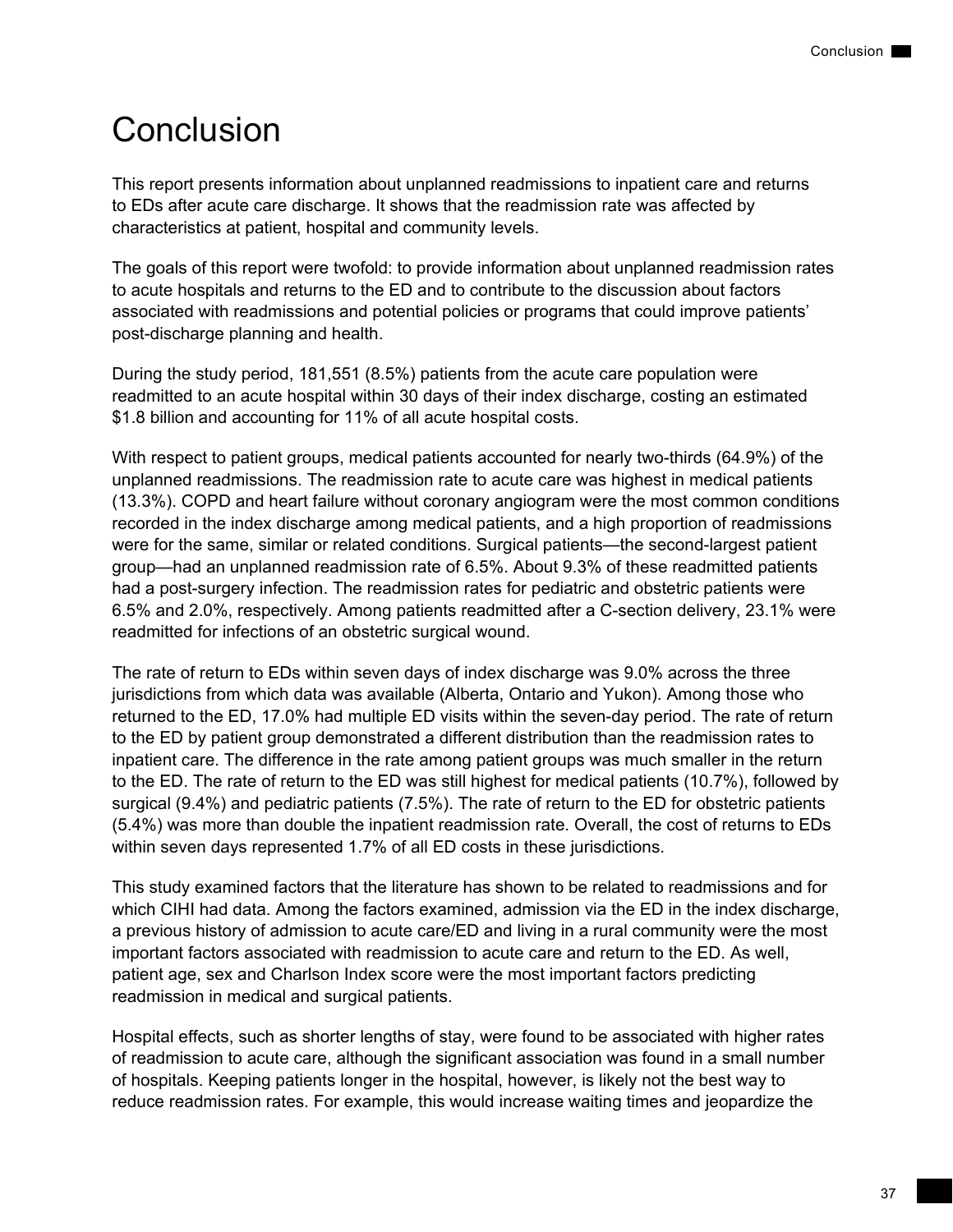# Conclusion

This report presents information about unplanned readmissions to inpatient care and returns to EDs after acute care discharge. It shows that the readmission rate was affected by characteristics at patient, hospital and community levels.

The goals of this report were twofold: to provide information about unplanned readmission rates to acute hospitals and returns to the ED and to contribute to the discussion about factors associated with readmissions and potential policies or programs that could improve patients' post-discharge planning and health.

During the study period, 181,551 (8.5%) patients from the acute care population were readmitted to an acute hospital within 30 days of their index discharge, costing an estimated $1.8 billion and accounting for 11% of all acute hospital costs.

With respect to patient groups, medical patients accounted for nearly two-thirds (64.9%) of the unplanned readmissions. The readmission rate to acute care was highest in medical patients (13.3%). COPD and heart failure without coronary angiogram were the most common conditions recorded in the index discharge among medical patients, and a high proportion of readmissions were for the same, similar or related conditions. Surgical patients—the second-largest patient group—had an unplanned readmission rate of 6.5%. About 9.3% of these readmitted patients had a post-surgery infection. The readmission rates for pediatric and obstetric patients were 6.5% and 2.0%, respectively. Among patients readmitted after a C-section delivery, 23.1% were readmitted for infections of an obstetric surgical wound.

The rate of return to EDs within seven days of index discharge was 9.0% across the three jurisdictions from which data was available (Alberta, Ontario and Yukon). Among those who returned to the ED, 17.0% had multiple ED visits within the seven-day period. The rate of return to the ED by patient group demonstrated a different distribution than the readmission rates to inpatient care. The difference in the rate among patient groups was much smaller in the return to the ED. The rate of return to the ED was still highest for medical patients (10.7%), followed by surgical (9.4%) and pediatric patients (7.5%). The rate of return to the ED for obstetric patients (5.4%) was more than double the inpatient readmission rate. Overall, the cost of returns to EDs within seven days represented 1.7% of all ED costs in these jurisdictions.

This study examined factors that the literature has shown to be related to readmissions and for which CIHI had data. Among the factors examined, admission via the ED in the index discharge, a previous history of admission to acute care/ED and living in a rural community were the most important factors associated with readmission to acute care and return to the ED. As well, patient age, sex and Charlson Index score were the most important factors predicting readmission in medical and surgical patients.

Hospital effects, such as shorter lengths of stay, were found to be associated with higher rates of readmission to acute care, although the significant association was found in a small number of hospitals. Keeping patients longer in the hospital, however, is likely not the best way to reduce readmission rates. For example, this would increase waiting times and jeopardize the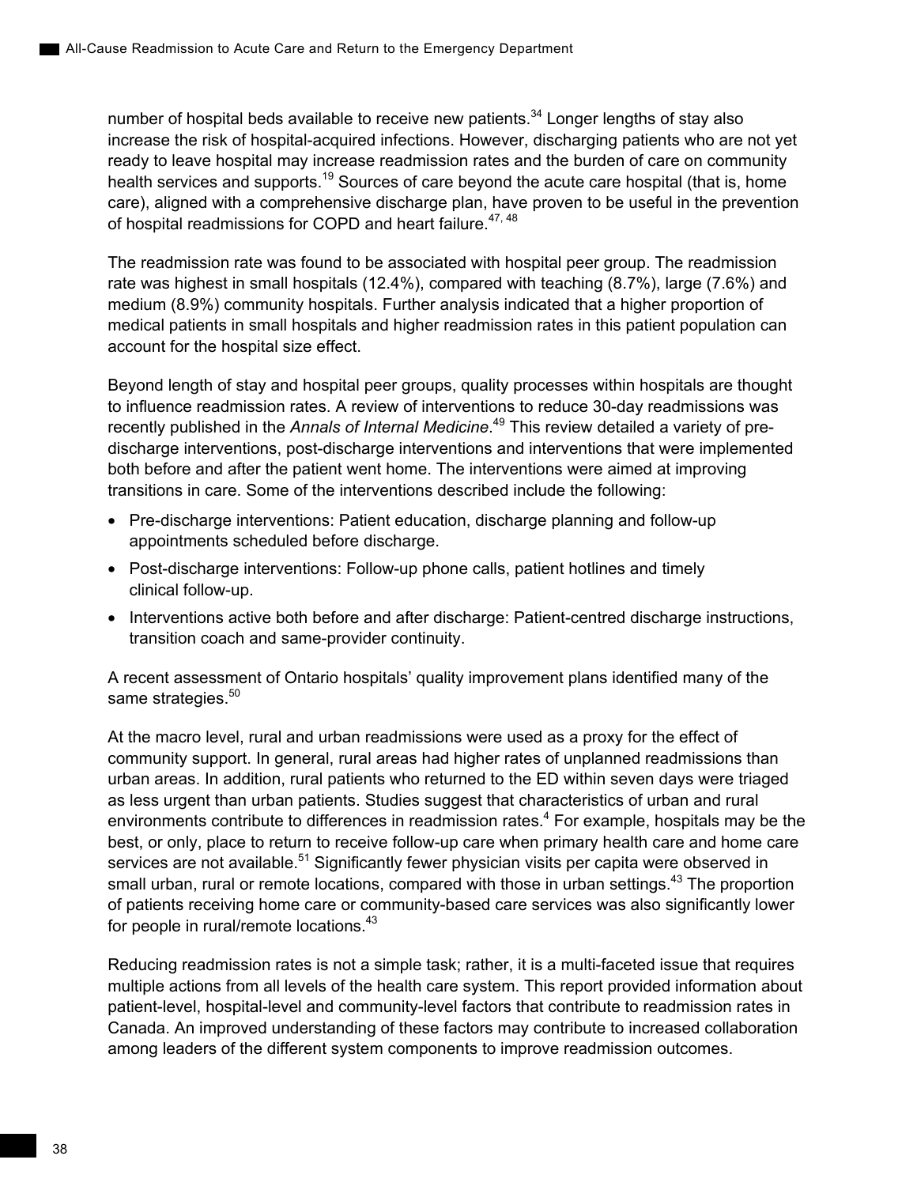number of hospital beds available to receive new patients.[34] Longer lengths of stay also increase the risk of hospital-acquired infections. However, discharging patients who are not yet ready to leave hospital may increase readmission rates and the burden of care on community health services and supports.[19] Sources of care beyond the acute care hospital (that is, home care), aligned with a comprehensive discharge plan, have proven to be useful in the prevention of hospital readmissions for COPD and heart failure.[47, 48]

The readmission rate was found to be associated with hospital peer group. The readmission rate was highest in small hospitals (12.4%), compared with teaching (8.7%), large (7.6%) and medium (8.9%) community hospitals. Further analysis indicated that a higher proportion of medical patients in small hospitals and higher readmission rates in this patient population can account for the hospital size effect.

Beyond length of stay and hospital peer groups, quality processes within hospitals are thought to influence readmission rates. A review of interventions to reduce 30-day readmissions was recently published in the *Annals of Internal Medicine*.[49] This review detailed a variety of pre-discharge interventions, post-discharge interventions and interventions that were implemented both before and after the patient went home. The interventions were aimed at improving transitions in care. Some of the interventions described include the following:

- Pre-discharge interventions: Patient education, discharge planning and follow-up appointments scheduled before discharge.
- Post-discharge interventions: Follow-up phone calls, patient hotlines and timely clinical follow-up.
- Interventions active both before and after discharge: Patient-centred discharge instructions, transition coach and same-provider continuity.

A recent assessment of Ontario hospitals' quality improvement plans identified many of the same strategies.[50]

At the macro level, rural and urban readmissions were used as a proxy for the effect of community support. In general, rural areas had higher rates of unplanned readmissions than urban areas. In addition, rural patients who returned to the ED within seven days were triaged as less urgent than urban patients. Studies suggest that characteristics of urban and rural environments contribute to differences in readmission rates.[4] For example, hospitals may be the best, or only, place to return to receive follow-up care when primary health care and home care services are not available.[51] Significantly fewer physician visits per capita were observed in small urban, rural or remote locations, compared with those in urban settings.[43] The proportion of patients receiving home care or community-based care services was also significantly lower for people in rural/remote locations.[43]

Reducing readmission rates is not a simple task; rather, it is a multi-faceted issue that requires multiple actions from all levels of the health care system. This report provided information about patient-level, hospital-level and community-level factors that contribute to readmission rates in Canada. An improved understanding of these factors may contribute to increased collaboration among leaders of the different system components to improve readmission outcomes.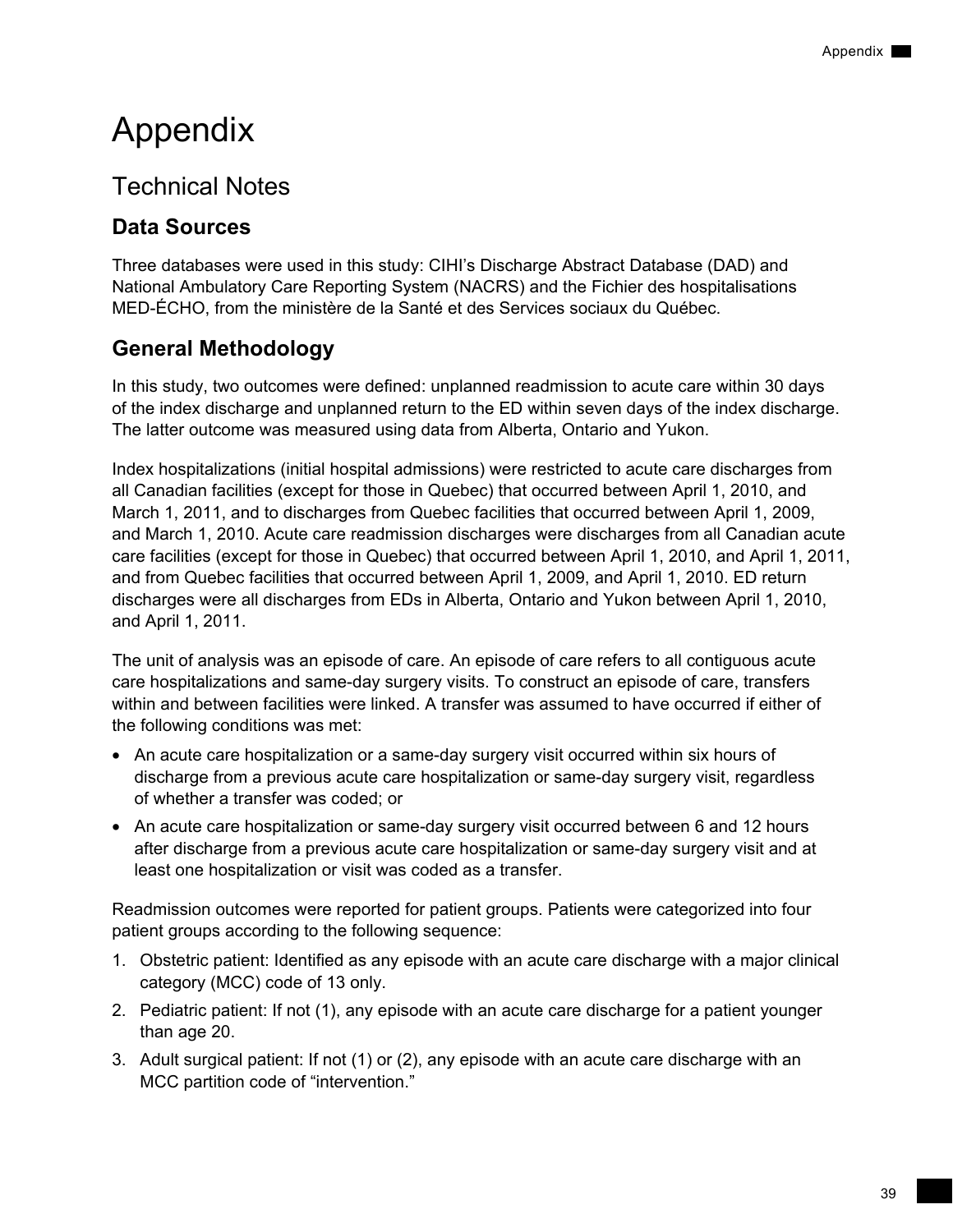# Appendix

## Technical Notes

### Data Sources

Three databases were used in this study: CIHI's Discharge Abstract Database (DAD) and National Ambulatory Care Reporting System (NACRS) and the Fichier des hospitalisations MED-ÉCHO, from the ministère de la Santé et des Services sociaux du Québec.

### General Methodology

In this study, two outcomes were defined: unplanned readmission to acute care within 30 days of the index discharge and unplanned return to the ED within seven days of the index discharge. The latter outcome was measured using data from Alberta, Ontario and Yukon.

Index hospitalizations (initial hospital admissions) were restricted to acute care discharges from all Canadian facilities (except for those in Quebec) that occurred between April 1, 2010, and March 1, 2011, and to discharges from Quebec facilities that occurred between April 1, 2009, and March 1, 2010. Acute care readmission discharges were discharges from all Canadian acute care facilities (except for those in Quebec) that occurred between April 1, 2010, and April 1, 2011, and from Quebec facilities that occurred between April 1, 2009, and April 1, 2010. ED return discharges were all discharges from EDs in Alberta, Ontario and Yukon between April 1, 2010, and April 1, 2011.

The unit of analysis was an episode of care. An episode of care refers to all contiguous acute care hospitalizations and same-day surgery visits. To construct an episode of care, transfers within and between facilities were linked. A transfer was assumed to have occurred if either of the following conditions was met:

- An acute care hospitalization or a same-day surgery visit occurred within six hours of discharge from a previous acute care hospitalization or same-day surgery visit, regardless of whether a transfer was coded; or
- An acute care hospitalization or same-day surgery visit occurred between 6 and 12 hours after discharge from a previous acute care hospitalization or same-day surgery visit and at least one hospitalization or visit was coded as a transfer.

Readmission outcomes were reported for patient groups. Patients were categorized into four patient groups according to the following sequence:

1. Obstetric patient: Identified as any episode with an acute care discharge with a major clinical category (MCC) code of 13 only.
2. Pediatric patient: If not (1), any episode with an acute care discharge for a patient younger than age 20.
3. Adult surgical patient: If not (1) or (2), any episode with an acute care discharge with an MCC partition code of "intervention."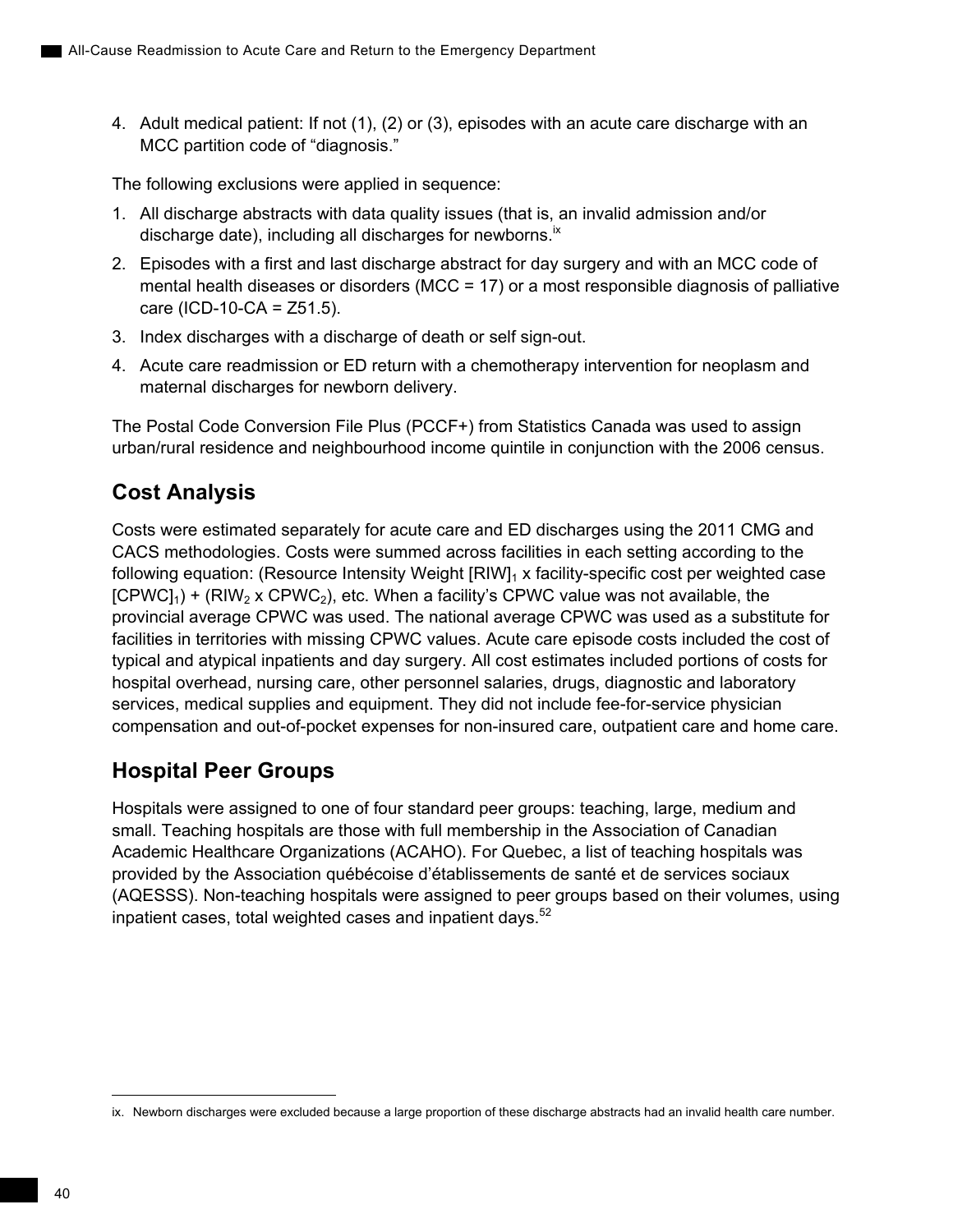4. Adult medical patient: If not (1), (2) or (3), episodes with an acute care discharge with an MCC partition code of “diagnosis.”

The following exclusions were applied in sequence:

1. All discharge abstracts with data quality issues (that is, an invalid admission and/or discharge date), including all discharges for newborns.[ix]
2. Episodes with a first and last discharge abstract for day surgery and with an MCC code of mental health diseases or disorders (MCC = 17) or a most responsible diagnosis of palliative care (ICD-10-CA = Z51.5).
3. Index discharges with a discharge of death or self sign-out.
4. Acute care readmission or ED return with a chemotherapy intervention for neoplasm and maternal discharges for newborn delivery.

The Postal Code Conversion File Plus (PCCF+) from Statistics Canada was used to assign urban/rural residence and neighbourhood income quintile in conjunction with the 2006 census.

## Cost Analysis

Costs were estimated separately for acute care and ED discharges using the 2011 CMG and CACS methodologies. Costs were summed across facilities in each setting according to the following equation: (Resource Intensity Weight $[RIW]_1$ x facility-specific cost per weighted case $[CPWC]_1$) + ($RIW_2$ x $CPWC_2$), etc. When a facility’s CPWC value was not available, the provincial average CPWC was used. The national average CPWC was used as a substitute for facilities in territories with missing CPWC values. Acute care episode costs included the cost of typical and atypical inpatients and day surgery. All cost estimates included portions of costs for hospital overhead, nursing care, other personnel salaries, drugs, diagnostic and laboratory services, medical supplies and equipment. They did not include fee-for-service physician compensation and out-of-pocket expenses for non-insured care, outpatient care and home care.

## Hospital Peer Groups

Hospitals were assigned to one of four standard peer groups: teaching, large, medium and small. Teaching hospitals are those with full membership in the Association of Canadian Academic Healthcare Organizations (ACAHO). For Quebec, a list of teaching hospitals was provided by the Association québécoise d’établissements de santé et de services sociaux (AQESSS). Non-teaching hospitals were assigned to peer groups based on their volumes, using inpatient cases, total weighted cases and inpatient days.[52]

---

ix. Newborn discharges were excluded because a large proportion of these discharge abstracts had an invalid health care number.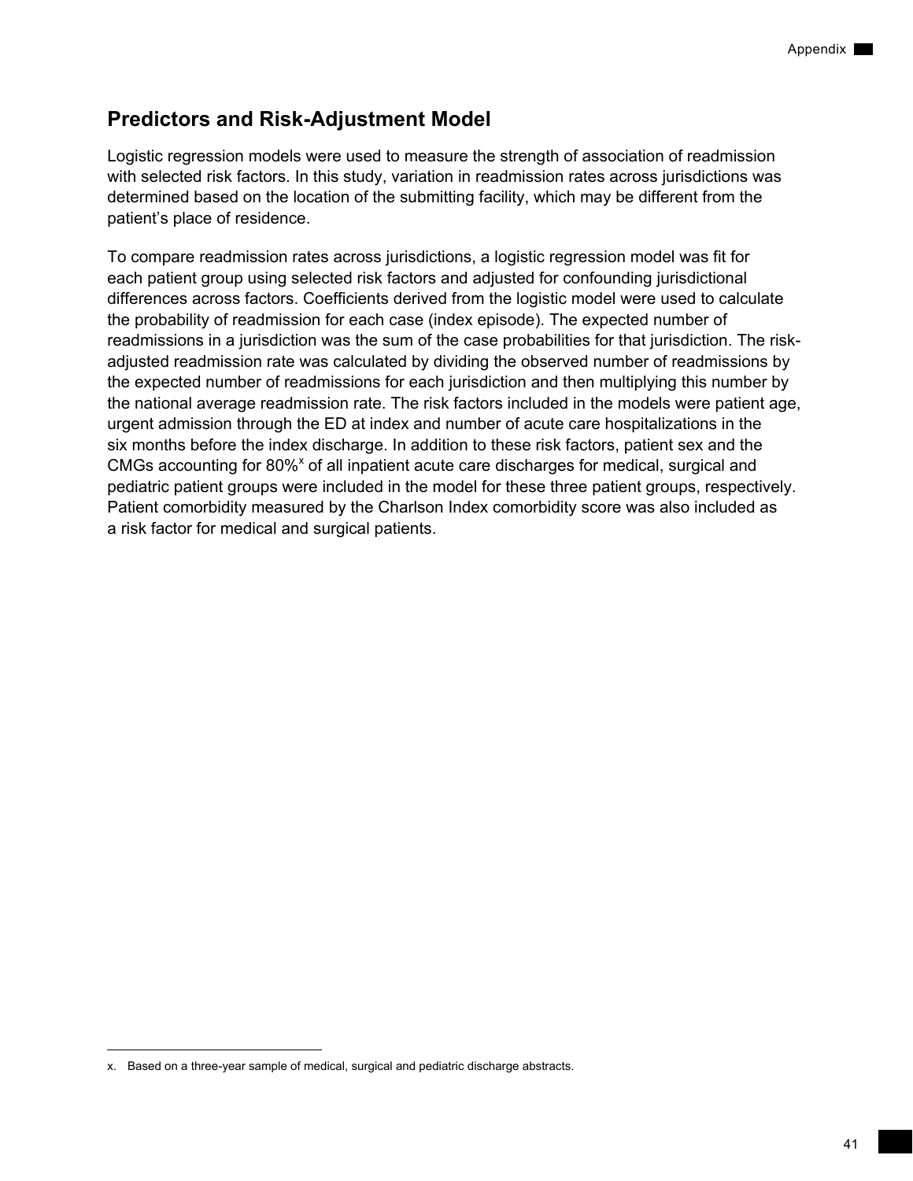## Predictors and Risk-Adjustment Model

Logistic regression models were used to measure the strength of association of readmission with selected risk factors. In this study, variation in readmission rates across jurisdictions was determined based on the location of the submitting facility, which may be different from the patient's place of residence.

To compare readmission rates across jurisdictions, a logistic regression model was fit for each patient group using selected risk factors and adjusted for confounding jurisdictional differences across factors. Coefficients derived from the logistic model were used to calculate the probability of readmission for each case (index episode). The expected number of readmissions in a jurisdiction was the sum of the case probabilities for that jurisdiction. The risk-adjusted readmission rate was calculated by dividing the observed number of readmissions by the expected number of readmissions for each jurisdiction and then multiplying this number by the national average readmission rate. The risk factors included in the models were patient age, urgent admission through the ED at index and number of acute care hospitalizations in the six months before the index discharge. In addition to these risk factors, patient sex and the CMGs accounting for 80%[x] of all inpatient acute care discharges for medical, surgical and pediatric patient groups were included in the model for these three patient groups, respectively. Patient comorbidity measured by the Charlson Index comorbidity score was also included as a risk factor for medical and surgical patients.

---

x. Based on a three-year sample of medical, surgical and pediatric discharge abstracts.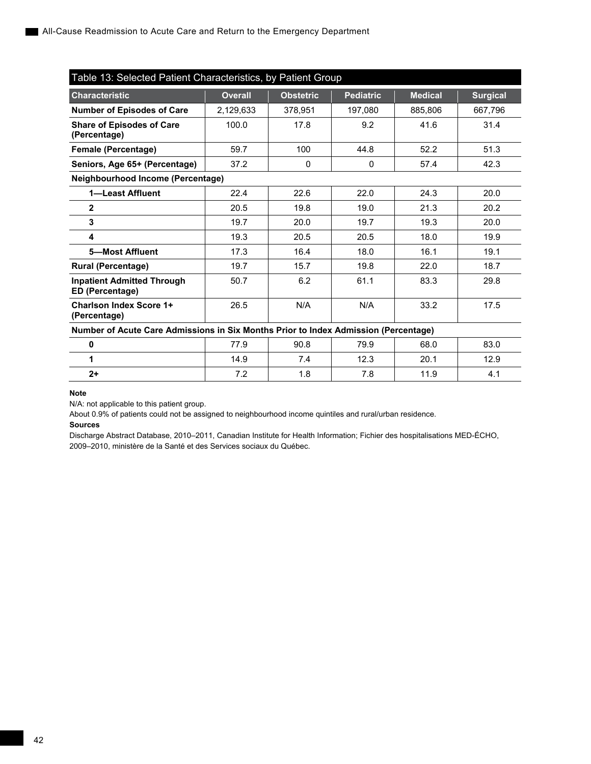Table 13: Selected Patient Characteristics, by Patient Group

| Characteristic | Overall | Obstetric | Pediatric | Medical | Surgical |
|---|---|---|---|---|---|
| **Number of Episodes of Care** | 2,129,633 | 378,951 | 197,080 | 885,806 | 667,796 |
| **Share of Episodes of Care (Percentage)** | 100.0 | 17.8 | 9.2 | 41.6 | 31.4 |
| **Female (Percentage)** | 59.7 | 100 | 44.8 | 52.2 | 51.3 |
| **Seniors, Age 65+ (Percentage)** | 37.2 | 0 | 0 | 57.4 | 42.3 |
| **Neighbourhood Income (Percentage)** | | | | | |
| **1—Least Affluent** | 22.4 | 22.6 | 22.0 | 24.3 | 20.0 |
| **2** | 20.5 | 19.8 | 19.0 | 21.3 | 20.2 |
| **3** | 19.7 | 20.0 | 19.7 | 19.3 | 20.0 |
| **4** | 19.3 | 20.5 | 20.5 | 18.0 | 19.9 |
| **5—Most Affluent** | 17.3 | 16.4 | 18.0 | 16.1 | 19.1 |
| **Rural (Percentage)** | 19.7 | 15.7 | 19.8 | 22.0 | 18.7 |
| **Inpatient Admitted Through ED (Percentage)** | 50.7 | 6.2 | 61.1 | 83.3 | 29.8 |
| **Charlson Index Score 1+ (Percentage)** | 26.5 | N/A | N/A | 33.2 | 17.5 |
| **Number of Acute Care Admissions in Six Months Prior to Index Admission (Percentage)** | | | | | |
| **0** | 77.9 | 90.8 | 79.9 | 68.0 | 83.0 |
| **1** | 14.9 | 7.4 | 12.3 | 20.1 | 12.9 |
| **2+** | 7.2 | 1.8 | 7.8 | 11.9 | 4.1 |

**Note**

N/A: not applicable to this patient group.

About 0.9% of patients could not be assigned to neighbourhood income quintiles and rural/urban residence.

**Sources**

Discharge Abstract Database, 2010–2011, Canadian Institute for Health Information; Fichier des hospitalisations MED-ÉCHO, 2009–2010, ministère de la Santé et des Services sociaux du Québec.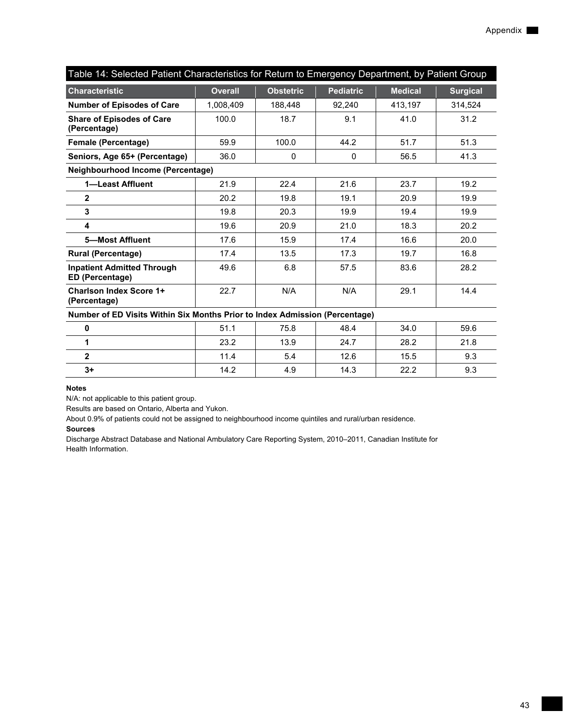## Table 14: Selected Patient Characteristics for Return to Emergency Department, by Patient Group

| Characteristic | Overall | Obstetric | Pediatric | Medical | Surgical |
|---|---|---|---|---|---|
| **Number of Episodes of Care** | 1,008,409 | 188,448 | 92,240 | 413,197 | 314,524 |
| **Share of Episodes of Care (Percentage)** | 100.0 | 18.7 | 9.1 | 41.0 | 31.2 |
| **Female (Percentage)** | 59.9 | 100.0 | 44.2 | 51.7 | 51.3 |
| **Seniors, Age 65+ (Percentage)** | 36.0 | 0 | 0 | 56.5 | 41.3 |
| **Neighbourhood Income (Percentage)** | | | | | |
| **1—Least Affluent** | 21.9 | 22.4 | 21.6 | 23.7 | 19.2 |
| **2** | 20.2 | 19.8 | 19.1 | 20.9 | 19.9 |
| **3** | 19.8 | 20.3 | 19.9 | 19.4 | 19.9 |
| **4** | 19.6 | 20.9 | 21.0 | 18.3 | 20.2 |
| **5—Most Affluent** | 17.6 | 15.9 | 17.4 | 16.6 | 20.0 |
| **Rural (Percentage)** | 17.4 | 13.5 | 17.3 | 19.7 | 16.8 |
| **Inpatient Admitted Through ED (Percentage)** | 49.6 | 6.8 | 57.5 | 83.6 | 28.2 |
| **Charlson Index Score 1+ (Percentage)** | 22.7 | N/A | N/A | 29.1 | 14.4 |
| **Number of ED Visits Within Six Months Prior to Index Admission (Percentage)** | | | | | |
| **0** | 51.1 | 75.8 | 48.4 | 34.0 | 59.6 |
| **1** | 23.2 | 13.9 | 24.7 | 28.2 | 21.8 |
| **2** | 11.4 | 5.4 | 12.6 | 15.5 | 9.3 |
| **3+** | 14.2 | 4.9 | 14.3 | 22.2 | 9.3 |

**Notes**

N/A: not applicable to this patient group.

Results are based on Ontario, Alberta and Yukon.

About 0.9% of patients could not be assigned to neighbourhood income quintiles and rural/urban residence.

**Sources**

Discharge Abstract Database and National Ambulatory Care Reporting System, 2010–2011, Canadian Institute for Health Information.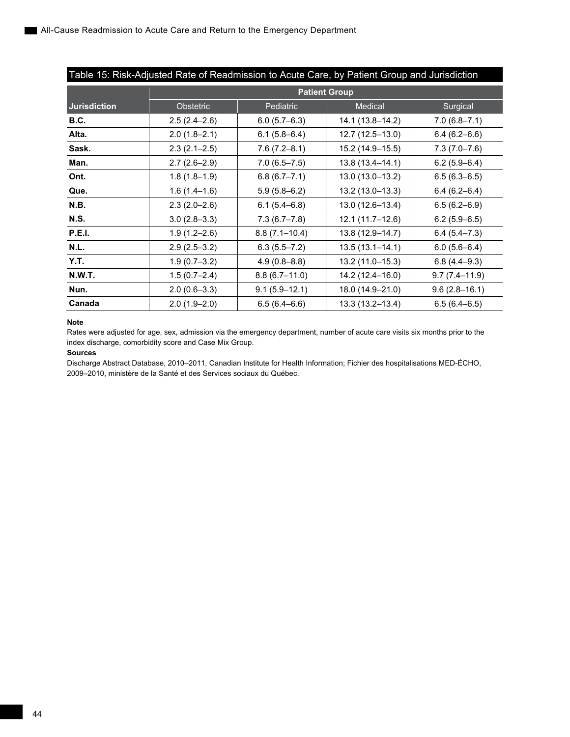Table 15: Risk-Adjusted Rate of Readmission to Acute Care, by Patient Group and Jurisdiction

| Jurisdiction | Patient Group | | | |
|---|---|---|---|---|
| | Obstetric | Pediatric | Medical | Surgical |
| **B.C.** | 2.5 (2.4–2.6) | 6.0 (5.7–6.3) | 14.1 (13.8–14.2) | 7.0 (6.8–7.1) |
| **Alta.** | 2.0 (1.8–2.1) | 6.1 (5.8–6.4) | 12.7 (12.5–13.0) | 6.4 (6.2–6.6) |
| **Sask.** | 2.3 (2.1–2.5) | 7.6 (7.2–8.1) | 15.2 (14.9–15.5) | 7.3 (7.0–7.6) |
| **Man.** | 2.7 (2.6–2.9) | 7.0 (6.5–7.5) | 13.8 (13.4–14.1) | 6.2 (5.9–6.4) |
| **Ont.** | 1.8 (1.8–1.9) | 6.8 (6.7–7.1) | 13.0 (13.0–13.2) | 6.5 (6.3–6.5) |
| **Que.** | 1.6 (1.4–1.6) | 5.9 (5.8–6.2) | 13.2 (13.0–13.3) | 6.4 (6.2–6.4) |
| **N.B.** | 2.3 (2.0–2.6) | 6.1 (5.4–6.8) | 13.0 (12.6–13.4) | 6.5 (6.2–6.9) |
| **N.S.** | 3.0 (2.8–3.3) | 7.3 (6.7–7.8) | 12.1 (11.7–12.6) | 6.2 (5.9–6.5) |
| **P.E.I.** | 1.9 (1.2–2.6) | 8.8 (7.1–10.4) | 13.8 (12.9–14.7) | 6.4 (5.4–7.3) |
| **N.L.** | 2.9 (2.5–3.2) | 6.3 (5.5–7.2) | 13.5 (13.1–14.1) | 6.0 (5.6–6.4) |
| **Y.T.** | 1.9 (0.7–3.2) | 4.9 (0.8–8.8) | 13.2 (11.0–15.3) | 6.8 (4.4–9.3) |
| **N.W.T.** | 1.5 (0.7–2.4) | 8.8 (6.7–11.0) | 14.2 (12.4–16.0) | 9.7 (7.4–11.9) |
| **Nun.** | 2.0 (0.6–3.3) | 9.1 (5.9–12.1) | 18.0 (14.9–21.0) | 9.6 (2.8–16.1) |
| **Canada** | 2.0 (1.9–2.0) | 6.5 (6.4–6.6) | 13.3 (13.2–13.4) | 6.5 (6.4–6.5) |

**Note**

Rates were adjusted for age, sex, admission via the emergency department, number of acute care visits six months prior to the index discharge, comorbidity score and Case Mix Group.

**Sources**

Discharge Abstract Database, 2010–2011, Canadian Institute for Health Information; Fichier des hospitalisations MED-ÉCHO, 2009–2010, ministère de la Santé et des Services sociaux du Québec.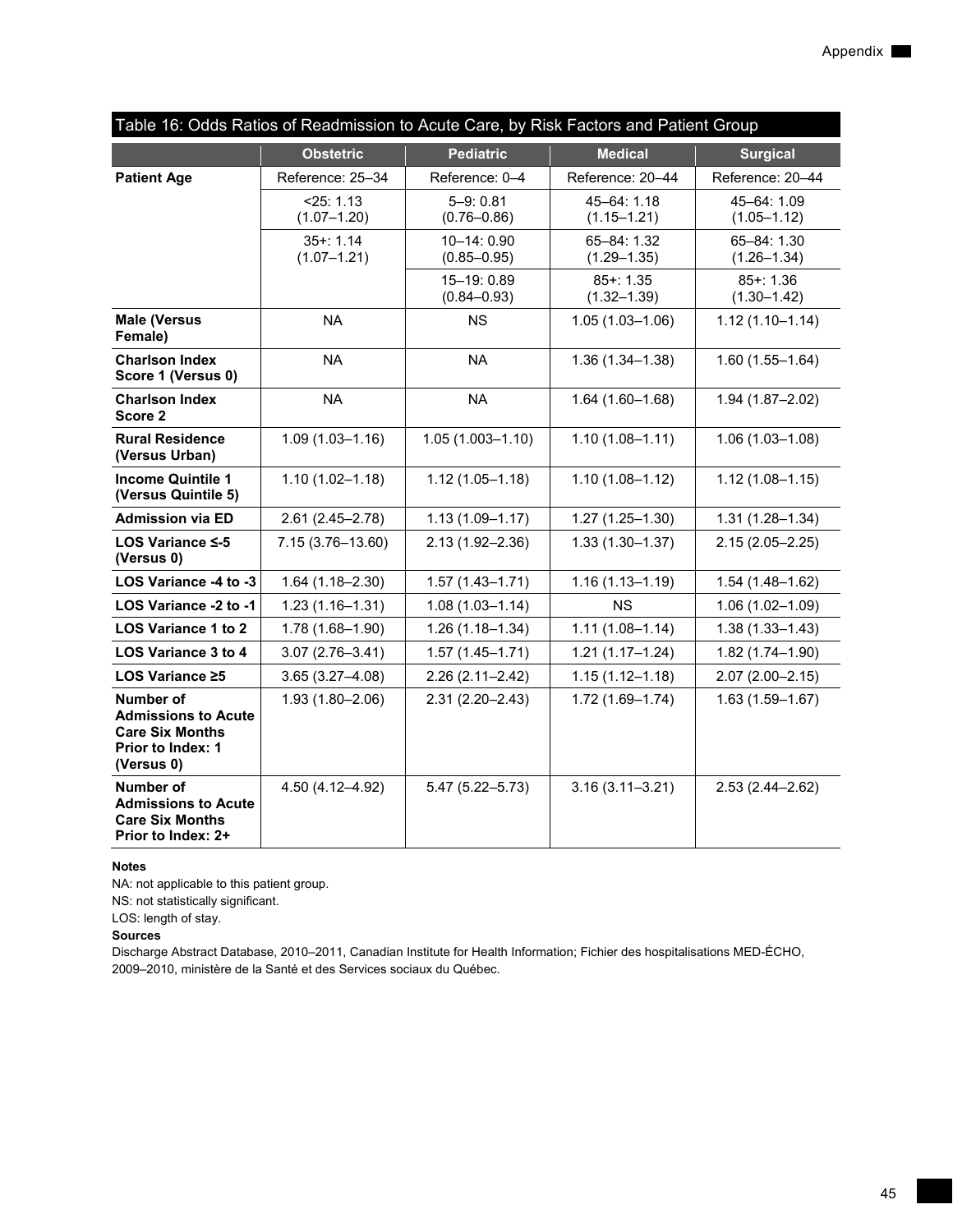## Table 16: Odds Ratios of Readmission to Acute Care, by Risk Factors and Patient Group

| | Obstetric | Pediatric | Medical | Surgical |
|---|---|---|---|---|
| **Patient Age** | Reference: 25–34 | Reference: 0–4 | Reference: 20–44 | Reference: 20–44 |
| | <25: 1.13 (1.07–1.20) | 5–9: 0.81 (0.76–0.86) | 45–64: 1.18 (1.15–1.21) | 45–64: 1.09 (1.05–1.12) |
| | 35+: 1.14 (1.07–1.21) | 10–14: 0.90 (0.85–0.95) | 65–84: 1.32 (1.29–1.35) | 65–84: 1.30 (1.26–1.34) |
| | | 15–19: 0.89 (0.84–0.93) | 85+: 1.35 (1.32–1.39) | 85+: 1.36 (1.30–1.42) |
| **Male (Versus Female)** | NA | NS | 1.05 (1.03–1.06) | 1.12 (1.10–1.14) |
| **Charlson Index Score 1 (Versus 0)** | NA | NA | 1.36 (1.34–1.38) | 1.60 (1.55–1.64) |
| **Charlson Index Score 2** | NA | NA | 1.64 (1.60–1.68) | 1.94 (1.87–2.02) |
| **Rural Residence (Versus Urban)** | 1.09 (1.03–1.16) | 1.05 (1.003–1.10) | 1.10 (1.08–1.11) | 1.06 (1.03–1.08) |
| **Income Quintile 1 (Versus Quintile 5)** | 1.10 (1.02–1.18) | 1.12 (1.05–1.18) | 1.10 (1.08–1.12) | 1.12 (1.08–1.15) |
| **Admission via ED** | 2.61 (2.45–2.78) | 1.13 (1.09–1.17) | 1.27 (1.25–1.30) | 1.31 (1.28–1.34) |
| **LOS Variance ≤-5 (Versus 0)** | 7.15 (3.76–13.60) | 2.13 (1.92–2.36) | 1.33 (1.30–1.37) | 2.15 (2.05–2.25) |
| **LOS Variance -4 to -3** | 1.64 (1.18–2.30) | 1.57 (1.43–1.71) | 1.16 (1.13–1.19) | 1.54 (1.48–1.62) |
| **LOS Variance -2 to -1** | 1.23 (1.16–1.31) | 1.08 (1.03–1.14) | NS | 1.06 (1.02–1.09) |
| **LOS Variance 1 to 2** | 1.78 (1.68–1.90) | 1.26 (1.18–1.34) | 1.11 (1.08–1.14) | 1.38 (1.33–1.43) |
| **LOS Variance 3 to 4** | 3.07 (2.76–3.41) | 1.57 (1.45–1.71) | 1.21 (1.17–1.24) | 1.82 (1.74–1.90) |
| **LOS Variance ≥5** | 3.65 (3.27–4.08) | 2.26 (2.11–2.42) | 1.15 (1.12–1.18) | 2.07 (2.00–2.15) |
| **Number of Admissions to Acute Care Six Months Prior to Index: 1 (Versus 0)** | 1.93 (1.80–2.06) | 2.31 (2.20–2.43) | 1.72 (1.69–1.74) | 1.63 (1.59–1.67) |
| **Number of Admissions to Acute Care Six Months Prior to Index: 2+** | 4.50 (4.12–4.92) | 5.47 (5.22–5.73) | 3.16 (3.11–3.21) | 2.53 (2.44–2.62) |

**Notes**

NA: not applicable to this patient group.

NS: not statistically significant.

LOS: length of stay.

**Sources**

Discharge Abstract Database, 2010–2011, Canadian Institute for Health Information; Fichier des hospitalisations MED-ÉCHO, 2009–2010, ministère de la Santé et des Services sociaux du Québec.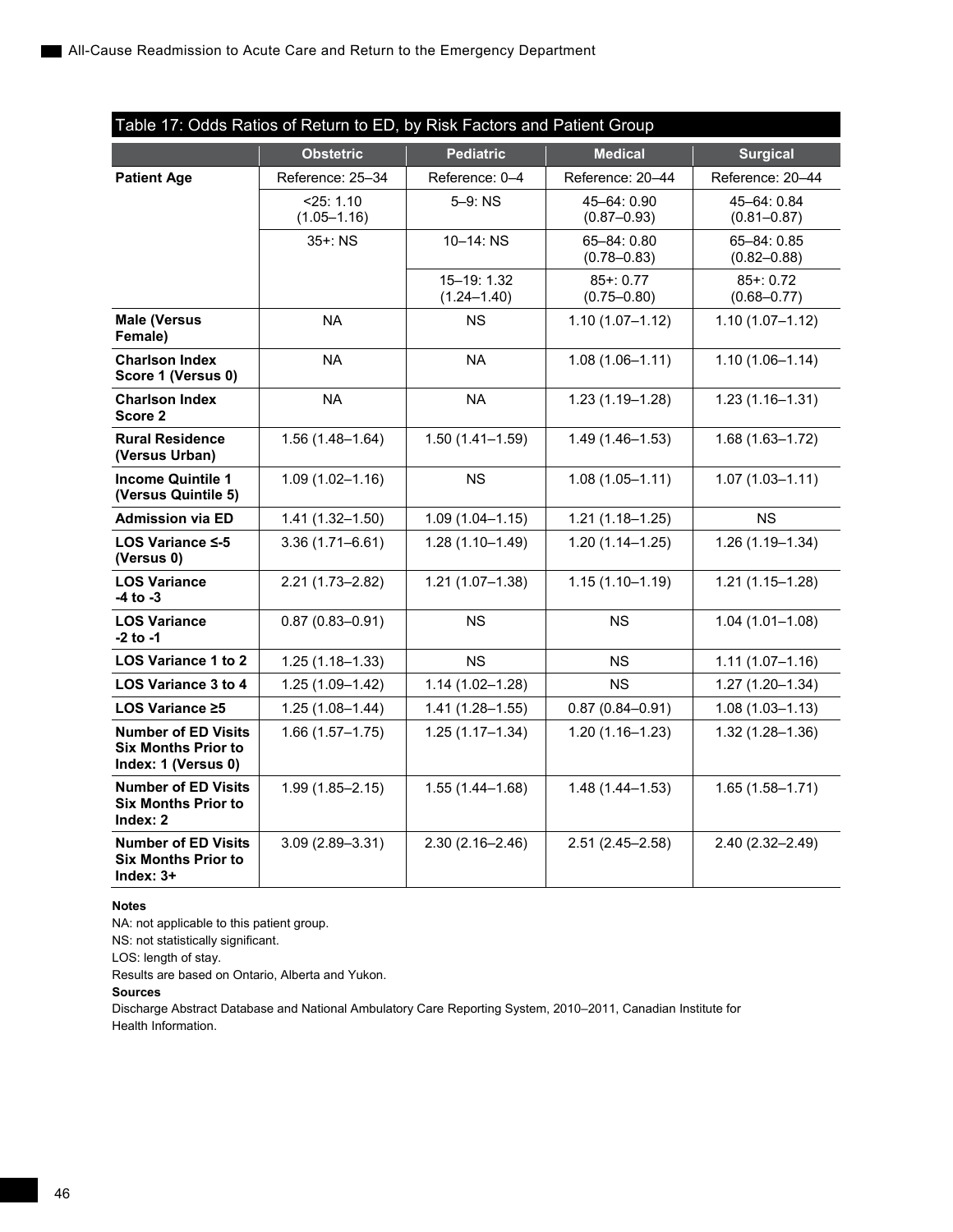### Table 17: Odds Ratios of Return to ED, by Risk Factors and Patient Group

| | Obstetric | Pediatric | Medical | Surgical |
|---|---|---|---|---|
| **Patient Age** | Reference: 25–34 | Reference: 0–4 | Reference: 20–44 | Reference: 20–44 |
| | <25: 1.10 (1.05–1.16) | 5–9: NS | 45–64: 0.90 (0.87–0.93) | 45–64: 0.84 (0.81–0.87) |
| | 35+: NS | 10–14: NS | 65–84: 0.80 (0.78–0.83) | 65–84: 0.85 (0.82–0.88) |
| | | 15–19: 1.32 (1.24–1.40) | 85+: 0.77 (0.75–0.80) | 85+: 0.72 (0.68–0.77) |
| **Male (Versus Female)** | NA | NS | 1.10 (1.07–1.12) | 1.10 (1.07–1.12) |
| **Charlson Index Score 1 (Versus 0)** | NA | NA | 1.08 (1.06–1.11) | 1.10 (1.06–1.14) |
| **Charlson Index Score 2** | NA | NA | 1.23 (1.19–1.28) | 1.23 (1.16–1.31) |
| **Rural Residence (Versus Urban)** | 1.56 (1.48–1.64) | 1.50 (1.41–1.59) | 1.49 (1.46–1.53) | 1.68 (1.63–1.72) |
| **Income Quintile 1 (Versus Quintile 5)** | 1.09 (1.02–1.16) | NS | 1.08 (1.05–1.11) | 1.07 (1.03–1.11) |
| **Admission via ED** | 1.41 (1.32–1.50) | 1.09 (1.04–1.15) | 1.21 (1.18–1.25) | NS |
| **LOS Variance ≤-5 (Versus 0)** | 3.36 (1.71–6.61) | 1.28 (1.10–1.49) | 1.20 (1.14–1.25) | 1.26 (1.19–1.34) |
| **LOS Variance -4 to -3** | 2.21 (1.73–2.82) | 1.21 (1.07–1.38) | 1.15 (1.10–1.19) | 1.21 (1.15–1.28) |
| **LOS Variance -2 to -1** | 0.87 (0.83–0.91) | NS | NS | 1.04 (1.01–1.08) |
| **LOS Variance 1 to 2** | 1.25 (1.18–1.33) | NS | NS | 1.11 (1.07–1.16) |
| **LOS Variance 3 to 4** | 1.25 (1.09–1.42) | 1.14 (1.02–1.28) | NS | 1.27 (1.20–1.34) |
| **LOS Variance ≥5** | 1.25 (1.08–1.44) | 1.41 (1.28–1.55) | 0.87 (0.84–0.91) | 1.08 (1.03–1.13) |
| **Number of ED Visits Six Months Prior to Index: 1 (Versus 0)** | 1.66 (1.57–1.75) | 1.25 (1.17–1.34) | 1.20 (1.16–1.23) | 1.32 (1.28–1.36) |
| **Number of ED Visits Six Months Prior to Index: 2** | 1.99 (1.85–2.15) | 1.55 (1.44–1.68) | 1.48 (1.44–1.53) | 1.65 (1.58–1.71) |
| **Number of ED Visits Six Months Prior to Index: 3+** | 3.09 (2.89–3.31) | 2.30 (2.16–2.46) | 2.51 (2.45–2.58) | 2.40 (2.32–2.49) |

**Notes**

NA: not applicable to this patient group.

NS: not statistically significant.

LOS: length of stay.

Results are based on Ontario, Alberta and Yukon.

**Sources**

Discharge Abstract Database and National Ambulatory Care Reporting System, 2010–2011, Canadian Institute for Health Information.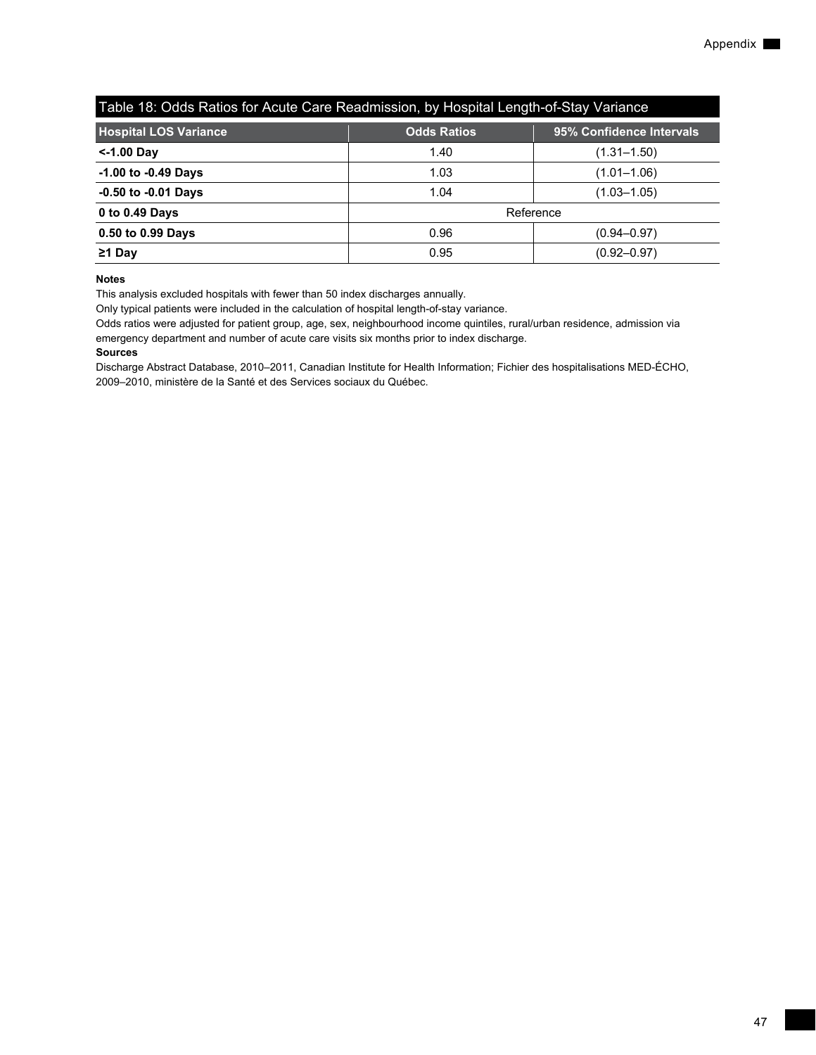## Table 18: Odds Ratios for Acute Care Readmission, by Hospital Length-of-Stay Variance

| Hospital LOS Variance | Odds Ratios | 95% Confidence Intervals |
|---|---|---|
| **<-1.00 Day** | 1.40 | (1.31–1.50) |
| **-1.00 to -0.49 Days** | 1.03 | (1.01–1.06) |
| **-0.50 to -0.01 Days** | 1.04 | (1.03–1.05) |
| **0 to 0.49 Days** | Reference | |
| **0.50 to 0.99 Days** | 0.96 | (0.94–0.97) |
| **≥1 Day** | 0.95 | (0.92–0.97) |

**Notes**

This analysis excluded hospitals with fewer than 50 index discharges annually.

Only typical patients were included in the calculation of hospital length-of-stay variance.

Odds ratios were adjusted for patient group, age, sex, neighbourhood income quintiles, rural/urban residence, admission via emergency department and number of acute care visits six months prior to index discharge.

**Sources**

Discharge Abstract Database, 2010–2011, Canadian Institute for Health Information; Fichier des hospitalisations MED-ÉCHO, 2009–2010, ministère de la Santé et des Services sociaux du Québec.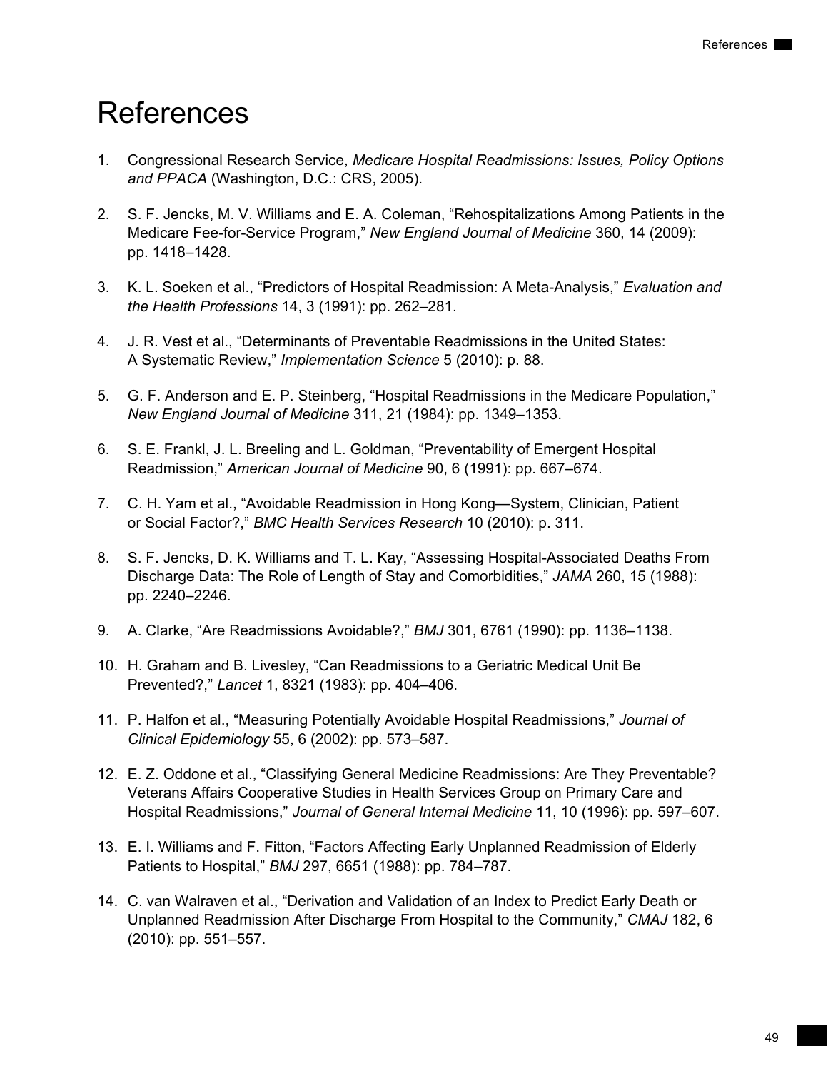# References

1. Congressional Research Service, *Medicare Hospital Readmissions: Issues, Policy Options and PPACA* (Washington, D.C.: CRS, 2005).

2. S. F. Jencks, M. V. Williams and E. A. Coleman, "Rehospitalizations Among Patients in the Medicare Fee-for-Service Program," *New England Journal of Medicine* 360, 14 (2009): pp. 1418–1428.

3. K. L. Soeken et al., "Predictors of Hospital Readmission: A Meta-Analysis," *Evaluation and the Health Professions* 14, 3 (1991): pp. 262–281.

4. J. R. Vest et al., "Determinants of Preventable Readmissions in the United States: A Systematic Review," *Implementation Science* 5 (2010): p. 88.

5. G. F. Anderson and E. P. Steinberg, "Hospital Readmissions in the Medicare Population," *New England Journal of Medicine* 311, 21 (1984): pp. 1349–1353.

6. S. E. Frankl, J. L. Breeling and L. Goldman, "Preventability of Emergent Hospital Readmission," *American Journal of Medicine* 90, 6 (1991): pp. 667–674.

7. C. H. Yam et al., "Avoidable Readmission in Hong Kong—System, Clinician, Patient or Social Factor?," *BMC Health Services Research* 10 (2010): p. 311.

8. S. F. Jencks, D. K. Williams and T. L. Kay, "Assessing Hospital-Associated Deaths From Discharge Data: The Role of Length of Stay and Comorbidities," *JAMA* 260, 15 (1988): pp. 2240–2246.

9. A. Clarke, "Are Readmissions Avoidable?," *BMJ* 301, 6761 (1990): pp. 1136–1138.

10. H. Graham and B. Livesley, "Can Readmissions to a Geriatric Medical Unit Be Prevented?," *Lancet* 1, 8321 (1983): pp. 404–406.

11. P. Halfon et al., "Measuring Potentially Avoidable Hospital Readmissions," *Journal of Clinical Epidemiology* 55, 6 (2002): pp. 573–587.

12. E. Z. Oddone et al., "Classifying General Medicine Readmissions: Are They Preventable? Veterans Affairs Cooperative Studies in Health Services Group on Primary Care and Hospital Readmissions," *Journal of General Internal Medicine* 11, 10 (1996): pp. 597–607.

13. E. I. Williams and F. Fitton, "Factors Affecting Early Unplanned Readmission of Elderly Patients to Hospital," *BMJ* 297, 6651 (1988): pp. 784–787.

14. C. van Walraven et al., "Derivation and Validation of an Index to Predict Early Death or Unplanned Readmission After Discharge From Hospital to the Community," *CMAJ* 182, 6 (2010): pp. 551–557.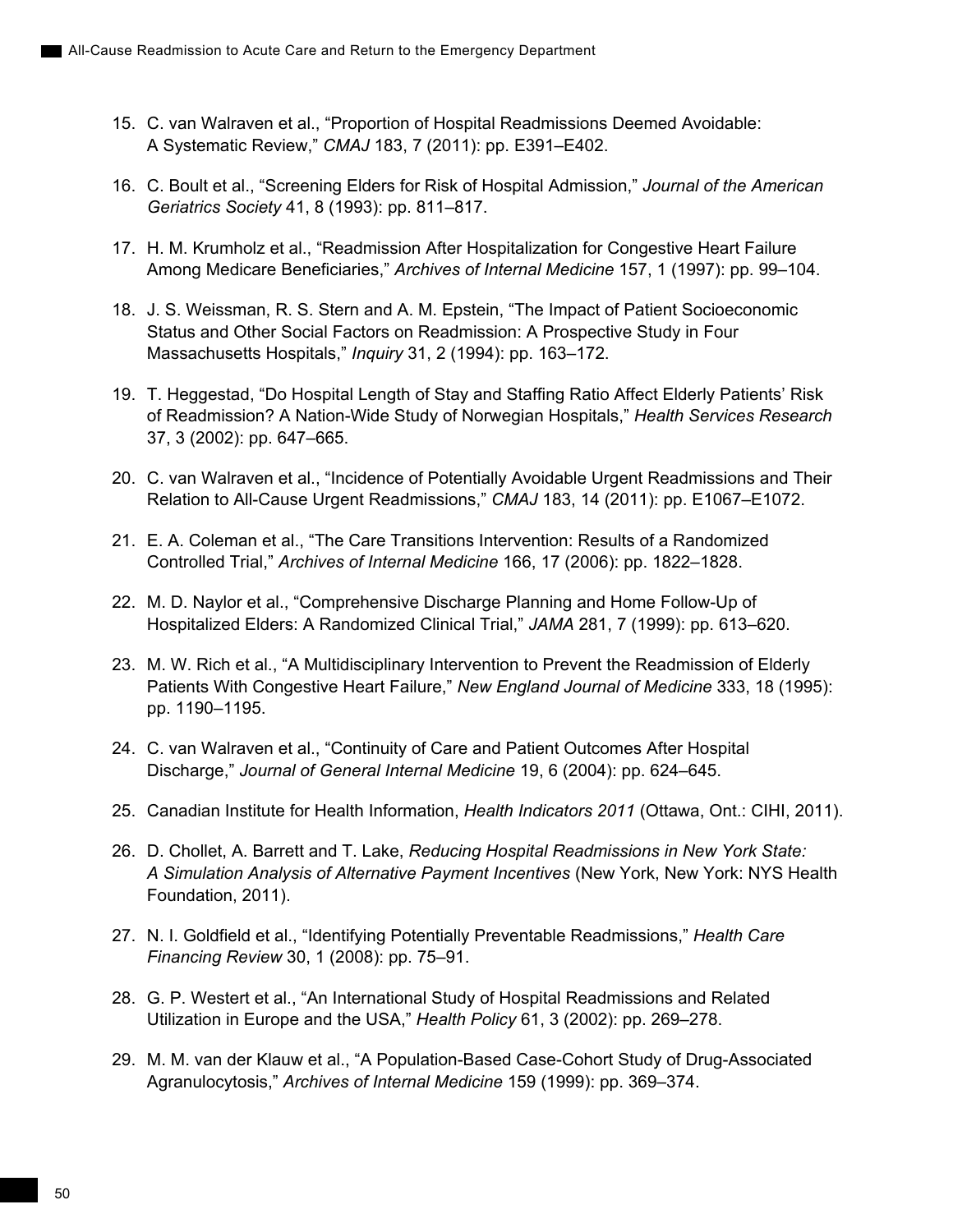15. C. van Walraven et al., "Proportion of Hospital Readmissions Deemed Avoidable: A Systematic Review," *CMAJ* 183, 7 (2011): pp. E391–E402.

16. C. Boult et al., "Screening Elders for Risk of Hospital Admission," *Journal of the American Geriatrics Society* 41, 8 (1993): pp. 811–817.

17. H. M. Krumholz et al., "Readmission After Hospitalization for Congestive Heart Failure Among Medicare Beneficiaries," *Archives of Internal Medicine* 157, 1 (1997): pp. 99–104.

18. J. S. Weissman, R. S. Stern and A. M. Epstein, "The Impact of Patient Socioeconomic Status and Other Social Factors on Readmission: A Prospective Study in Four Massachusetts Hospitals," *Inquiry* 31, 2 (1994): pp. 163–172.

19. T. Heggestad, "Do Hospital Length of Stay and Staffing Ratio Affect Elderly Patients' Risk of Readmission? A Nation-Wide Study of Norwegian Hospitals," *Health Services Research* 37, 3 (2002): pp. 647–665.

20. C. van Walraven et al., "Incidence of Potentially Avoidable Urgent Readmissions and Their Relation to All-Cause Urgent Readmissions," *CMAJ* 183, 14 (2011): pp. E1067–E1072.

21. E. A. Coleman et al., "The Care Transitions Intervention: Results of a Randomized Controlled Trial," *Archives of Internal Medicine* 166, 17 (2006): pp. 1822–1828.

22. M. D. Naylor et al., "Comprehensive Discharge Planning and Home Follow-Up of Hospitalized Elders: A Randomized Clinical Trial," *JAMA* 281, 7 (1999): pp. 613–620.

23. M. W. Rich et al., "A Multidisciplinary Intervention to Prevent the Readmission of Elderly Patients With Congestive Heart Failure," *New England Journal of Medicine* 333, 18 (1995): pp. 1190–1195.

24. C. van Walraven et al., "Continuity of Care and Patient Outcomes After Hospital Discharge," *Journal of General Internal Medicine* 19, 6 (2004): pp. 624–645.

25. Canadian Institute for Health Information, *Health Indicators 2011* (Ottawa, Ont.: CIHI, 2011).

26. D. Chollet, A. Barrett and T. Lake, *Reducing Hospital Readmissions in New York State: A Simulation Analysis of Alternative Payment Incentives* (New York, New York: NYS Health Foundation, 2011).

27. N. I. Goldfield et al., "Identifying Potentially Preventable Readmissions," *Health Care Financing Review* 30, 1 (2008): pp. 75–91.

28. G. P. Westert et al., "An International Study of Hospital Readmissions and Related Utilization in Europe and the USA," *Health Policy* 61, 3 (2002): pp. 269–278.

29. M. M. van der Klauw et al., "A Population-Based Case-Cohort Study of Drug-Associated Agranulocytosis," *Archives of Internal Medicine* 159 (1999): pp. 369–374.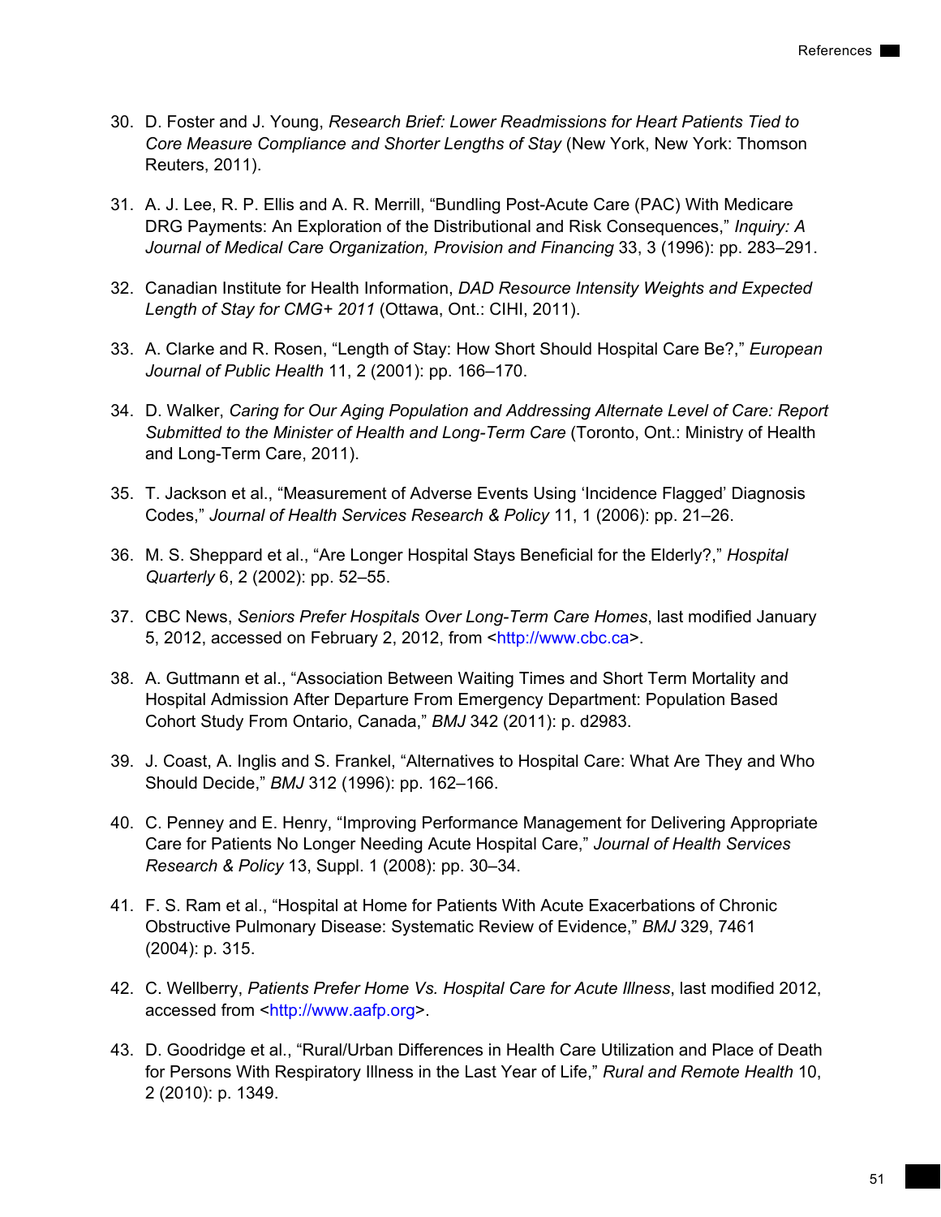30. D. Foster and J. Young, *Research Brief: Lower Readmissions for Heart Patients Tied to Core Measure Compliance and Shorter Lengths of Stay* (New York, New York: Thomson Reuters, 2011).

31. A. J. Lee, R. P. Ellis and A. R. Merrill, "Bundling Post-Acute Care (PAC) With Medicare DRG Payments: An Exploration of the Distributional and Risk Consequences," *Inquiry: A Journal of Medical Care Organization, Provision and Financing* 33, 3 (1996): pp. 283–291.

32. Canadian Institute for Health Information, *DAD Resource Intensity Weights and Expected Length of Stay for CMG+ 2011* (Ottawa, Ont.: CIHI, 2011).

33. A. Clarke and R. Rosen, "Length of Stay: How Short Should Hospital Care Be?," *European Journal of Public Health* 11, 2 (2001): pp. 166–170.

34. D. Walker, *Caring for Our Aging Population and Addressing Alternate Level of Care: Report Submitted to the Minister of Health and Long-Term Care* (Toronto, Ont.: Ministry of Health and Long-Term Care, 2011).

35. T. Jackson et al., "Measurement of Adverse Events Using 'Incidence Flagged' Diagnosis Codes," *Journal of Health Services Research & Policy* 11, 1 (2006): pp. 21–26.

36. M. S. Sheppard et al., "Are Longer Hospital Stays Beneficial for the Elderly?," *Hospital Quarterly* 6, 2 (2002): pp. 52–55.

37. CBC News, *Seniors Prefer Hospitals Over Long-Term Care Homes*, last modified January 5, 2012, accessed on February 2, 2012, from <http://www.cbc.ca>.

38. A. Guttmann et al., "Association Between Waiting Times and Short Term Mortality and Hospital Admission After Departure From Emergency Department: Population Based Cohort Study From Ontario, Canada," *BMJ* 342 (2011): p. d2983.

39. J. Coast, A. Inglis and S. Frankel, "Alternatives to Hospital Care: What Are They and Who Should Decide," *BMJ* 312 (1996): pp. 162–166.

40. C. Penney and E. Henry, "Improving Performance Management for Delivering Appropriate Care for Patients No Longer Needing Acute Hospital Care," *Journal of Health Services Research & Policy* 13, Suppl. 1 (2008): pp. 30–34.

41. F. S. Ram et al., "Hospital at Home for Patients With Acute Exacerbations of Chronic Obstructive Pulmonary Disease: Systematic Review of Evidence," *BMJ* 329, 7461 (2004): p. 315.

42. C. Wellberry, *Patients Prefer Home Vs. Hospital Care for Acute Illness*, last modified 2012, accessed from <http://www.aafp.org>.

43. D. Goodridge et al., "Rural/Urban Differences in Health Care Utilization and Place of Death for Persons With Respiratory Illness in the Last Year of Life," *Rural and Remote Health* 10, 2 (2010): p. 1349.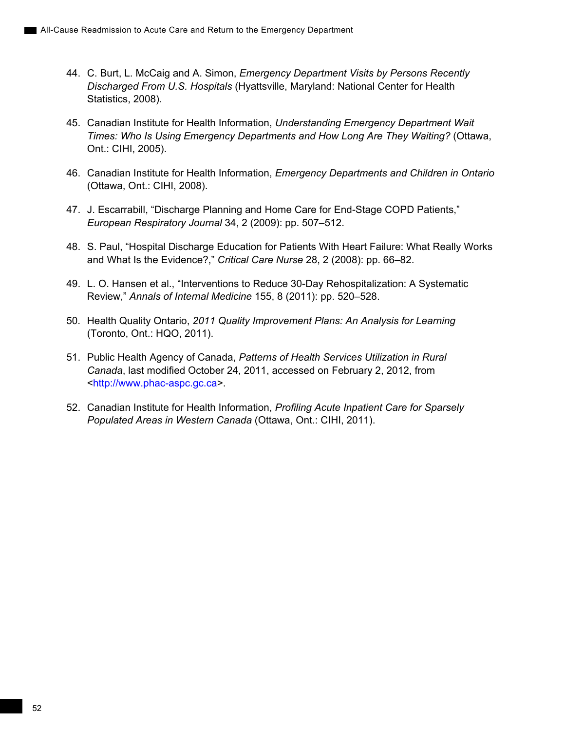44. C. Burt, L. McCaig and A. Simon, *Emergency Department Visits by Persons Recently Discharged From U.S. Hospitals* (Hyattsville, Maryland: National Center for Health Statistics, 2008).

45. Canadian Institute for Health Information, *Understanding Emergency Department Wait Times: Who Is Using Emergency Departments and How Long Are They Waiting?* (Ottawa, Ont.: CIHI, 2005).

46. Canadian Institute for Health Information, *Emergency Departments and Children in Ontario* (Ottawa, Ont.: CIHI, 2008).

47. J. Escarrabill, "Discharge Planning and Home Care for End-Stage COPD Patients," *European Respiratory Journal* 34, 2 (2009): pp. 507–512.

48. S. Paul, "Hospital Discharge Education for Patients With Heart Failure: What Really Works and What Is the Evidence?," *Critical Care Nurse* 28, 2 (2008): pp. 66–82.

49. L. O. Hansen et al., "Interventions to Reduce 30-Day Rehospitalization: A Systematic Review," *Annals of Internal Medicine* 155, 8 (2011): pp. 520–528.

50. Health Quality Ontario, *2011 Quality Improvement Plans: An Analysis for Learning* (Toronto, Ont.: HQO, 2011).

51. Public Health Agency of Canada, *Patterns of Health Services Utilization in Rural Canada*, last modified October 24, 2011, accessed on February 2, 2012, from <http://www.phac-aspc.gc.ca>.

52. Canadian Institute for Health Information, *Profiling Acute Inpatient Care for Sparsely Populated Areas in Western Canada* (Ottawa, Ont.: CIHI, 2011).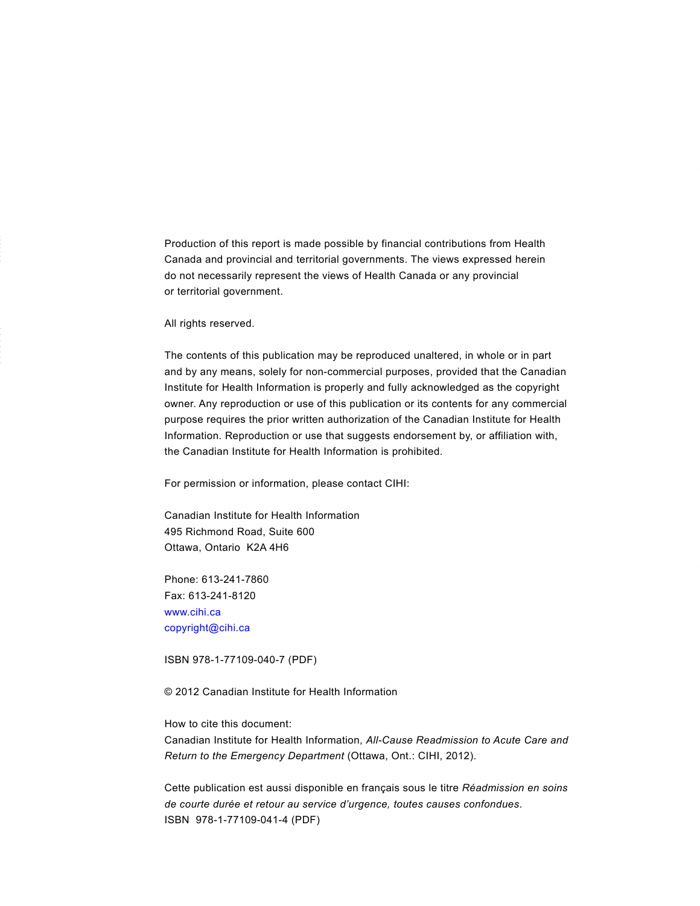Production of this report is made possible by financial contributions from Health Canada and provincial and territorial governments. The views expressed herein do not necessarily represent the views of Health Canada or any provincial or territorial government.

All rights reserved.

The contents of this publication may be reproduced unaltered, in whole or in part and by any means, solely for non-commercial purposes, provided that the Canadian Institute for Health Information is properly and fully acknowledged as the copyright owner. Any reproduction or use of this publication or its contents for any commercial purpose requires the prior written authorization of the Canadian Institute for Health Information. Reproduction or use that suggests endorsement by, or affiliation with, the Canadian Institute for Health Information is prohibited.

For permission or information, please contact CIHI:

Canadian Institute for Health Information
495 Richmond Road, Suite 600
Ottawa, Ontario  K2A 4H6

Phone: 613-241-7860
Fax: 613-241-8120
www.cihi.ca
copyright@cihi.ca

ISBN 978-1-77109-040-7 (PDF)

© 2012 Canadian Institute for Health Information

How to cite this document:
Canadian Institute for Health Information, *All-Cause Readmission to Acute Care and Return to the Emergency Department* (Ottawa, Ont.: CIHI, 2012).

Cette publication est aussi disponible en français sous le titre *Réadmission en soins de courte durée et retour au service d'urgence, toutes causes confondues*.
ISBN  978-1-77109-041-4 (PDF)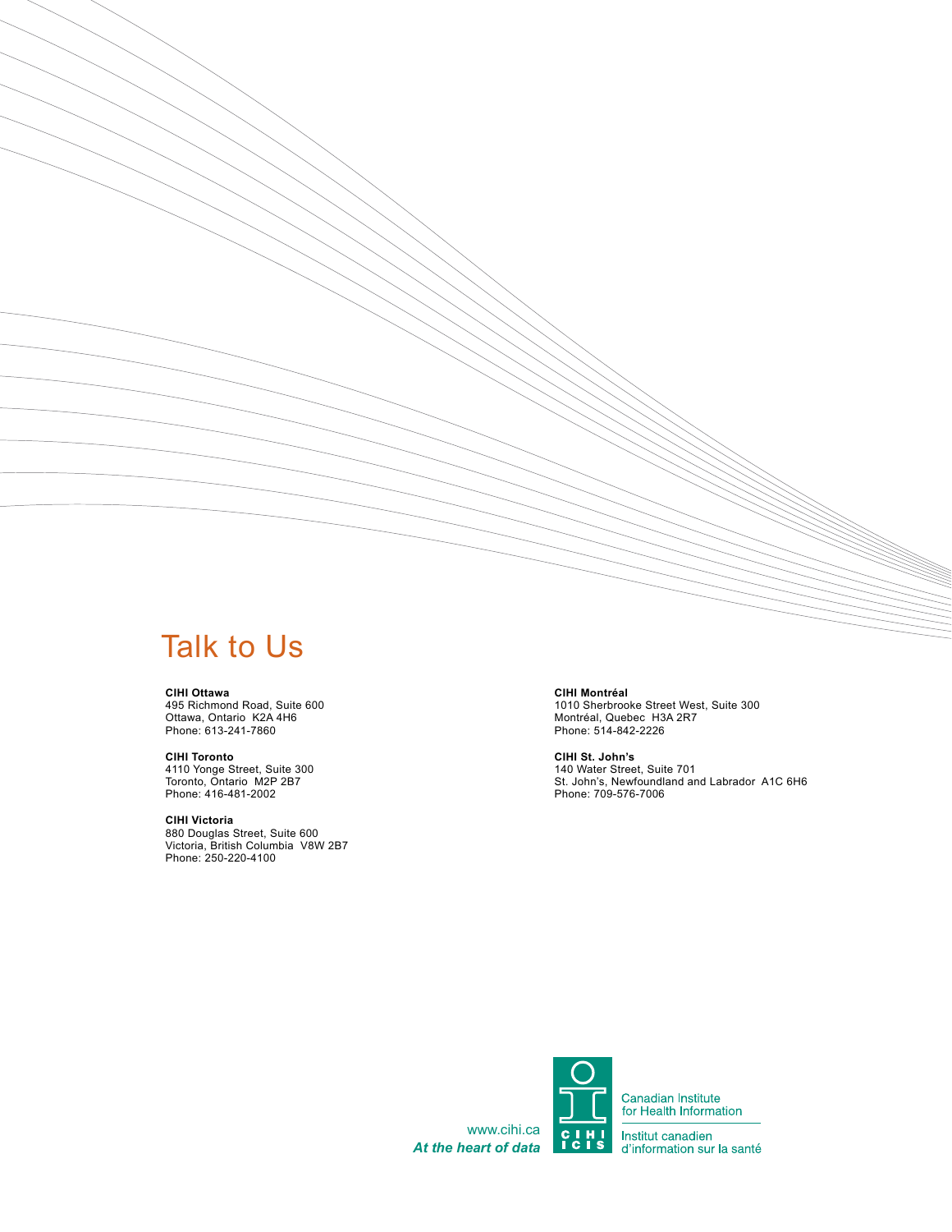# Talk to Us

**CIHI Ottawa**
495 Richmond Road, Suite 600
Ottawa, Ontario K2A 4H6
Phone: 613-241-7860

**CIHI Toronto**
4110 Yonge Street, Suite 300
Toronto, Ontario M2P 2B7
Phone: 416-481-2002

**CIHI Victoria**
880 Douglas Street, Suite 600
Victoria, British Columbia V8W 2B7
Phone: 250-220-4100

**CIHI Montréal**
1010 Sherbrooke Street West, Suite 300
Montréal, Quebec H3A 2R7
Phone: 514-842-2226

**CIHI St. John's**
140 Water Street, Suite 701
St. John's, Newfoundland and Labrador A1C 6H6
Phone: 709-576-7006

www.cihi.ca
***At the heart of data***

CIHI ICIS

Canadian Institute for Health Information

Institut canadien d'information sur la santé